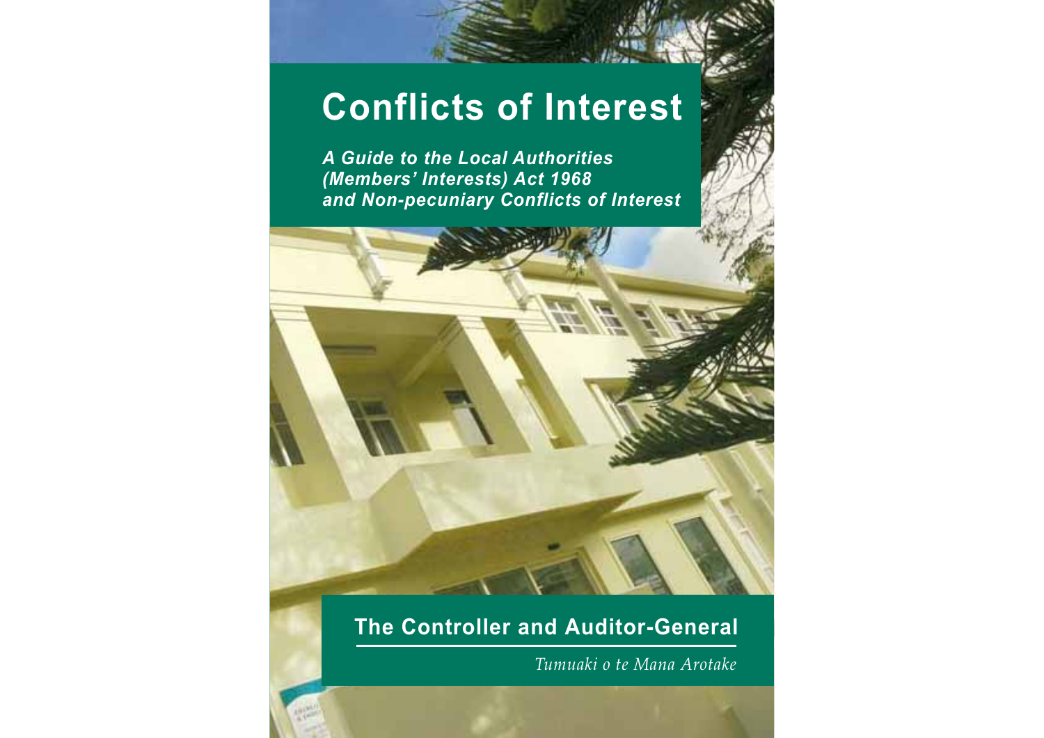# Conflicts of Interest

***A Guide to the Local Authorities (Members' Interests) Act 1968 and Non-pecuniary Conflicts of Interest***

## The Controller and Auditor-General

*Tumuaki o te Mana Arotake*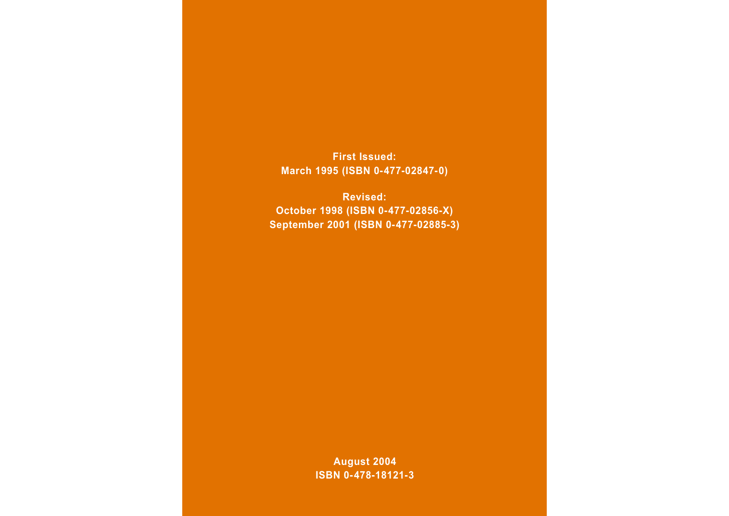**First Issued:**
**March 1995 (ISBN 0-477-02847-0)**

**Revised:**
**October 1998 (ISBN 0-477-02856-X)**
**September 2001 (ISBN 0-477-02885-3)**

**August 2004**
**ISBN 0-478-18121-3**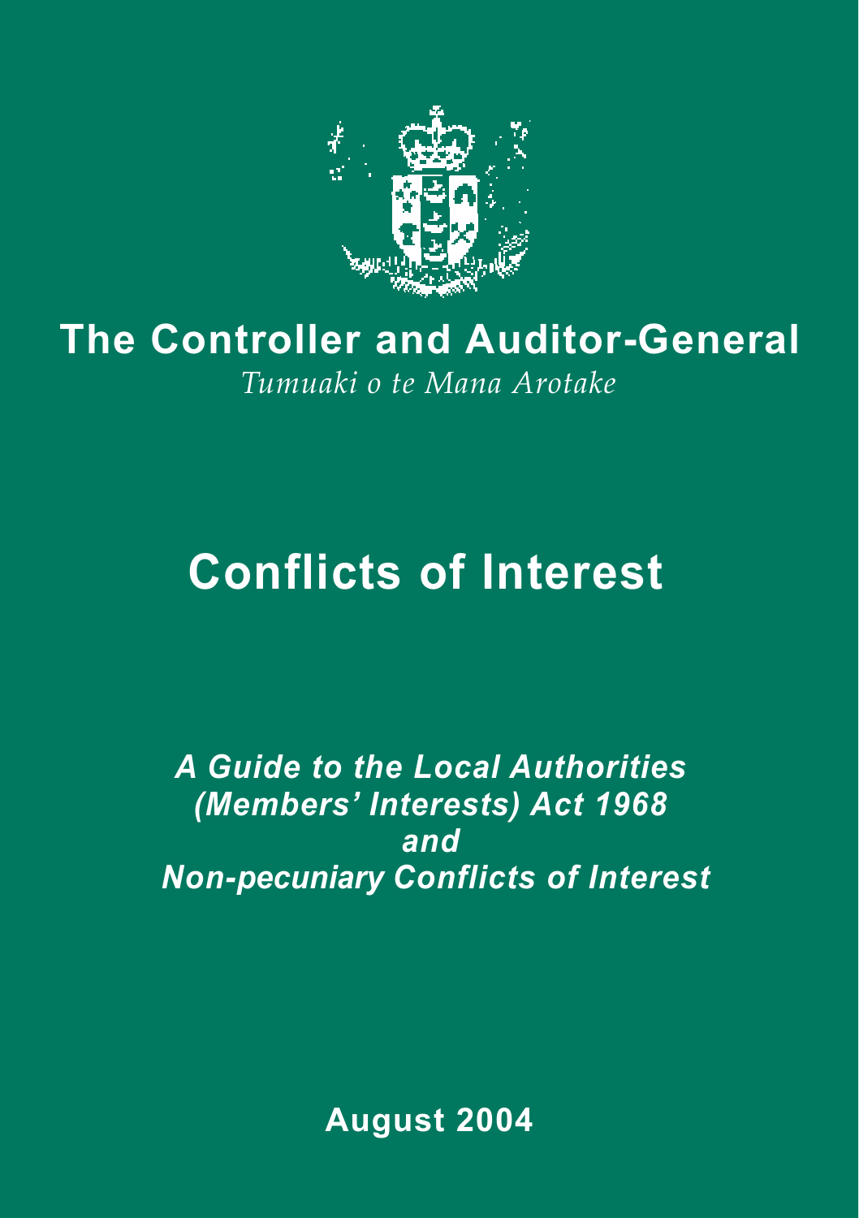# The Controller and Auditor-General

*Tumuaki o te Mana Arotake*

# Conflicts of Interest

***A Guide to the Local Authorities (Members' Interests) Act 1968 and Non-pecuniary Conflicts of Interest***

**August 2004**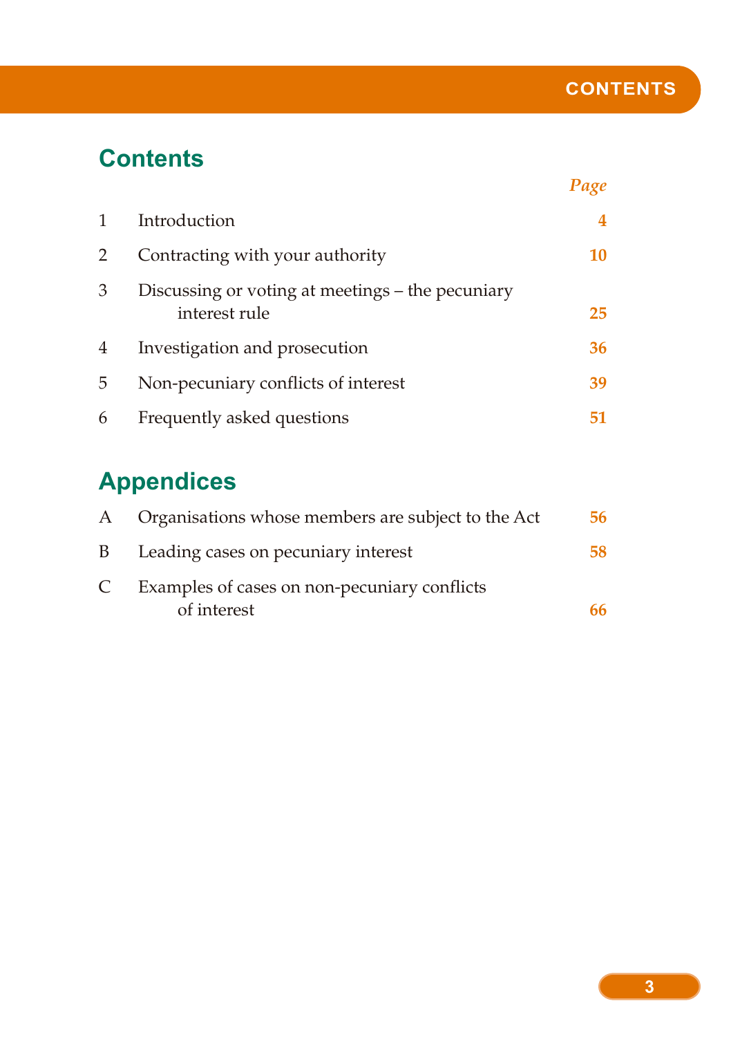## Contents

| | | *Page* |
|---|---|---|
| 1 | Introduction | **4** |
| 2 | Contracting with your authority | **10** |
| 3 | Discussing or voting at meetings – the pecuniary interest rule | **25** |
| 4 | Investigation and prosecution | **36** |
| 5 | Non-pecuniary conflicts of interest | **39** |
| 6 | Frequently asked questions | **51** |

## Appendices

| | | |
|---|---|---|
| A | Organisations whose members are subject to the Act | **56** |
| B | Leading cases on pecuniary interest | **58** |
| C | Examples of cases on non-pecuniary conflicts of interest | **66** |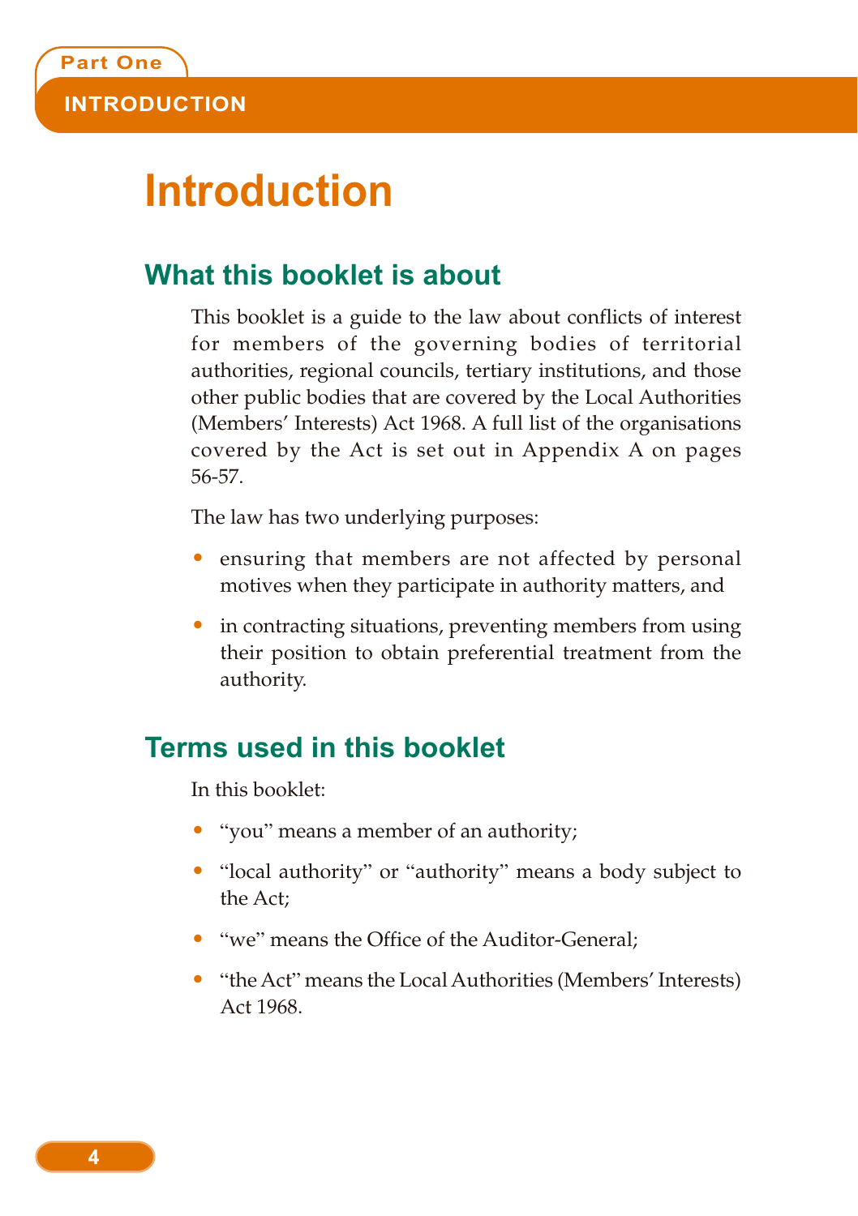# Introduction

## What this booklet is about

This booklet is a guide to the law about conflicts of interest for members of the governing bodies of territorial authorities, regional councils, tertiary institutions, and those other public bodies that are covered by the Local Authorities (Members' Interests) Act 1968. A full list of the organisations covered by the Act is set out in Appendix A on pages 56-57.

The law has two underlying purposes:

- ensuring that members are not affected by personal motives when they participate in authority matters, and
- in contracting situations, preventing members from using their position to obtain preferential treatment from the authority.

## Terms used in this booklet

In this booklet:

- "you" means a member of an authority;
- "local authority" or "authority" means a body subject to the Act;
- "we" means the Office of the Auditor-General;
- "the Act" means the Local Authorities (Members' Interests) Act 1968.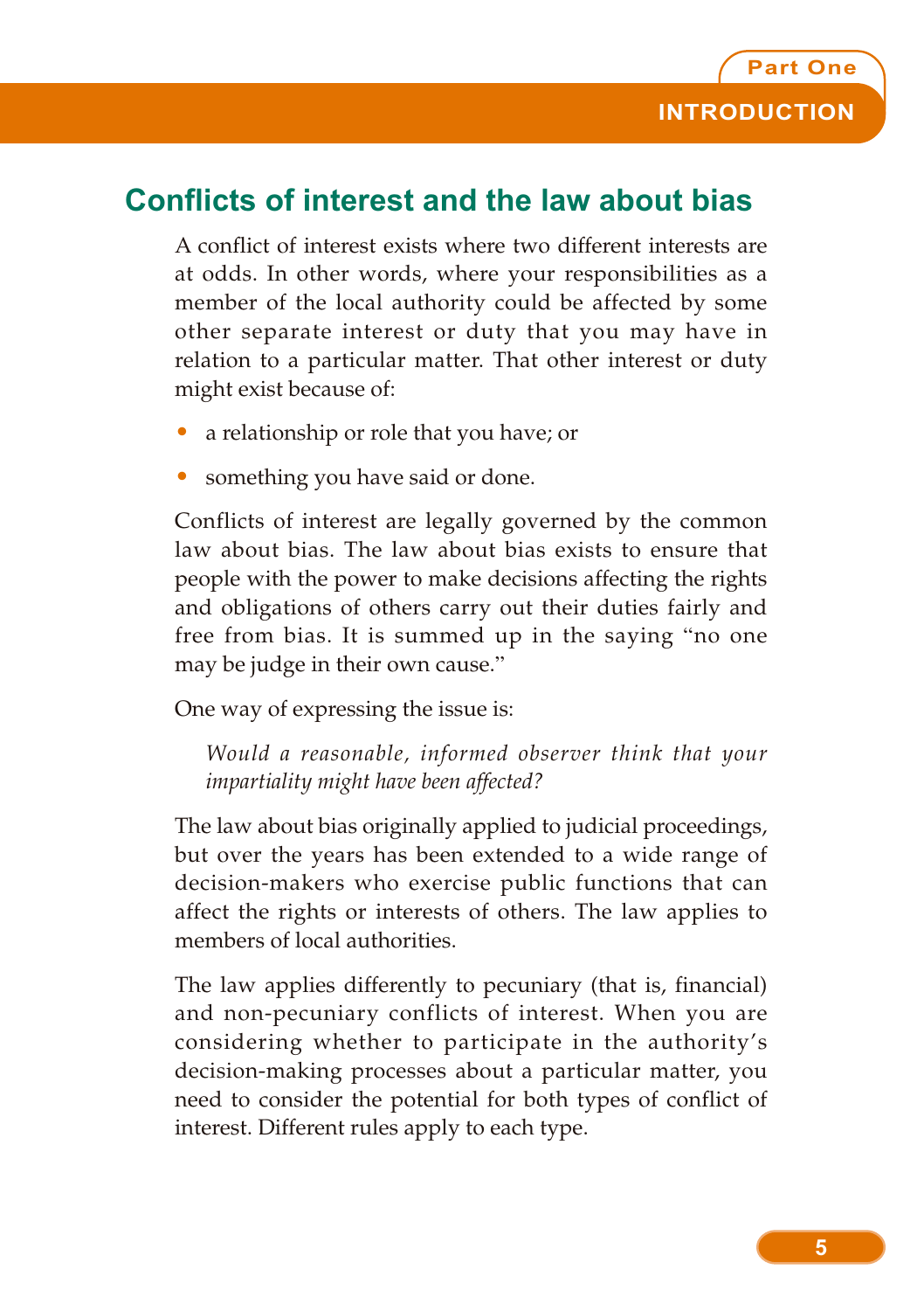## Conflicts of interest and the law about bias

A conflict of interest exists where two different interests are at odds. In other words, where your responsibilities as a member of the local authority could be affected by some other separate interest or duty that you may have in relation to a particular matter. That other interest or duty might exist because of:

- a relationship or role that you have; or
- something you have said or done.

Conflicts of interest are legally governed by the common law about bias. The law about bias exists to ensure that people with the power to make decisions affecting the rights and obligations of others carry out their duties fairly and free from bias. It is summed up in the saying "no one may be judge in their own cause."

One way of expressing the issue is:

> *Would a reasonable, informed observer think that your impartiality might have been affected?*

The law about bias originally applied to judicial proceedings, but over the years has been extended to a wide range of decision-makers who exercise public functions that can affect the rights or interests of others. The law applies to members of local authorities.

The law applies differently to pecuniary (that is, financial) and non-pecuniary conflicts of interest. When you are considering whether to participate in the authority's decision-making processes about a particular matter, you need to consider the potential for both types of conflict of interest. Different rules apply to each type.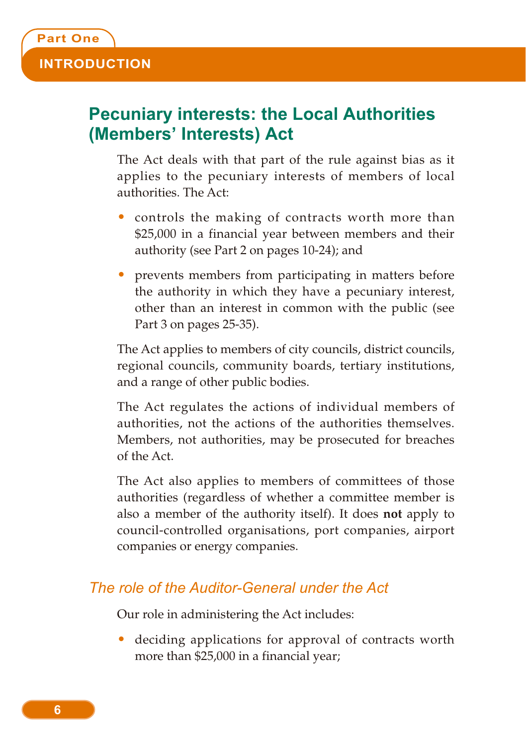## Pecuniary interests: the Local Authorities (Members' Interests) Act

The Act deals with that part of the rule against bias as it applies to the pecuniary interests of members of local authorities. The Act:

- controls the making of contracts worth more than $25,000 in a financial year between members and their authority (see Part 2 on pages 10-24); and
- prevents members from participating in matters before the authority in which they have a pecuniary interest, other than an interest in common with the public (see Part 3 on pages 25-35).

The Act applies to members of city councils, district councils, regional councils, community boards, tertiary institutions, and a range of other public bodies.

The Act regulates the actions of individual members of authorities, not the actions of the authorities themselves. Members, not authorities, may be prosecuted for breaches of the Act.

The Act also applies to members of committees of those authorities (regardless of whether a committee member is also a member of the authority itself). It does **not** apply to council-controlled organisations, port companies, airport companies or energy companies.

### *The role of the Auditor-General under the Act*

Our role in administering the Act includes:

- deciding applications for approval of contracts worth more than $25,000 in a financial year;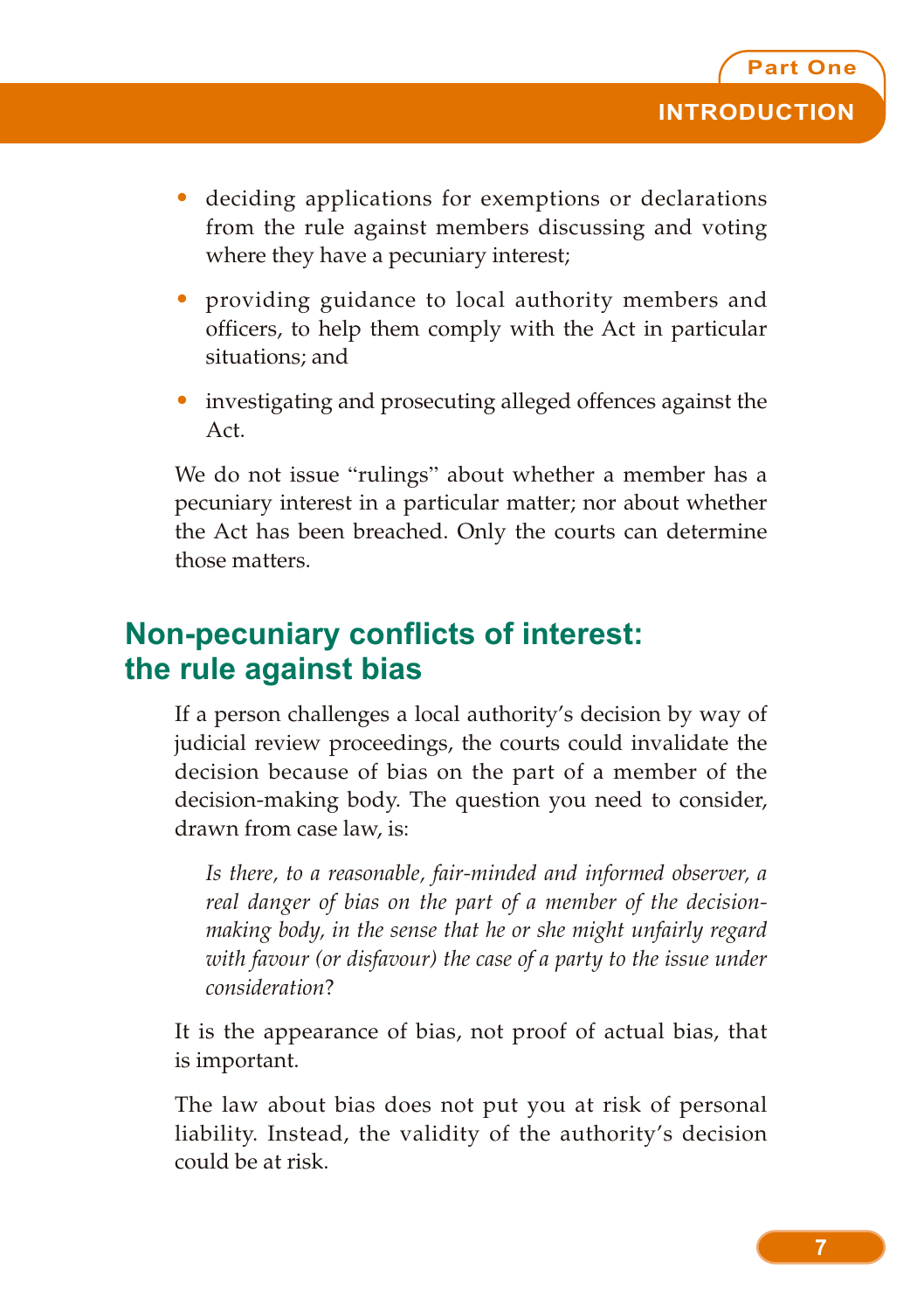- deciding applications for exemptions or declarations from the rule against members discussing and voting where they have a pecuniary interest;
- providing guidance to local authority members and officers, to help them comply with the Act in particular situations; and
- investigating and prosecuting alleged offences against the Act.

We do not issue "rulings" about whether a member has a pecuniary interest in a particular matter; nor about whether the Act has been breached. Only the courts can determine those matters.

## Non-pecuniary conflicts of interest: the rule against bias

If a person challenges a local authority's decision by way of judicial review proceedings, the courts could invalidate the decision because of bias on the part of a member of the decision-making body. The question you need to consider, drawn from case law, is:

> *Is there, to a reasonable, fair-minded and informed observer, a real danger of bias on the part of a member of the decision-making body, in the sense that he or she might unfairly regard with favour (or disfavour) the case of a party to the issue under consideration*?

It is the appearance of bias, not proof of actual bias, that is important.

The law about bias does not put you at risk of personal liability. Instead, the validity of the authority's decision could be at risk.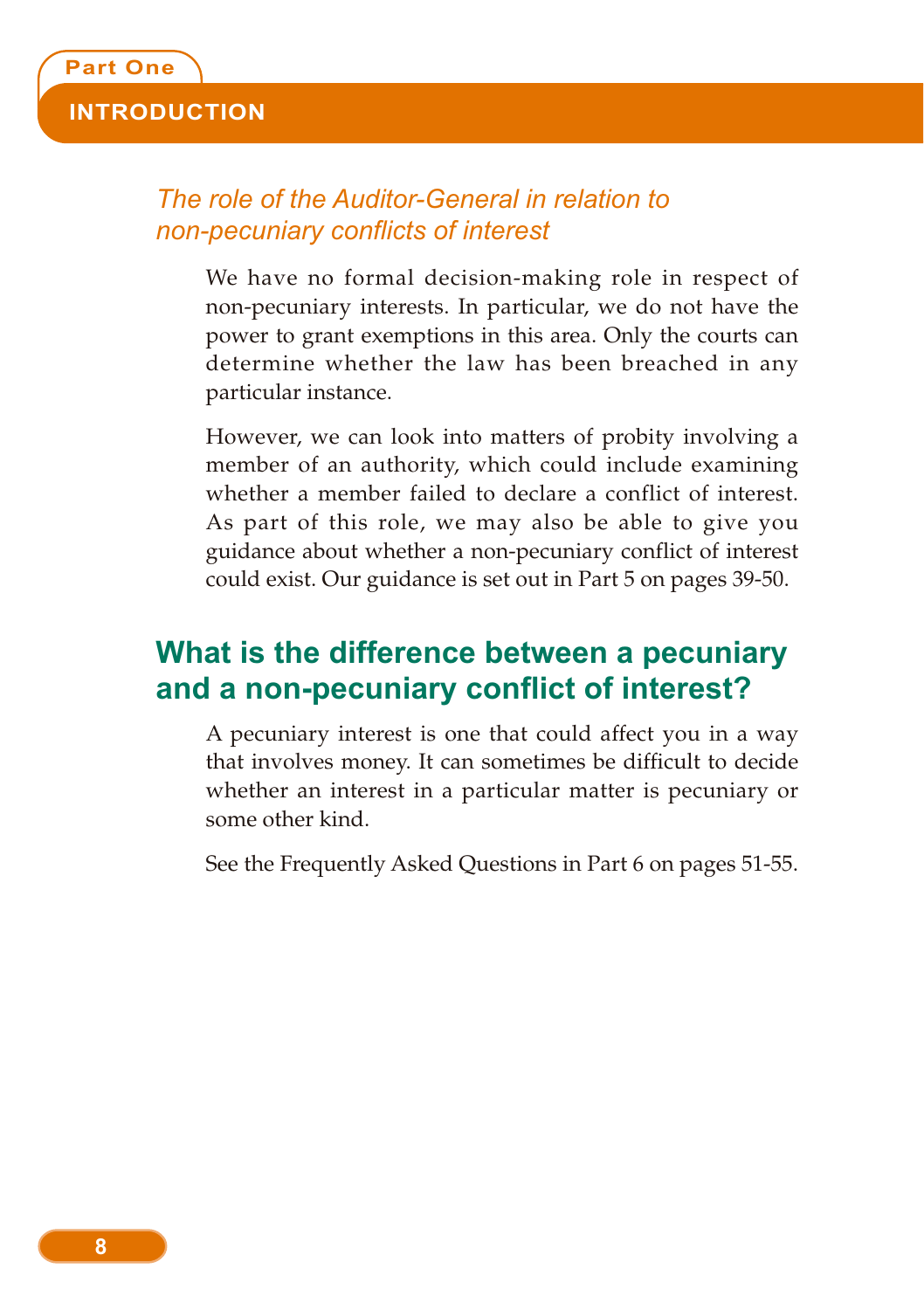*The role of the Auditor-General in relation to non-pecuniary conflicts of interest*

We have no formal decision-making role in respect of non-pecuniary interests. In particular, we do not have the power to grant exemptions in this area. Only the courts can determine whether the law has been breached in any particular instance.

However, we can look into matters of probity involving a member of an authority, which could include examining whether a member failed to declare a conflict of interest. As part of this role, we may also be able to give you guidance about whether a non-pecuniary conflict of interest could exist. Our guidance is set out in Part 5 on pages 39-50.

## What is the difference between a pecuniary and a non-pecuniary conflict of interest?

A pecuniary interest is one that could affect you in a way that involves money. It can sometimes be difficult to decide whether an interest in a particular matter is pecuniary or some other kind.

See the Frequently Asked Questions in Part 6 on pages 51-55.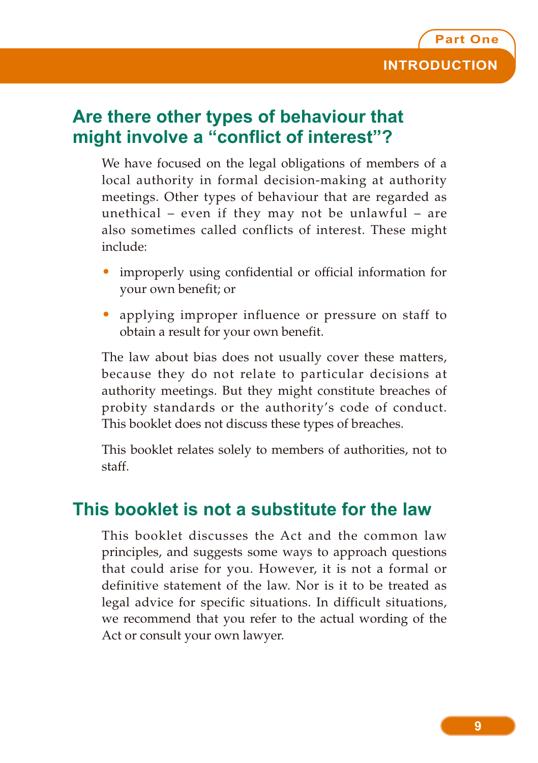## Are there other types of behaviour that might involve a "conflict of interest"?

We have focused on the legal obligations of members of a local authority in formal decision-making at authority meetings. Other types of behaviour that are regarded as unethical – even if they may not be unlawful – are also sometimes called conflicts of interest. These might include:

- improperly using confidential or official information for your own benefit; or
- applying improper influence or pressure on staff to obtain a result for your own benefit.

The law about bias does not usually cover these matters, because they do not relate to particular decisions at authority meetings. But they might constitute breaches of probity standards or the authority's code of conduct. This booklet does not discuss these types of breaches.

This booklet relates solely to members of authorities, not to staff.

## This booklet is not a substitute for the law

This booklet discusses the Act and the common law principles, and suggests some ways to approach questions that could arise for you. However, it is not a formal or definitive statement of the law. Nor is it to be treated as legal advice for specific situations. In difficult situations, we recommend that you refer to the actual wording of the Act or consult your own lawyer.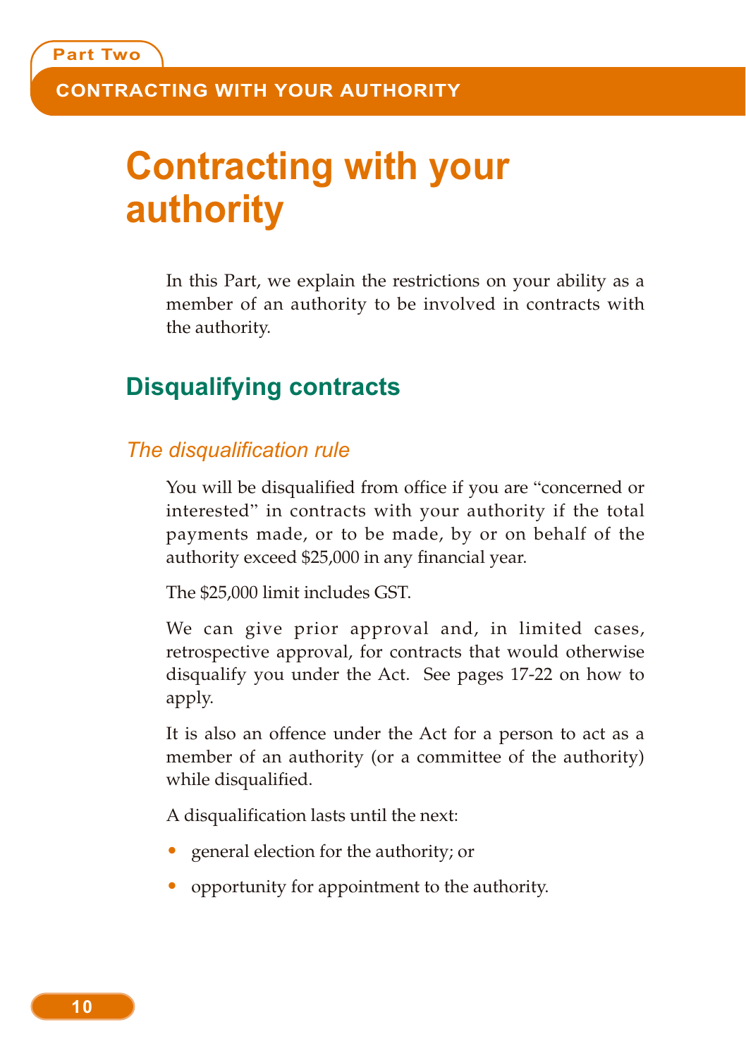# Contracting with your authority

In this Part, we explain the restrictions on your ability as a member of an authority to be involved in contracts with the authority.

## Disqualifying contracts

### *The disqualification rule*

You will be disqualified from office if you are "concerned or interested" in contracts with your authority if the total payments made, or to be made, by or on behalf of the authority exceed $25,000 in any financial year.

The $25,000 limit includes GST.

We can give prior approval and, in limited cases, retrospective approval, for contracts that would otherwise disqualify you under the Act. See pages 17-22 on how to apply.

It is also an offence under the Act for a person to act as a member of an authority (or a committee of the authority) while disqualified.

A disqualification lasts until the next:

- general election for the authority; or
- opportunity for appointment to the authority.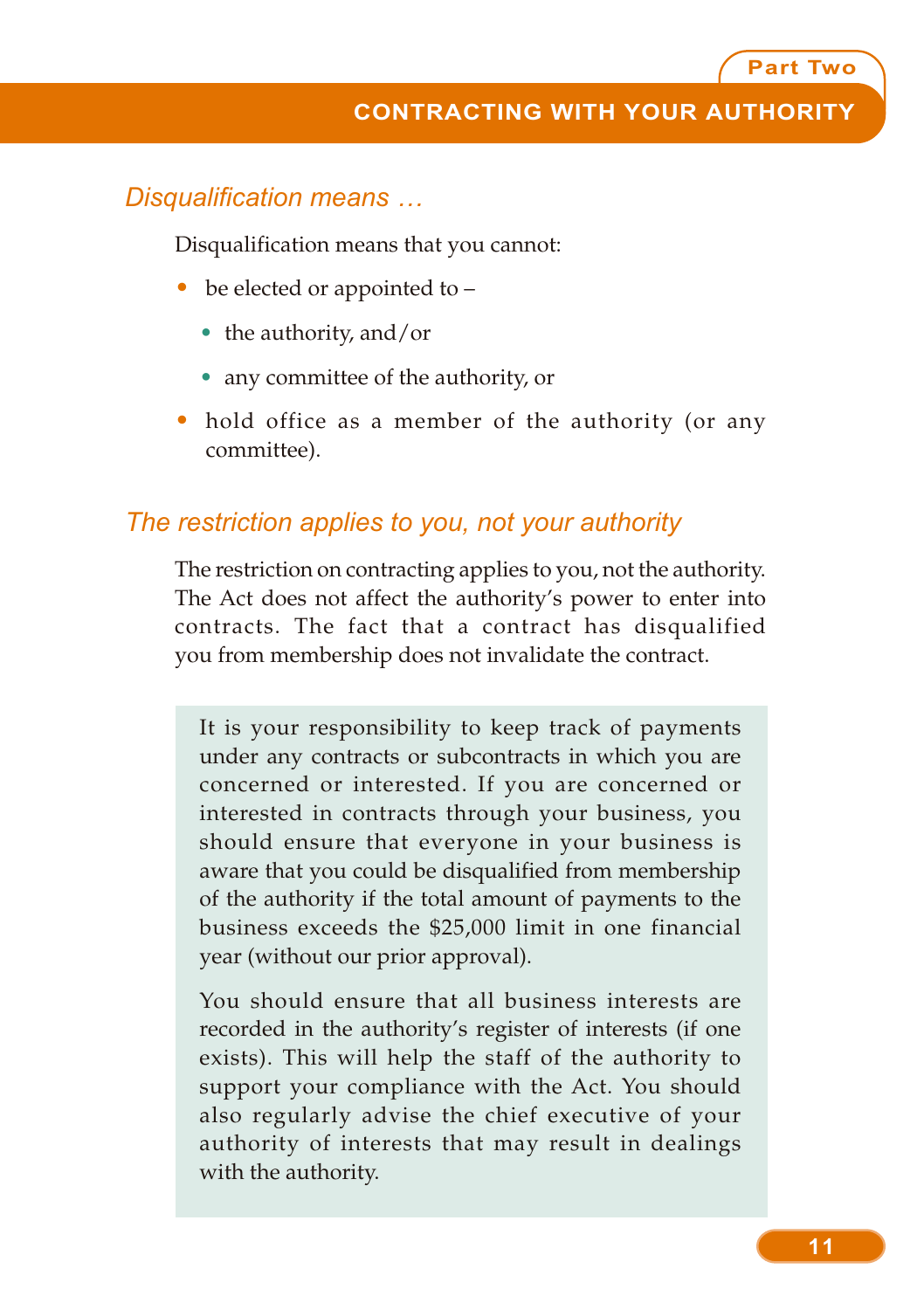## Disqualification means …

Disqualification means that you cannot:

- be elected or appointed to –
  - the authority, and/or
  - any committee of the authority, or
- hold office as a member of the authority (or any committee).

## The restriction applies to you, not your authority

The restriction on contracting applies to you, not the authority. The Act does not affect the authority's power to enter into contracts. The fact that a contract has disqualified you from membership does not invalidate the contract.

It is your responsibility to keep track of payments under any contracts or subcontracts in which you are concerned or interested. If you are concerned or interested in contracts through your business, you should ensure that everyone in your business is aware that you could be disqualified from membership of the authority if the total amount of payments to the business exceeds the $25,000 limit in one financial year (without our prior approval).

You should ensure that all business interests are recorded in the authority's register of interests (if one exists). This will help the staff of the authority to support your compliance with the Act. You should also regularly advise the chief executive of your authority of interests that may result in dealings with the authority.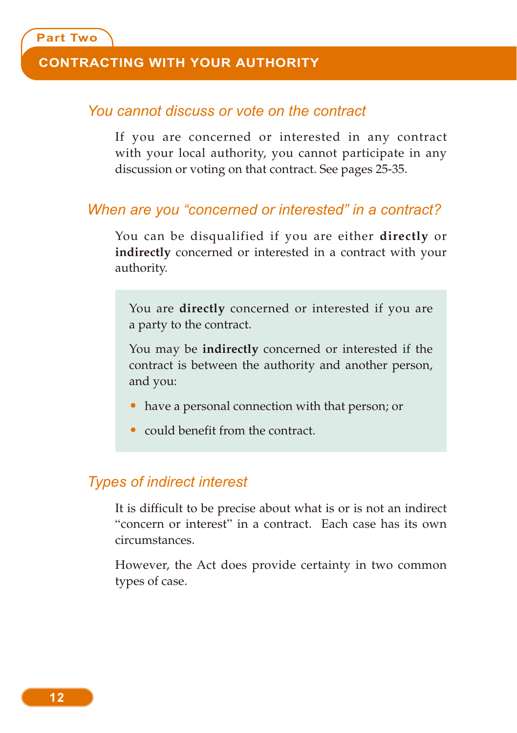## You cannot discuss or vote on the contract

If you are concerned or interested in any contract with your local authority, you cannot participate in any discussion or voting on that contract. See pages 25-35.

## When are you "concerned or interested" in a contract?

You can be disqualified if you are either **directly** or **indirectly** concerned or interested in a contract with your authority.

> You are **directly** concerned or interested if you are a party to the contract.
>
> You may be **indirectly** concerned or interested if the contract is between the authority and another person, and you:
>
> - have a personal connection with that person; or
> - could benefit from the contract.

## Types of indirect interest

It is difficult to be precise about what is or is not an indirect "concern or interest" in a contract. Each case has its own circumstances.

However, the Act does provide certainty in two common types of case.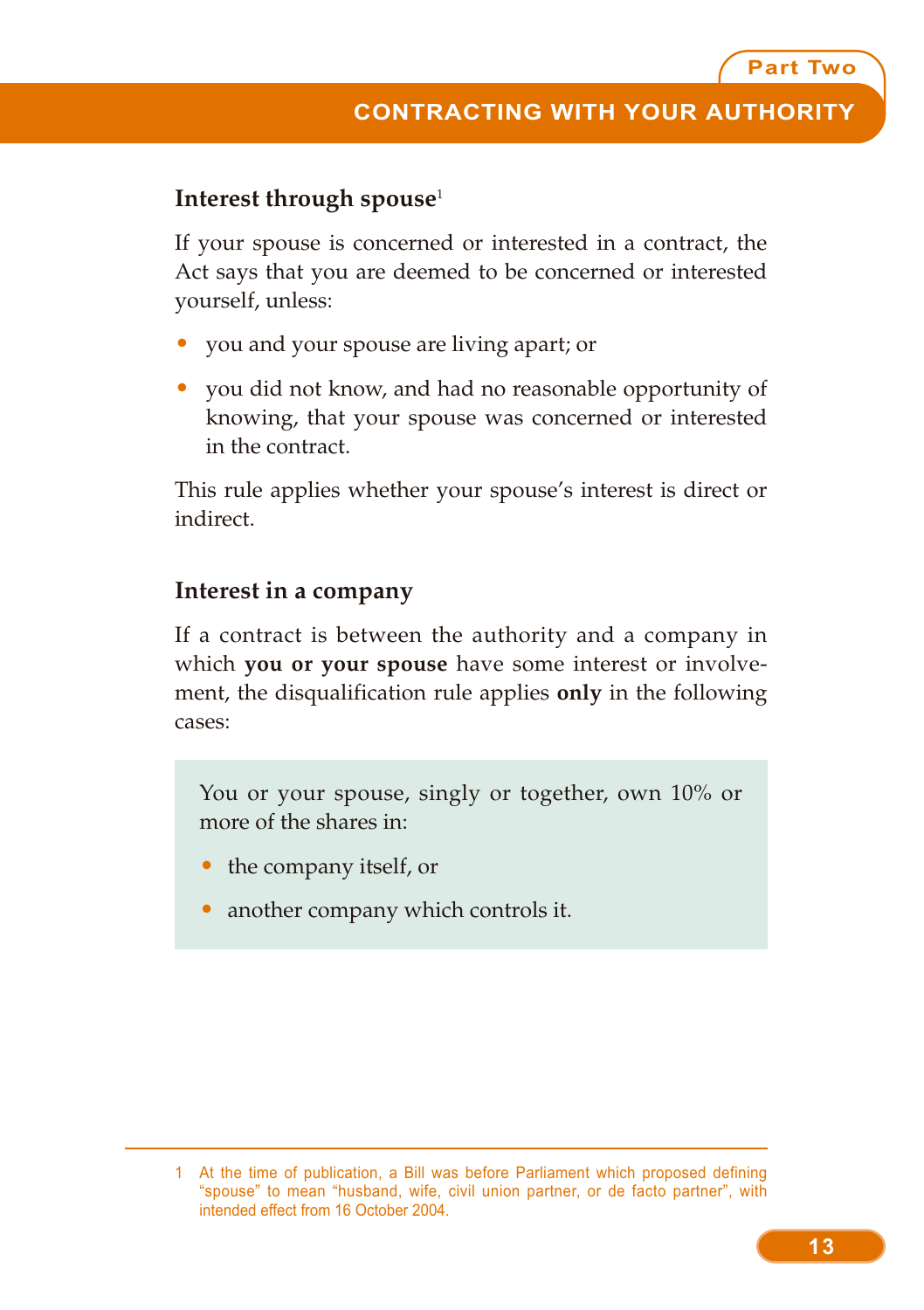### Interest through spouse[1]

If your spouse is concerned or interested in a contract, the Act says that you are deemed to be concerned or interested yourself, unless:

- you and your spouse are living apart; or
- you did not know, and had no reasonable opportunity of knowing, that your spouse was concerned or interested in the contract.

This rule applies whether your spouse's interest is direct or indirect.

### Interest in a company

If a contract is between the authority and a company in which **you or your spouse** have some interest or involvement, the disqualification rule applies **only** in the following cases:

> You or your spouse, singly or together, own 10% or more of the shares in:
>
> - the company itself, or
> - another company which controls it.

---

1 At the time of publication, a Bill was before Parliament which proposed defining "spouse" to mean "husband, wife, civil union partner, or de facto partner", with intended effect from 16 October 2004.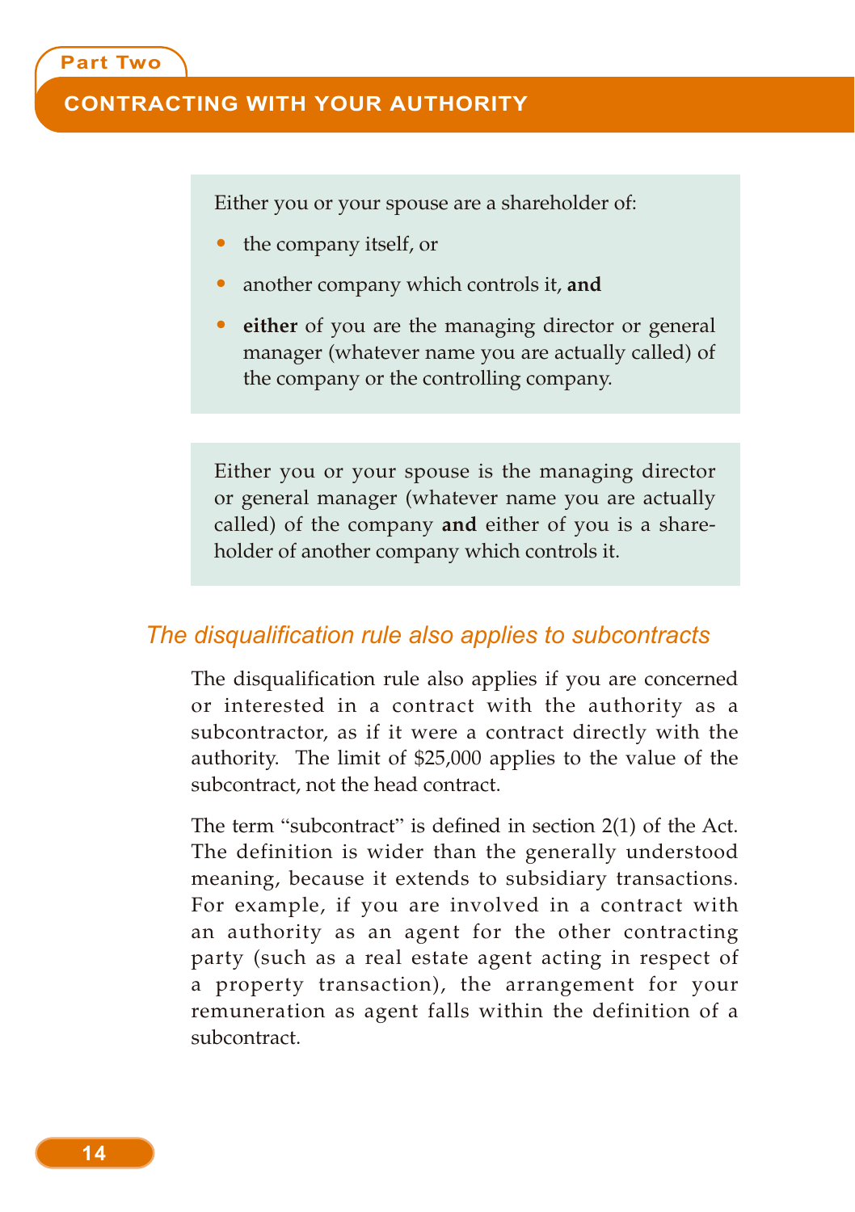Either you or your spouse are a shareholder of:

- the company itself, or
- another company which controls it, **and**
- **either** of you are the managing director or general manager (whatever name you are actually called) of the company or the controlling company.

Either you or your spouse is the managing director or general manager (whatever name you are actually called) of the company **and** either of you is a shareholder of another company which controls it.

## *The disqualification rule also applies to subcontracts*

The disqualification rule also applies if you are concerned or interested in a contract with the authority as a subcontractor, as if it were a contract directly with the authority. The limit of $25,000 applies to the value of the subcontract, not the head contract.

The term "subcontract" is defined in section 2(1) of the Act. The definition is wider than the generally understood meaning, because it extends to subsidiary transactions. For example, if you are involved in a contract with an authority as an agent for the other contracting party (such as a real estate agent acting in respect of a property transaction), the arrangement for your remuneration as agent falls within the definition of a subcontract.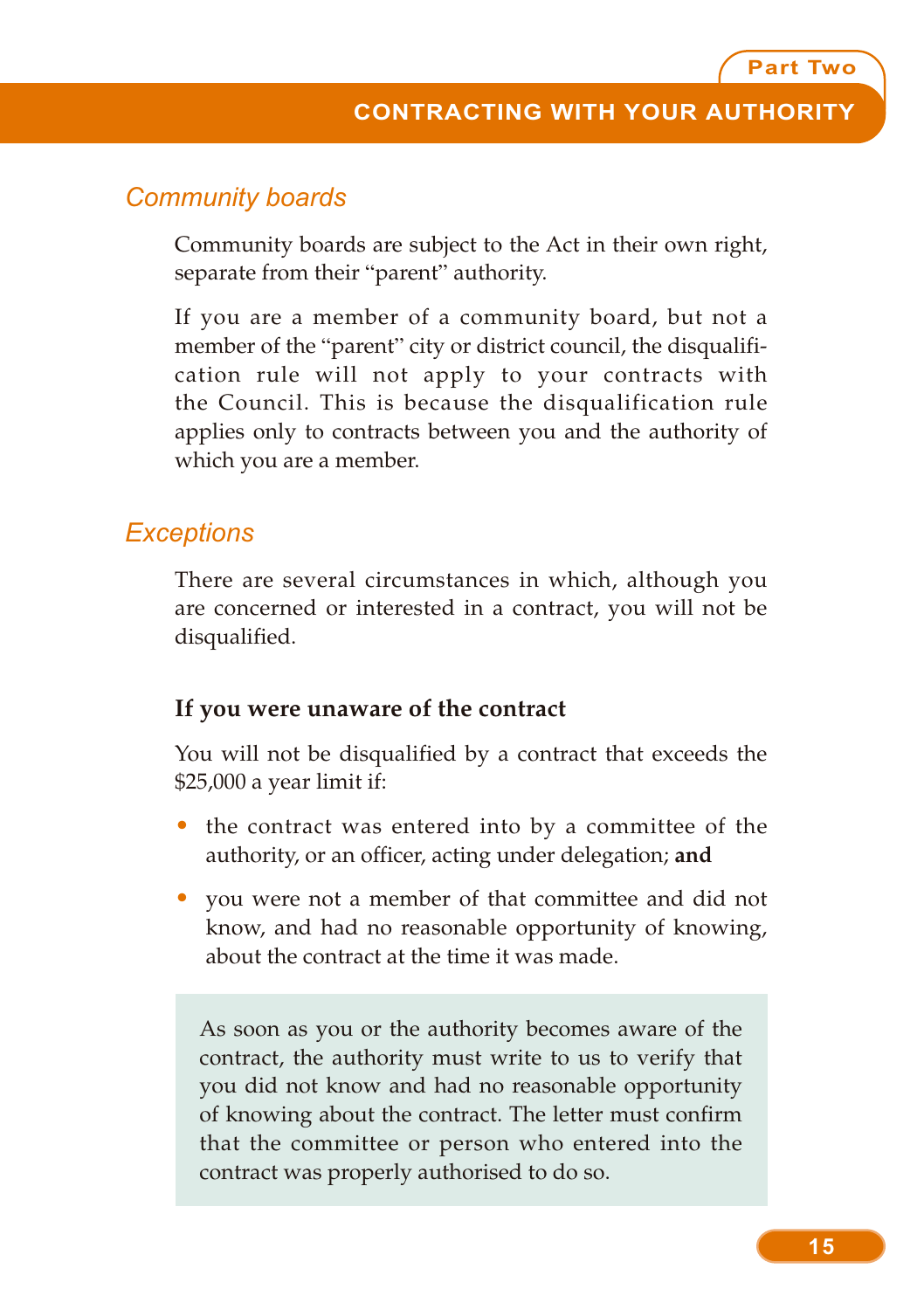## Community boards

Community boards are subject to the Act in their own right, separate from their "parent" authority.

If you are a member of a community board, but not a member of the "parent" city or district council, the disqualification rule will not apply to your contracts with the Council. This is because the disqualification rule applies only to contracts between you and the authority of which you are a member.

## Exceptions

There are several circumstances in which, although you are concerned or interested in a contract, you will not be disqualified.

### If you were unaware of the contract

You will not be disqualified by a contract that exceeds the $25,000 a year limit if:

- the contract was entered into by a committee of the authority, or an officer, acting under delegation; **and**
- you were not a member of that committee and did not know, and had no reasonable opportunity of knowing, about the contract at the time it was made.

As soon as you or the authority becomes aware of the contract, the authority must write to us to verify that you did not know and had no reasonable opportunity of knowing about the contract. The letter must confirm that the committee or person who entered into the contract was properly authorised to do so.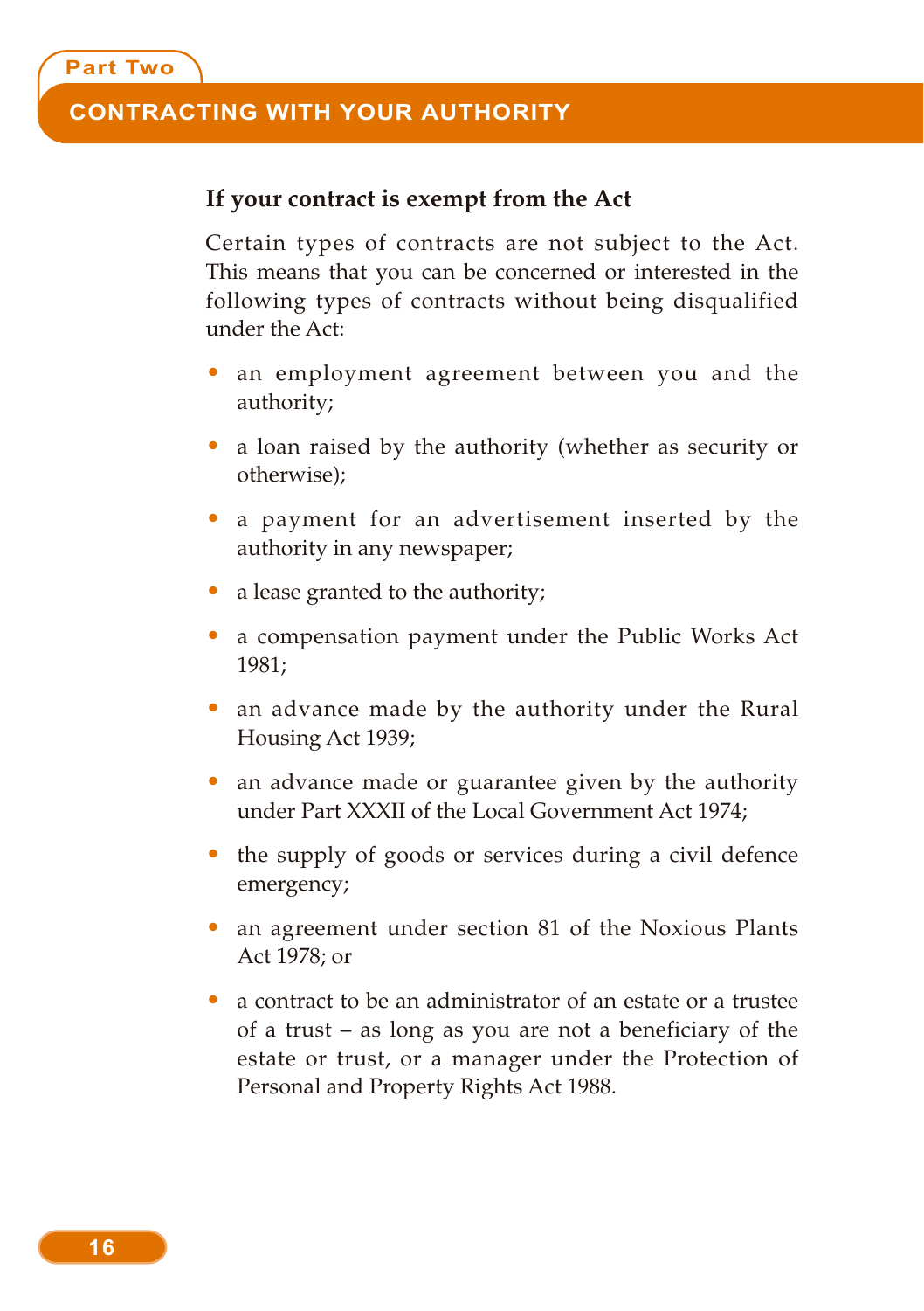## If your contract is exempt from the Act

Certain types of contracts are not subject to the Act. This means that you can be concerned or interested in the following types of contracts without being disqualified under the Act:

- an employment agreement between you and the authority;
- a loan raised by the authority (whether as security or otherwise);
- a payment for an advertisement inserted by the authority in any newspaper;
- a lease granted to the authority;
- a compensation payment under the Public Works Act 1981;
- an advance made by the authority under the Rural Housing Act 1939;
- an advance made or guarantee given by the authority under Part XXXII of the Local Government Act 1974;
- the supply of goods or services during a civil defence emergency;
- an agreement under section 81 of the Noxious Plants Act 1978; or
- a contract to be an administrator of an estate or a trustee of a trust – as long as you are not a beneficiary of the estate or trust, or a manager under the Protection of Personal and Property Rights Act 1988.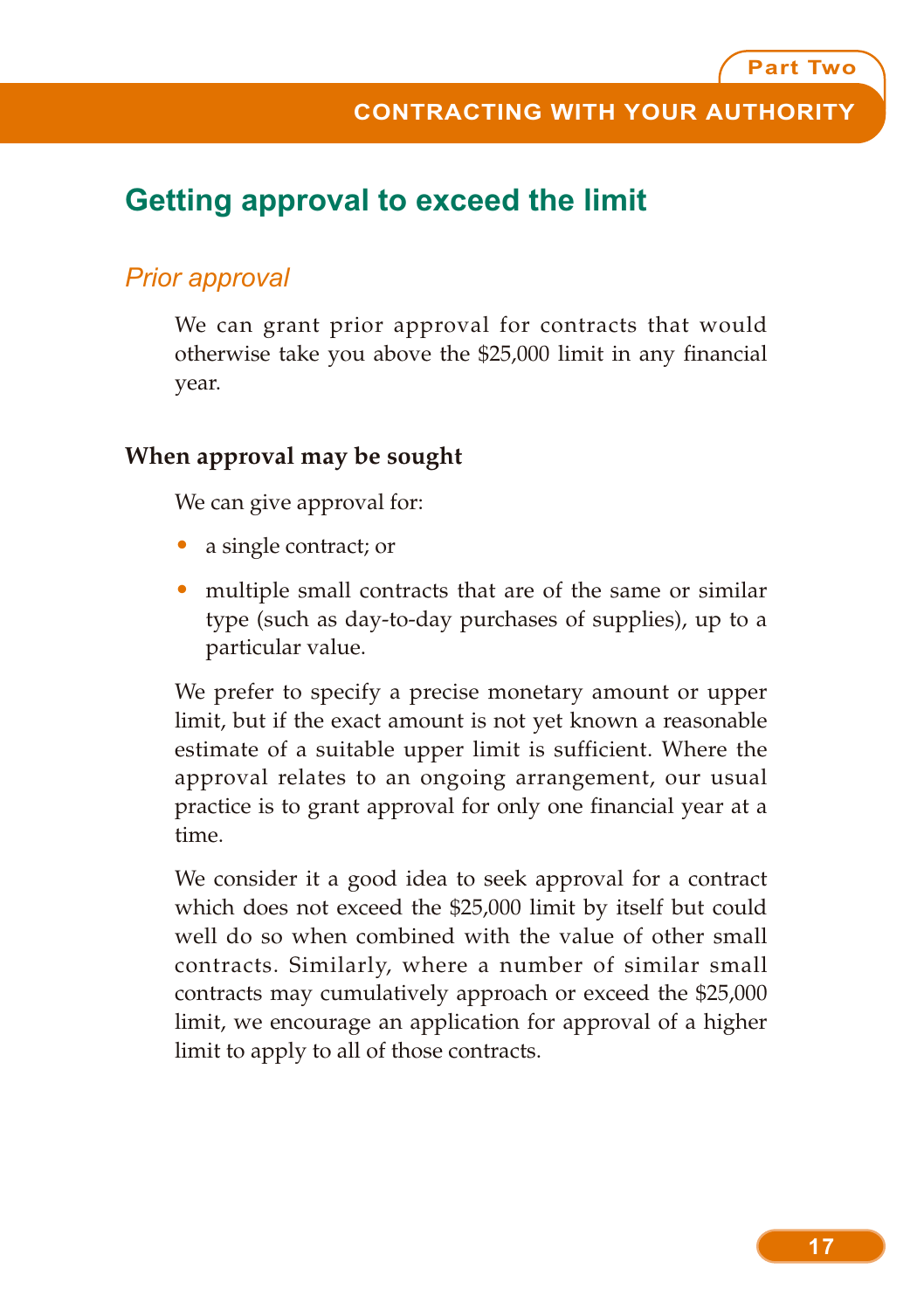## Getting approval to exceed the limit

### *Prior approval*

We can grant prior approval for contracts that would otherwise take you above the $25,000 limit in any financial year.

#### When approval may be sought

We can give approval for:

- a single contract; or
- multiple small contracts that are of the same or similar type (such as day-to-day purchases of supplies), up to a particular value.

We prefer to specify a precise monetary amount or upper limit, but if the exact amount is not yet known a reasonable estimate of a suitable upper limit is sufficient. Where the approval relates to an ongoing arrangement, our usual practice is to grant approval for only one financial year at a time.

We consider it a good idea to seek approval for a contract which does not exceed the $25,000 limit by itself but could well do so when combined with the value of other small contracts. Similarly, where a number of similar small contracts may cumulatively approach or exceed the $25,000 limit, we encourage an application for approval of a higher limit to apply to all of those contracts.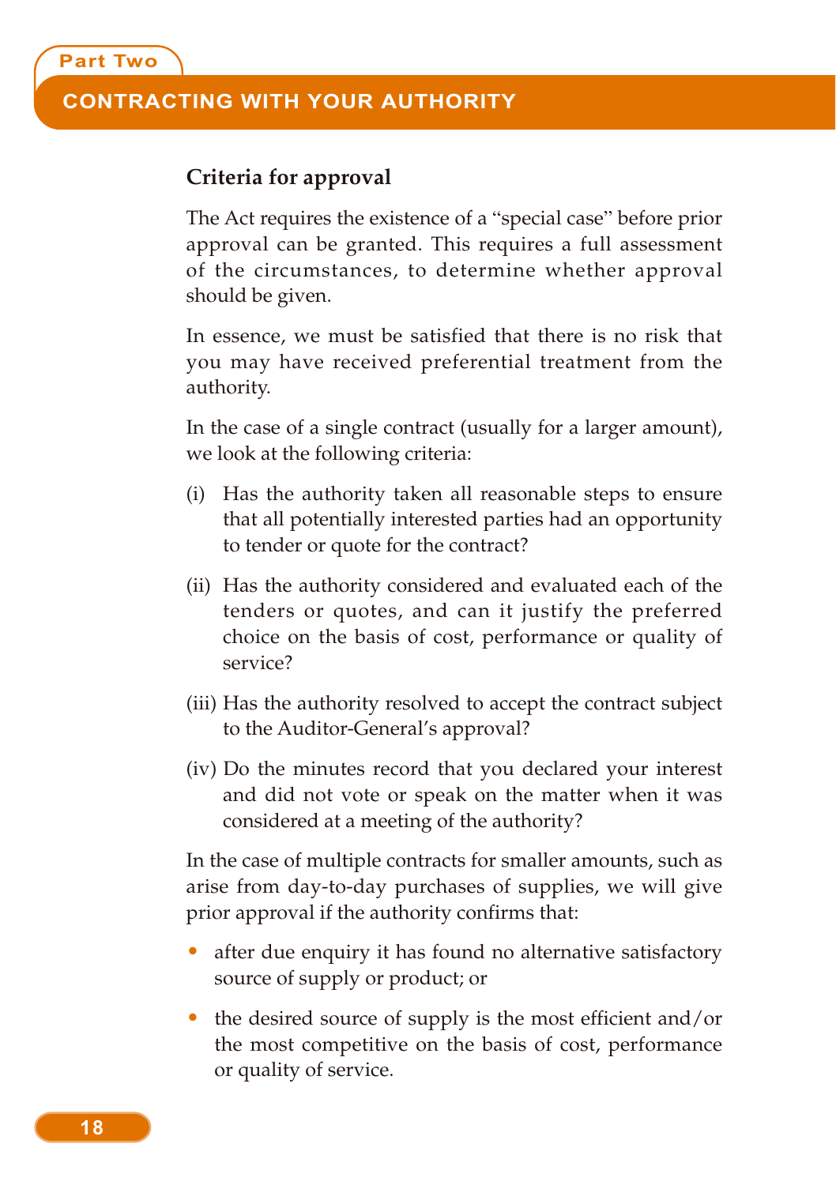## Criteria for approval

The Act requires the existence of a "special case" before prior approval can be granted. This requires a full assessment of the circumstances, to determine whether approval should be given.

In essence, we must be satisfied that there is no risk that you may have received preferential treatment from the authority.

In the case of a single contract (usually for a larger amount), we look at the following criteria:

(i) Has the authority taken all reasonable steps to ensure that all potentially interested parties had an opportunity to tender or quote for the contract?

(ii) Has the authority considered and evaluated each of the tenders or quotes, and can it justify the preferred choice on the basis of cost, performance or quality of service?

(iii) Has the authority resolved to accept the contract subject to the Auditor-General's approval?

(iv) Do the minutes record that you declared your interest and did not vote or speak on the matter when it was considered at a meeting of the authority?

In the case of multiple contracts for smaller amounts, such as arise from day-to-day purchases of supplies, we will give prior approval if the authority confirms that:

- after due enquiry it has found no alternative satisfactory source of supply or product; or
- the desired source of supply is the most efficient and/or the most competitive on the basis of cost, performance or quality of service.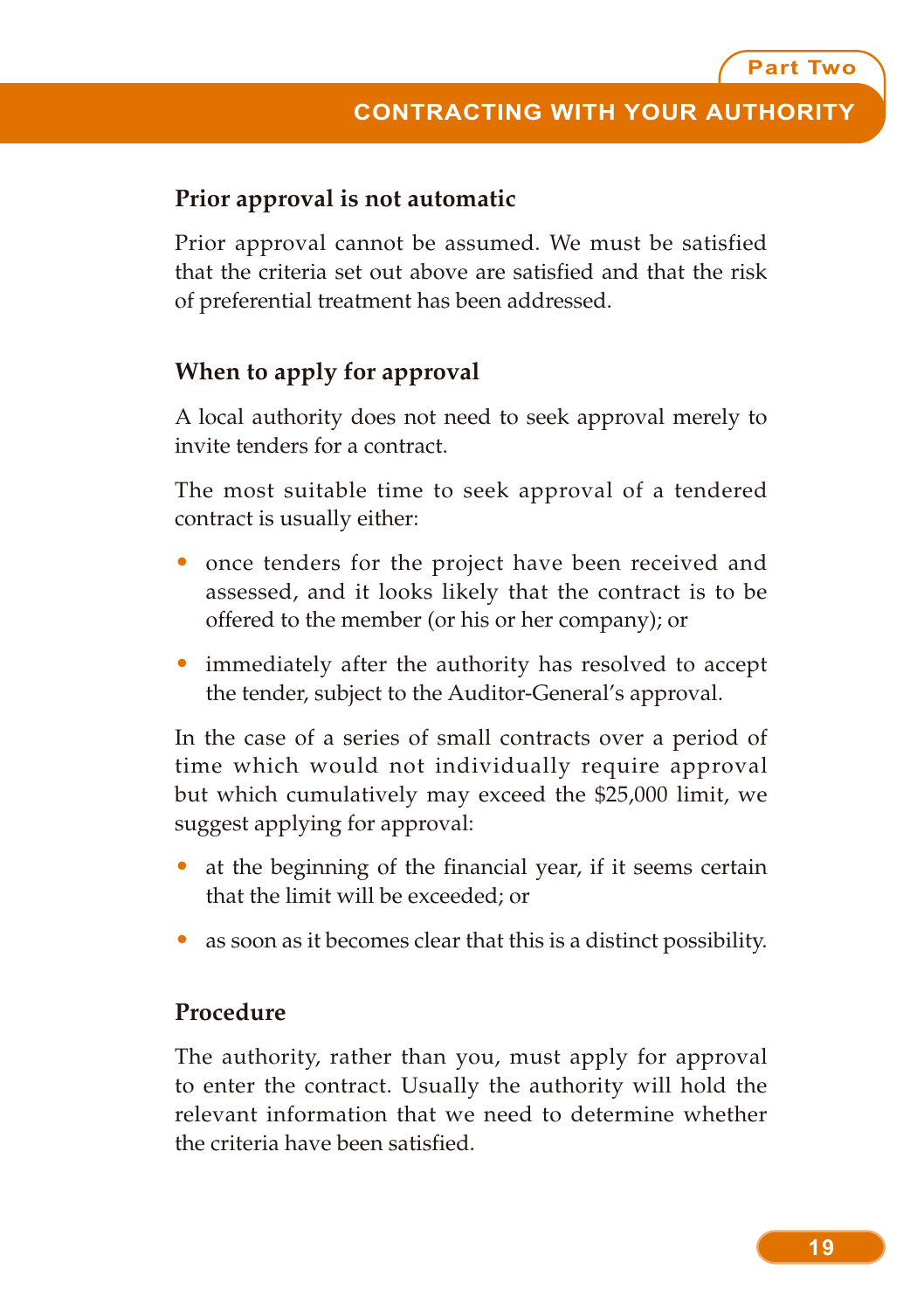### Prior approval is not automatic

Prior approval cannot be assumed. We must be satisfied that the criteria set out above are satisfied and that the risk of preferential treatment has been addressed.

### When to apply for approval

A local authority does not need to seek approval merely to invite tenders for a contract.

The most suitable time to seek approval of a tendered contract is usually either:

- once tenders for the project have been received and assessed, and it looks likely that the contract is to be offered to the member (or his or her company); or
- immediately after the authority has resolved to accept the tender, subject to the Auditor-General's approval.

In the case of a series of small contracts over a period of time which would not individually require approval but which cumulatively may exceed the $25,000 limit, we suggest applying for approval:

- at the beginning of the financial year, if it seems certain that the limit will be exceeded; or
- as soon as it becomes clear that this is a distinct possibility.

### Procedure

The authority, rather than you, must apply for approval to enter the contract. Usually the authority will hold the relevant information that we need to determine whether the criteria have been satisfied.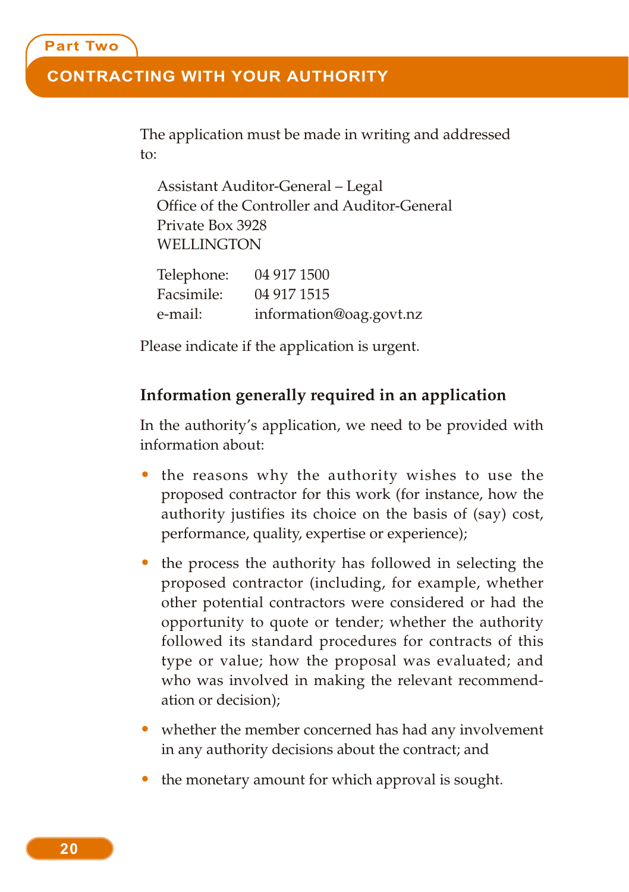The application must be made in writing and addressed to:

Assistant Auditor-General – Legal
Office of the Controller and Auditor-General
Private Box 3928
WELLINGTON

Telephone: 04 917 1500
Facsimile: 04 917 1515
e-mail: information@oag.govt.nz

Please indicate if the application is urgent.

### Information generally required in an application

In the authority's application, we need to be provided with information about:

- the reasons why the authority wishes to use the proposed contractor for this work (for instance, how the authority justifies its choice on the basis of (say) cost, performance, quality, expertise or experience);
- the process the authority has followed in selecting the proposed contractor (including, for example, whether other potential contractors were considered or had the opportunity to quote or tender; whether the authority followed its standard procedures for contracts of this type or value; how the proposal was evaluated; and who was involved in making the relevant recommendation or decision);
- whether the member concerned has had any involvement in any authority decisions about the contract; and
- the monetary amount for which approval is sought.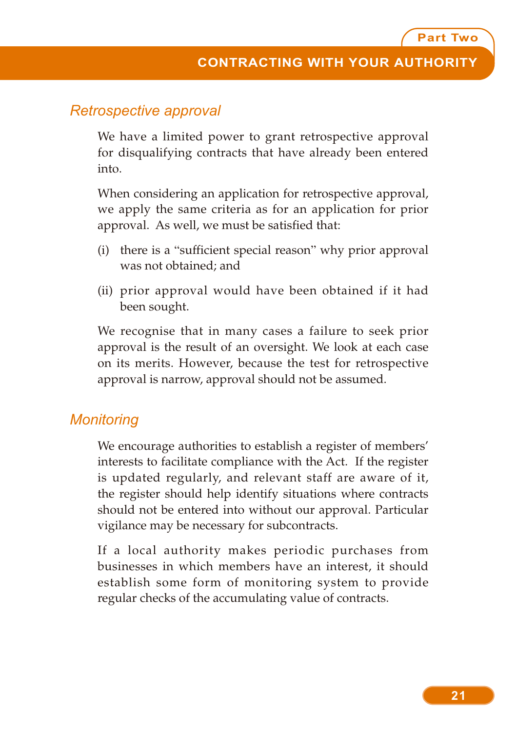### *Retrospective approval*

We have a limited power to grant retrospective approval for disqualifying contracts that have already been entered into.

When considering an application for retrospective approval, we apply the same criteria as for an application for prior approval. As well, we must be satisfied that:

(i) there is a "sufficient special reason" why prior approval was not obtained; and

(ii) prior approval would have been obtained if it had been sought.

We recognise that in many cases a failure to seek prior approval is the result of an oversight. We look at each case on its merits. However, because the test for retrospective approval is narrow, approval should not be assumed.

### *Monitoring*

We encourage authorities to establish a register of members' interests to facilitate compliance with the Act. If the register is updated regularly, and relevant staff are aware of it, the register should help identify situations where contracts should not be entered into without our approval. Particular vigilance may be necessary for subcontracts.

If a local authority makes periodic purchases from businesses in which members have an interest, it should establish some form of monitoring system to provide regular checks of the accumulating value of contracts.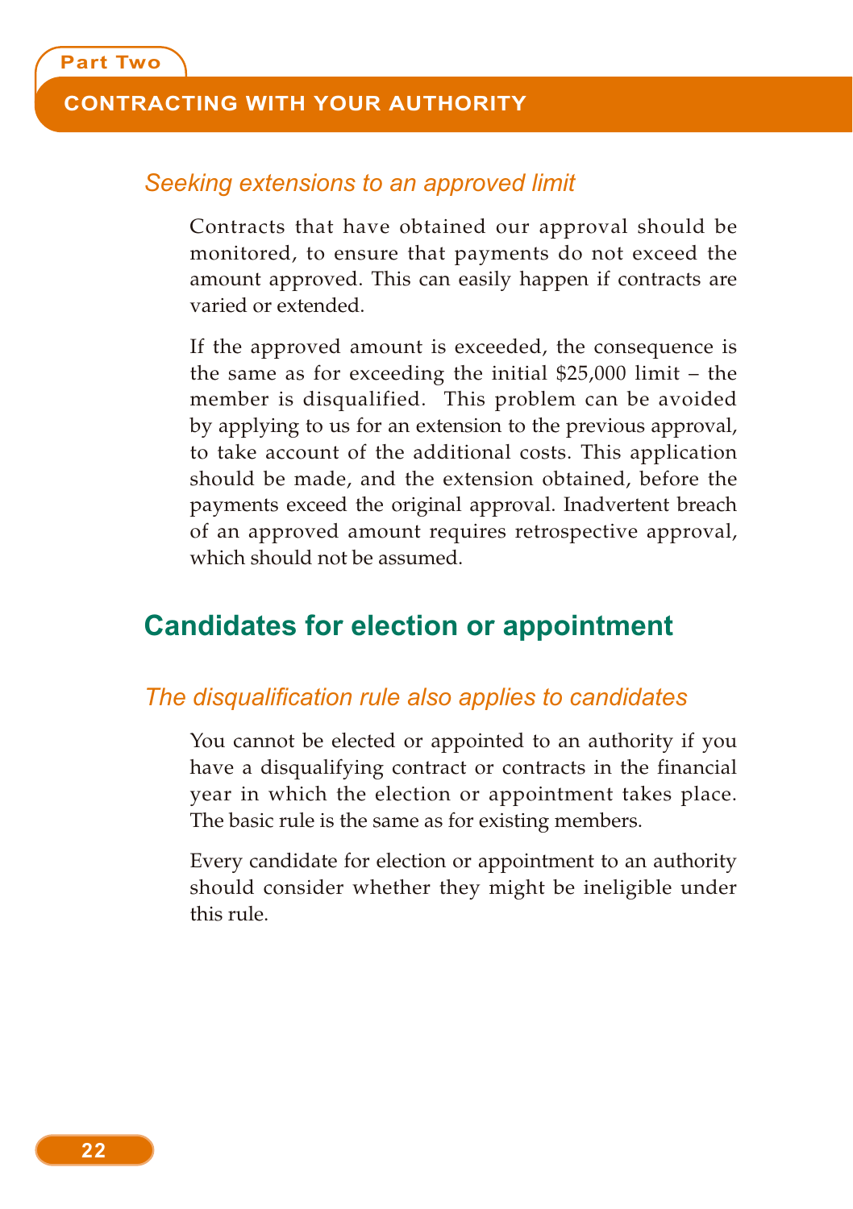### *Seeking extensions to an approved limit*

Contracts that have obtained our approval should be monitored, to ensure that payments do not exceed the amount approved. This can easily happen if contracts are varied or extended.

If the approved amount is exceeded, the consequence is the same as for exceeding the initial $25,000 limit – the member is disqualified. This problem can be avoided by applying to us for an extension to the previous approval, to take account of the additional costs. This application should be made, and the extension obtained, before the payments exceed the original approval. Inadvertent breach of an approved amount requires retrospective approval, which should not be assumed.

## Candidates for election or appointment

### *The disqualification rule also applies to candidates*

You cannot be elected or appointed to an authority if you have a disqualifying contract or contracts in the financial year in which the election or appointment takes place. The basic rule is the same as for existing members.

Every candidate for election or appointment to an authority should consider whether they might be ineligible under this rule.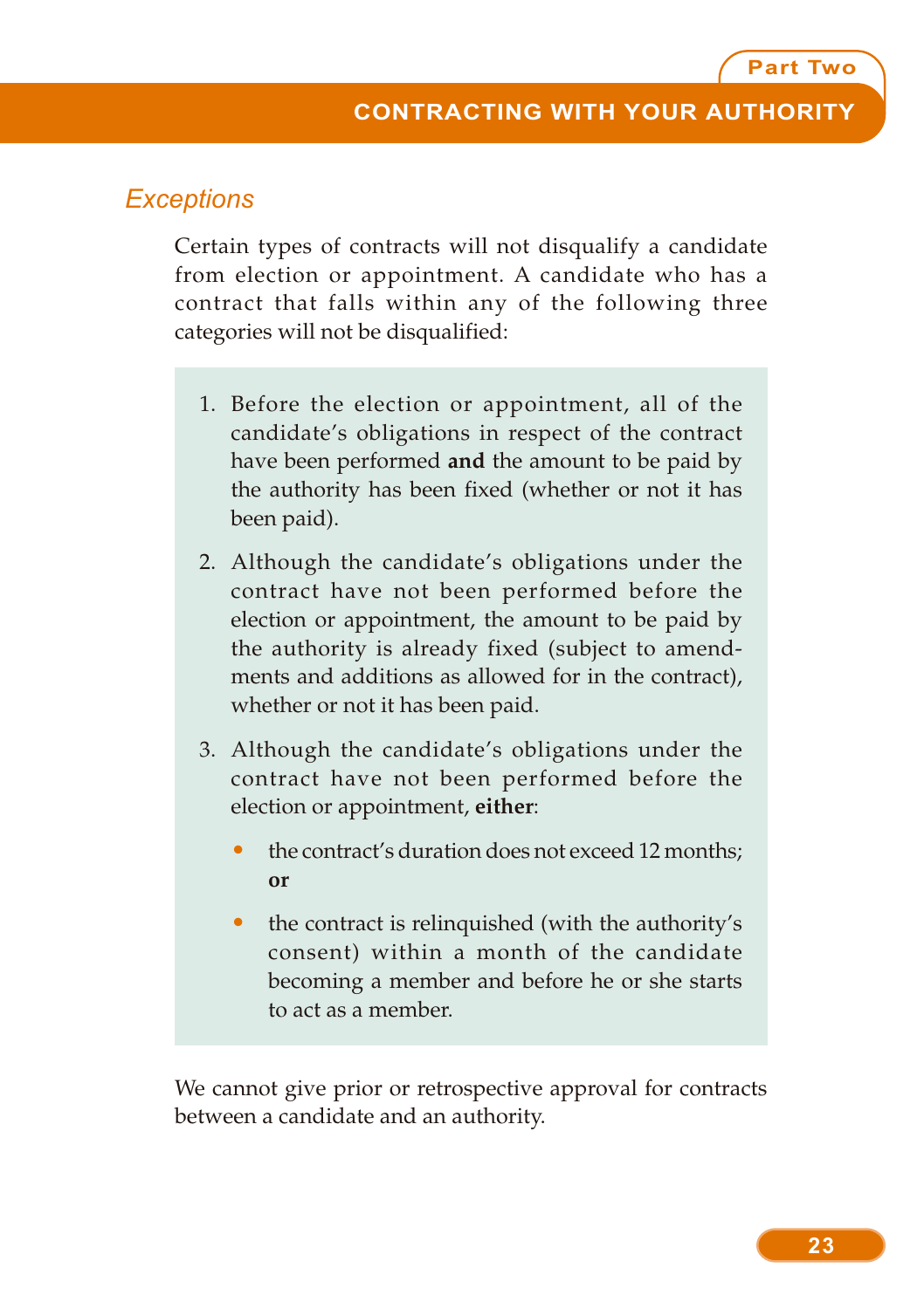## Exceptions

Certain types of contracts will not disqualify a candidate from election or appointment. A candidate who has a contract that falls within any of the following three categories will not be disqualified:

1. Before the election or appointment, all of the candidate's obligations in respect of the contract have been performed **and** the amount to be paid by the authority has been fixed (whether or not it has been paid).

2. Although the candidate's obligations under the contract have not been performed before the election or appointment, the amount to be paid by the authority is already fixed (subject to amendments and additions as allowed for in the contract), whether or not it has been paid.

3. Although the candidate's obligations under the contract have not been performed before the election or appointment, **either**:

   - the contract's duration does not exceed 12 months; **or**

   - the contract is relinquished (with the authority's consent) within a month of the candidate becoming a member and before he or she starts to act as a member.

We cannot give prior or retrospective approval for contracts between a candidate and an authority.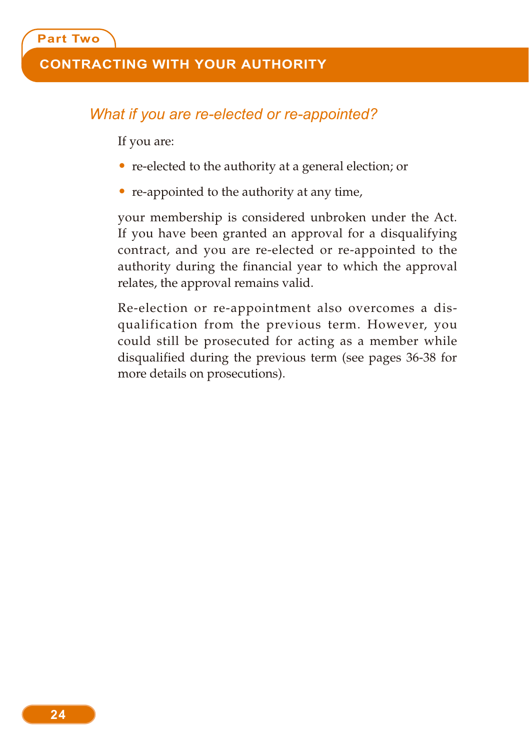## What if you are re-elected or re-appointed?

If you are:

- re-elected to the authority at a general election; or
- re-appointed to the authority at any time,

your membership is considered unbroken under the Act. If you have been granted an approval for a disqualifying contract, and you are re-elected or re-appointed to the authority during the financial year to which the approval relates, the approval remains valid.

Re-election or re-appointment also overcomes a disqualification from the previous term. However, you could still be prosecuted for acting as a member while disqualified during the previous term (see pages 36-38 for more details on prosecutions).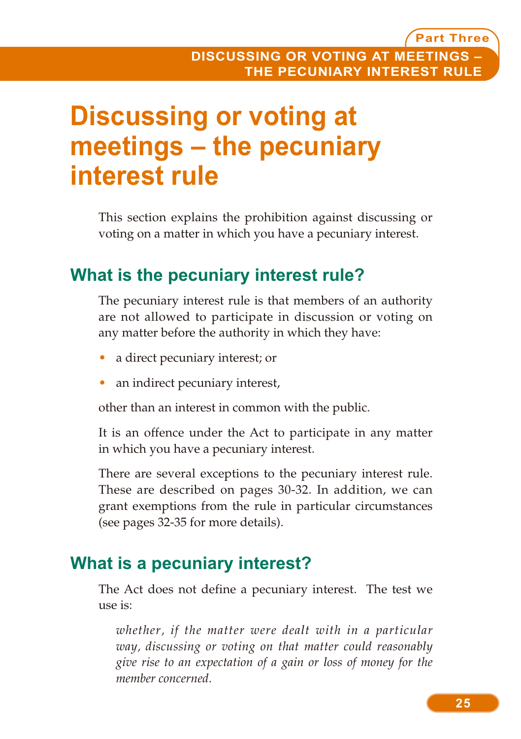# Discussing or voting at meetings – the pecuniary interest rule

This section explains the prohibition against discussing or voting on a matter in which you have a pecuniary interest.

## What is the pecuniary interest rule?

The pecuniary interest rule is that members of an authority are not allowed to participate in discussion or voting on any matter before the authority in which they have:

- a direct pecuniary interest; or
- an indirect pecuniary interest,

other than an interest in common with the public.

It is an offence under the Act to participate in any matter in which you have a pecuniary interest.

There are several exceptions to the pecuniary interest rule. These are described on pages 30-32. In addition, we can grant exemptions from the rule in particular circumstances (see pages 32-35 for more details).

## What is a pecuniary interest?

The Act does not define a pecuniary interest. The test we use is:

> *whether, if the matter were dealt with in a particular way, discussing or voting on that matter could reasonably give rise to an expectation of a gain or loss of money for the member concerned.*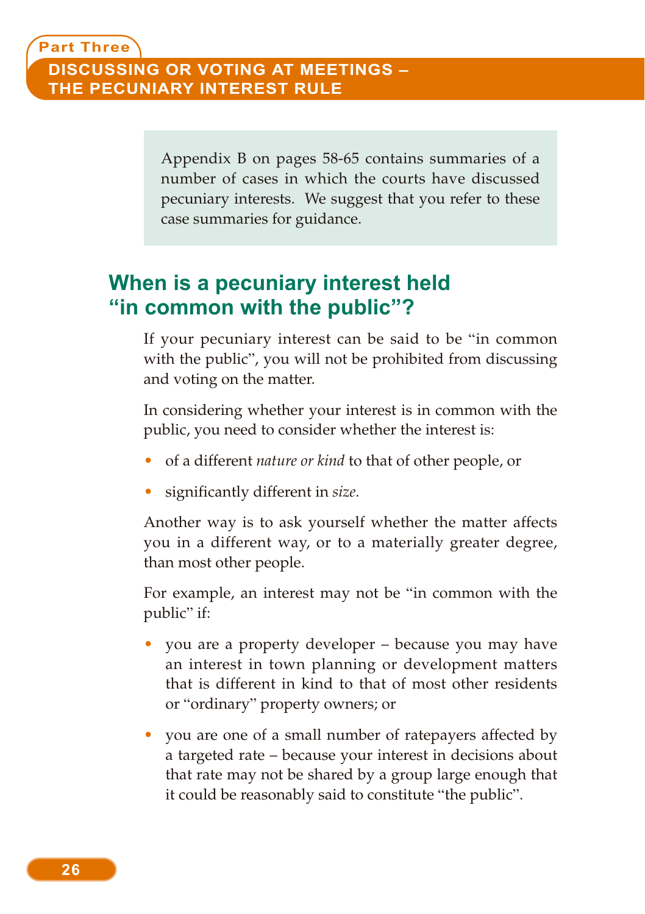Appendix B on pages 58-65 contains summaries of a number of cases in which the courts have discussed pecuniary interests. We suggest that you refer to these case summaries for guidance.

## When is a pecuniary interest held "in common with the public"?

If your pecuniary interest can be said to be "in common with the public", you will not be prohibited from discussing and voting on the matter.

In considering whether your interest is in common with the public, you need to consider whether the interest is:

- of a different *nature or kind* to that of other people, or
- significantly different in *size*.

Another way is to ask yourself whether the matter affects you in a different way, or to a materially greater degree, than most other people.

For example, an interest may not be "in common with the public" if:

- you are a property developer – because you may have an interest in town planning or development matters that is different in kind to that of most other residents or "ordinary" property owners; or
- you are one of a small number of ratepayers affected by a targeted rate – because your interest in decisions about that rate may not be shared by a group large enough that it could be reasonably said to constitute "the public".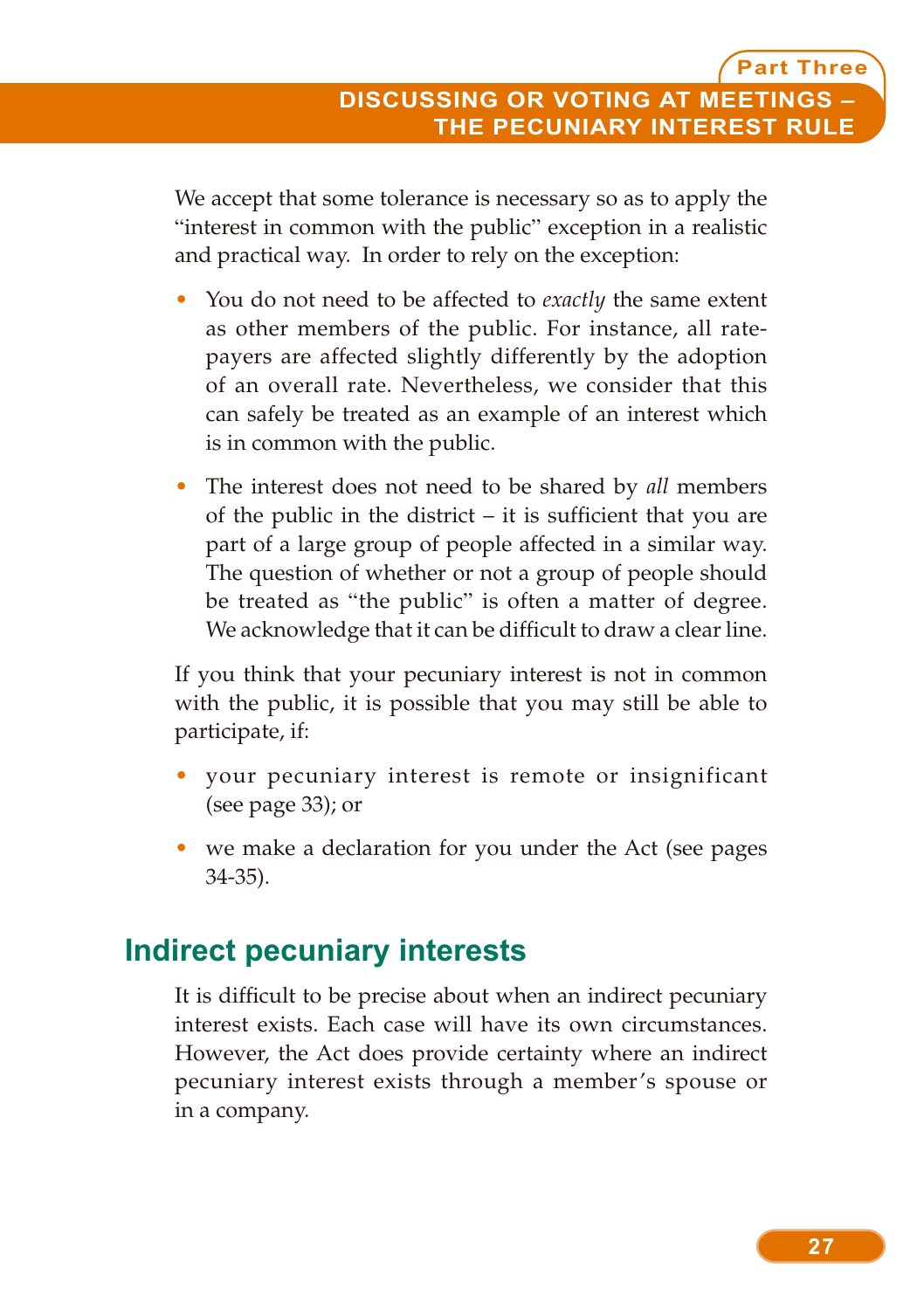We accept that some tolerance is necessary so as to apply the "interest in common with the public" exception in a realistic and practical way. In order to rely on the exception:

- You do not need to be affected to *exactly* the same extent as other members of the public. For instance, all rate-payers are affected slightly differently by the adoption of an overall rate. Nevertheless, we consider that this can safely be treated as an example of an interest which is in common with the public.
- The interest does not need to be shared by *all* members of the public in the district – it is sufficient that you are part of a large group of people affected in a similar way. The question of whether or not a group of people should be treated as "the public" is often a matter of degree. We acknowledge that it can be difficult to draw a clear line.

If you think that your pecuniary interest is not in common with the public, it is possible that you may still be able to participate, if:

- your pecuniary interest is remote or insignificant (see page 33); or
- we make a declaration for you under the Act (see pages 34-35).

## Indirect pecuniary interests

It is difficult to be precise about when an indirect pecuniary interest exists. Each case will have its own circumstances. However, the Act does provide certainty where an indirect pecuniary interest exists through a member's spouse or in a company.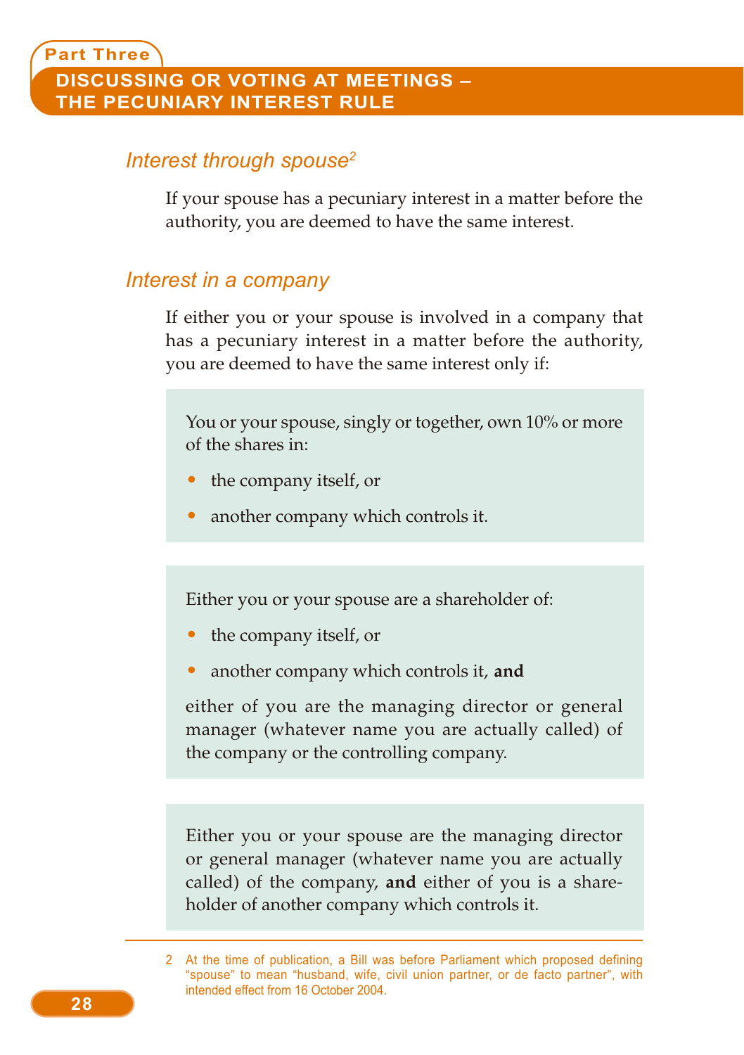## Interest through spouse[2]

If your spouse has a pecuniary interest in a matter before the authority, you are deemed to have the same interest.

## Interest in a company

If either you or your spouse is involved in a company that has a pecuniary interest in a matter before the authority, you are deemed to have the same interest only if:

You or your spouse, singly or together, own 10% or more of the shares in:

- the company itself, or
- another company which controls it.

Either you or your spouse are a shareholder of:

- the company itself, or
- another company which controls it, **and**

either of you are the managing director or general manager (whatever name you are actually called) of the company or the controlling company.

Either you or your spouse are the managing director or general manager (whatever name you are actually called) of the company, **and** either of you is a shareholder of another company which controls it.

---

2 At the time of publication, a Bill was before Parliament which proposed defining "spouse" to mean "husband, wife, civil union partner, or de facto partner", with intended effect from 16 October 2004.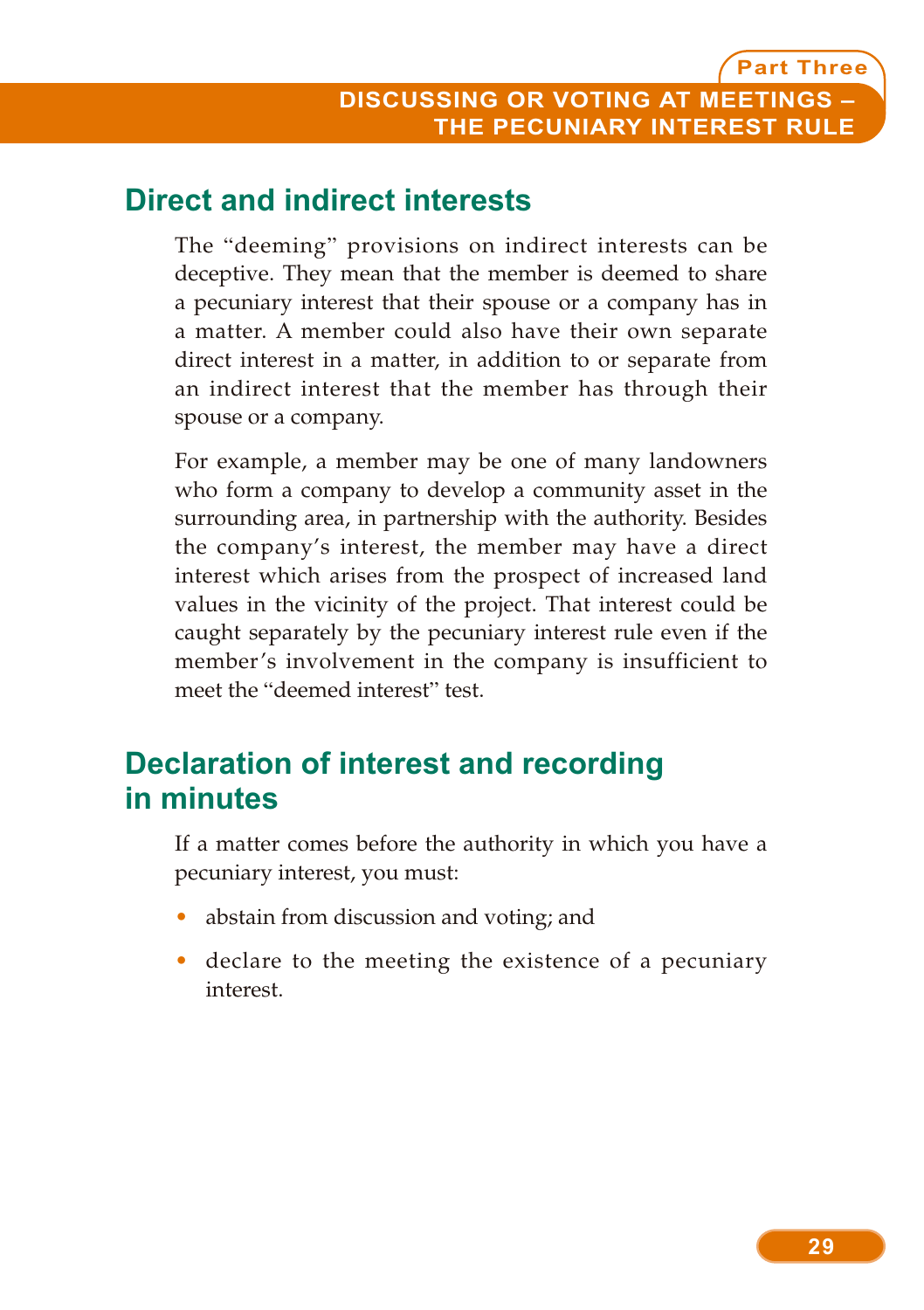## Direct and indirect interests

The "deeming" provisions on indirect interests can be deceptive. They mean that the member is deemed to share a pecuniary interest that their spouse or a company has in a matter. A member could also have their own separate direct interest in a matter, in addition to or separate from an indirect interest that the member has through their spouse or a company.

For example, a member may be one of many landowners who form a company to develop a community asset in the surrounding area, in partnership with the authority. Besides the company's interest, the member may have a direct interest which arises from the prospect of increased land values in the vicinity of the project. That interest could be caught separately by the pecuniary interest rule even if the member's involvement in the company is insufficient to meet the "deemed interest" test.

## Declaration of interest and recording in minutes

If a matter comes before the authority in which you have a pecuniary interest, you must:

- abstain from discussion and voting; and
- declare to the meeting the existence of a pecuniary interest.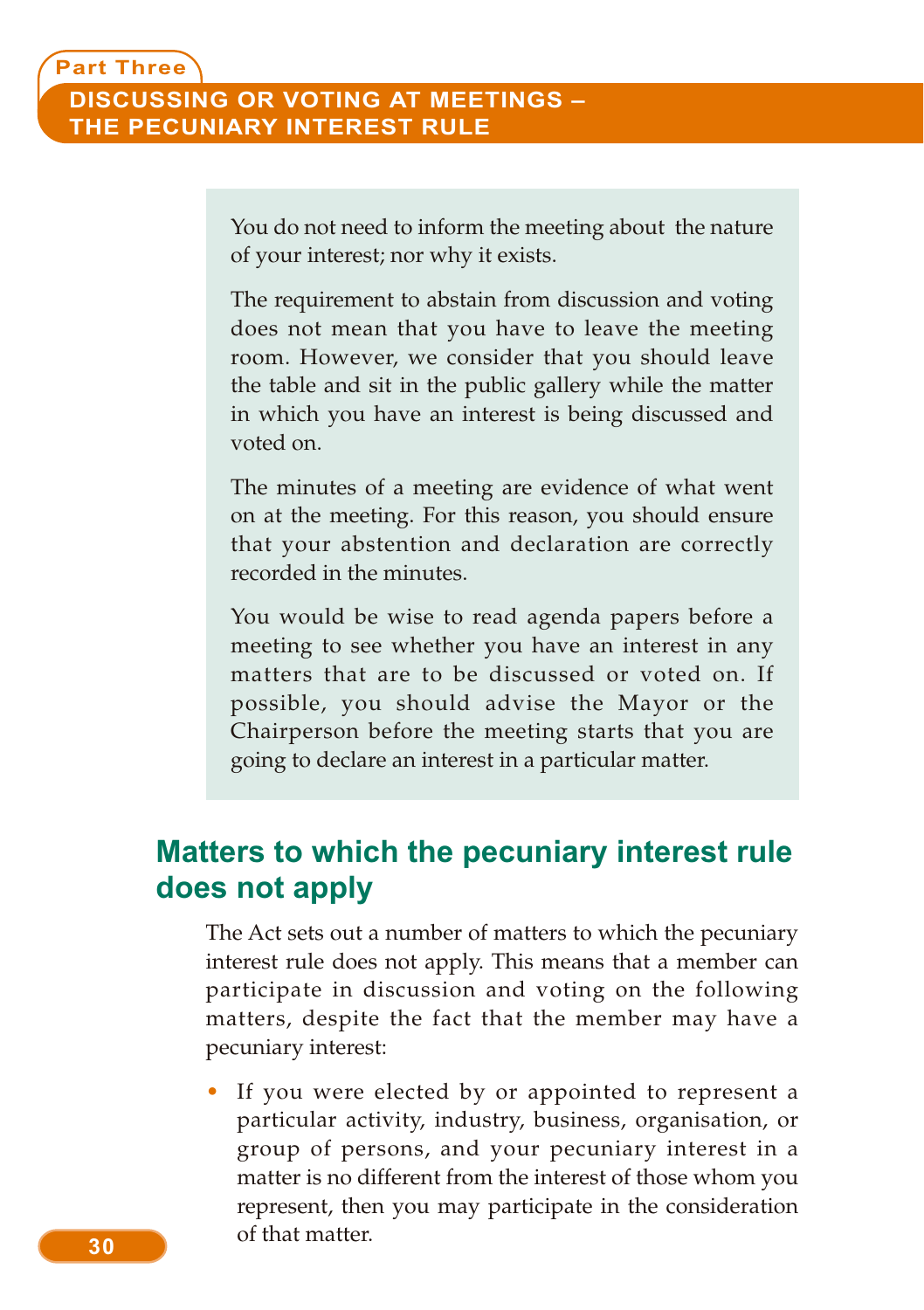You do not need to inform the meeting about the nature of your interest; nor why it exists.

The requirement to abstain from discussion and voting does not mean that you have to leave the meeting room. However, we consider that you should leave the table and sit in the public gallery while the matter in which you have an interest is being discussed and voted on.

The minutes of a meeting are evidence of what went on at the meeting. For this reason, you should ensure that your abstention and declaration are correctly recorded in the minutes.

You would be wise to read agenda papers before a meeting to see whether you have an interest in any matters that are to be discussed or voted on. If possible, you should advise the Mayor or the Chairperson before the meeting starts that you are going to declare an interest in a particular matter.

## Matters to which the pecuniary interest rule does not apply

The Act sets out a number of matters to which the pecuniary interest rule does not apply. This means that a member can participate in discussion and voting on the following matters, despite the fact that the member may have a pecuniary interest:

- If you were elected by or appointed to represent a particular activity, industry, business, organisation, or group of persons, and your pecuniary interest in a matter is no different from the interest of those whom you represent, then you may participate in the consideration of that matter.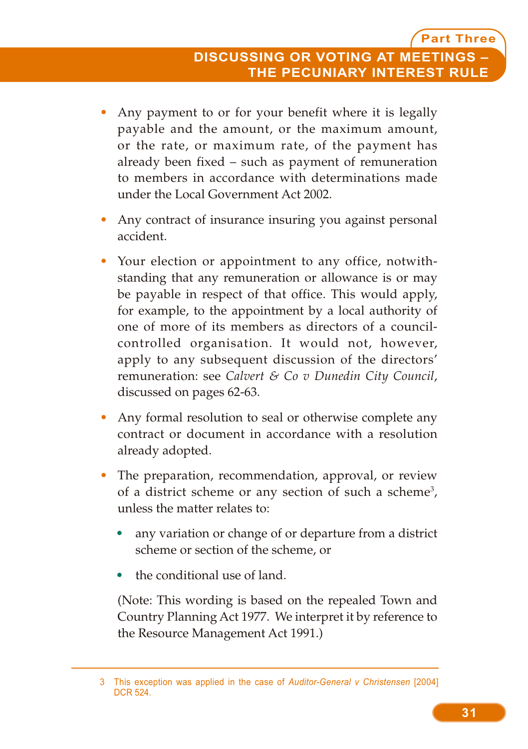- Any payment to or for your benefit where it is legally payable and the amount, or the maximum amount, or the rate, or maximum rate, of the payment has already been fixed – such as payment of remuneration to members in accordance with determinations made under the Local Government Act 2002.

- Any contract of insurance insuring you against personal accident.

- Your election or appointment to any office, notwithstanding that any remuneration or allowance is or may be payable in respect of that office. This would apply, for example, to the appointment by a local authority of one of more of its members as directors of a council-controlled organisation. It would not, however, apply to any subsequent discussion of the directors' remuneration: see *Calvert & Co v Dunedin City Council*, discussed on pages 62-63.

- Any formal resolution to seal or otherwise complete any contract or document in accordance with a resolution already adopted.

- The preparation, recommendation, approval, or review of a district scheme or any section of such a scheme[3], unless the matter relates to:

  - any variation or change of or departure from a district scheme or section of the scheme, or

  - the conditional use of land.

  (Note: This wording is based on the repealed Town and Country Planning Act 1977. We interpret it by reference to the Resource Management Act 1991.)

---

3 This exception was applied in the case of *Auditor-General v Christensen* [2004] DCR 524.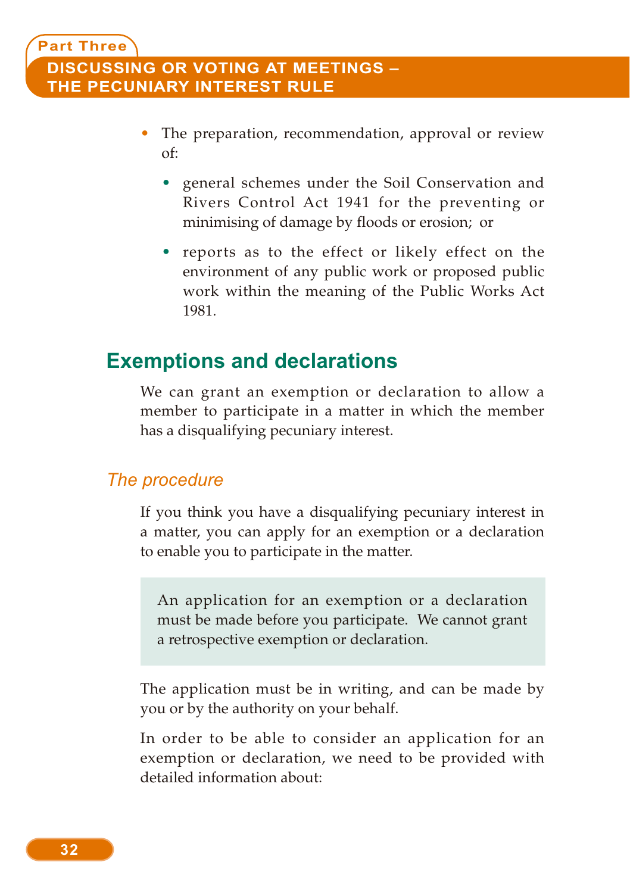- The preparation, recommendation, approval or review of:
  - general schemes under the Soil Conservation and Rivers Control Act 1941 for the preventing or minimising of damage by floods or erosion; or
  - reports as to the effect or likely effect on the environment of any public work or proposed public work within the meaning of the Public Works Act 1981.

## Exemptions and declarations

We can grant an exemption or declaration to allow a member to participate in a matter in which the member has a disqualifying pecuniary interest.

### *The procedure*

If you think you have a disqualifying pecuniary interest in a matter, you can apply for an exemption or a declaration to enable you to participate in the matter.

> An application for an exemption or a declaration must be made before you participate. We cannot grant a retrospective exemption or declaration.

The application must be in writing, and can be made by you or by the authority on your behalf.

In order to be able to consider an application for an exemption or declaration, we need to be provided with detailed information about: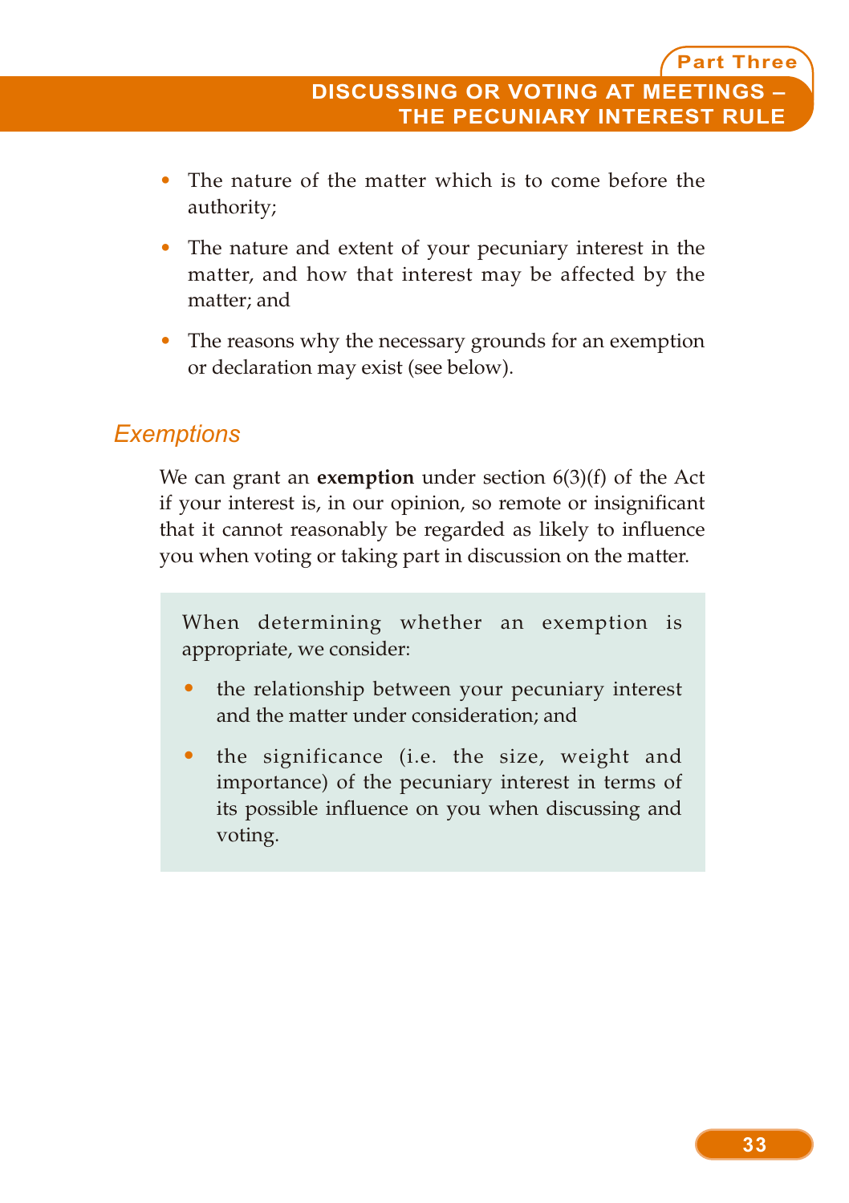- The nature of the matter which is to come before the authority;
- The nature and extent of your pecuniary interest in the matter, and how that interest may be affected by the matter; and
- The reasons why the necessary grounds for an exemption or declaration may exist (see below).

## *Exemptions*

We can grant an **exemption** under section 6(3)(f) of the Act if your interest is, in our opinion, so remote or insignificant that it cannot reasonably be regarded as likely to influence you when voting or taking part in discussion on the matter.

> When determining whether an exemption is appropriate, we consider:
>
> - the relationship between your pecuniary interest and the matter under consideration; and
> - the significance (i.e. the size, weight and importance) of the pecuniary interest in terms of its possible influence on you when discussing and voting.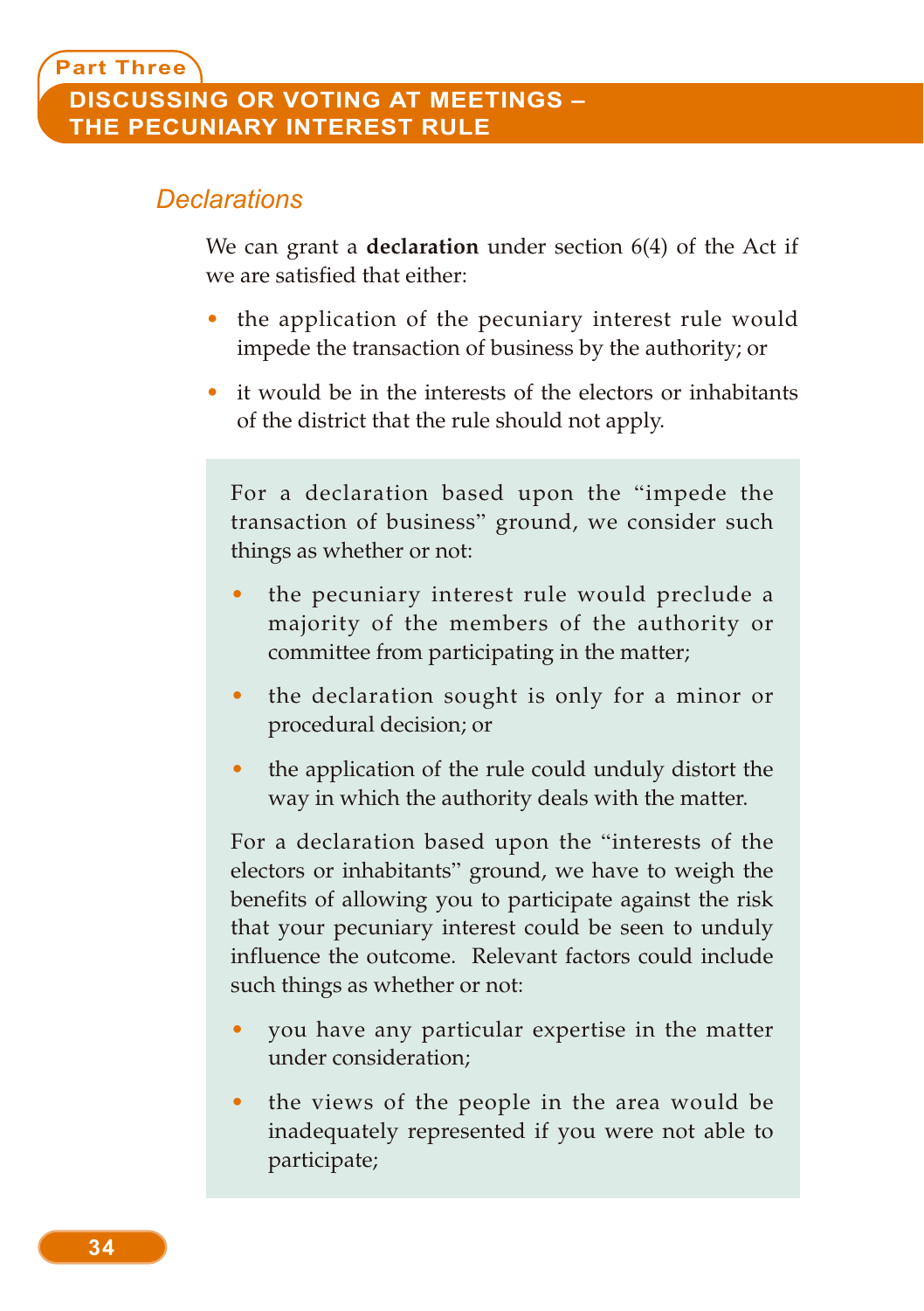### Declarations

We can grant a **declaration** under section 6(4) of the Act if we are satisfied that either:

- the application of the pecuniary interest rule would impede the transaction of business by the authority; or
- it would be in the interests of the electors or inhabitants of the district that the rule should not apply.

For a declaration based upon the "impede the transaction of business" ground, we consider such things as whether or not:

- the pecuniary interest rule would preclude a majority of the members of the authority or committee from participating in the matter;
- the declaration sought is only for a minor or procedural decision; or
- the application of the rule could unduly distort the way in which the authority deals with the matter.

For a declaration based upon the "interests of the electors or inhabitants" ground, we have to weigh the benefits of allowing you to participate against the risk that your pecuniary interest could be seen to unduly influence the outcome. Relevant factors could include such things as whether or not:

- you have any particular expertise in the matter under consideration;
- the views of the people in the area would be inadequately represented if you were not able to participate;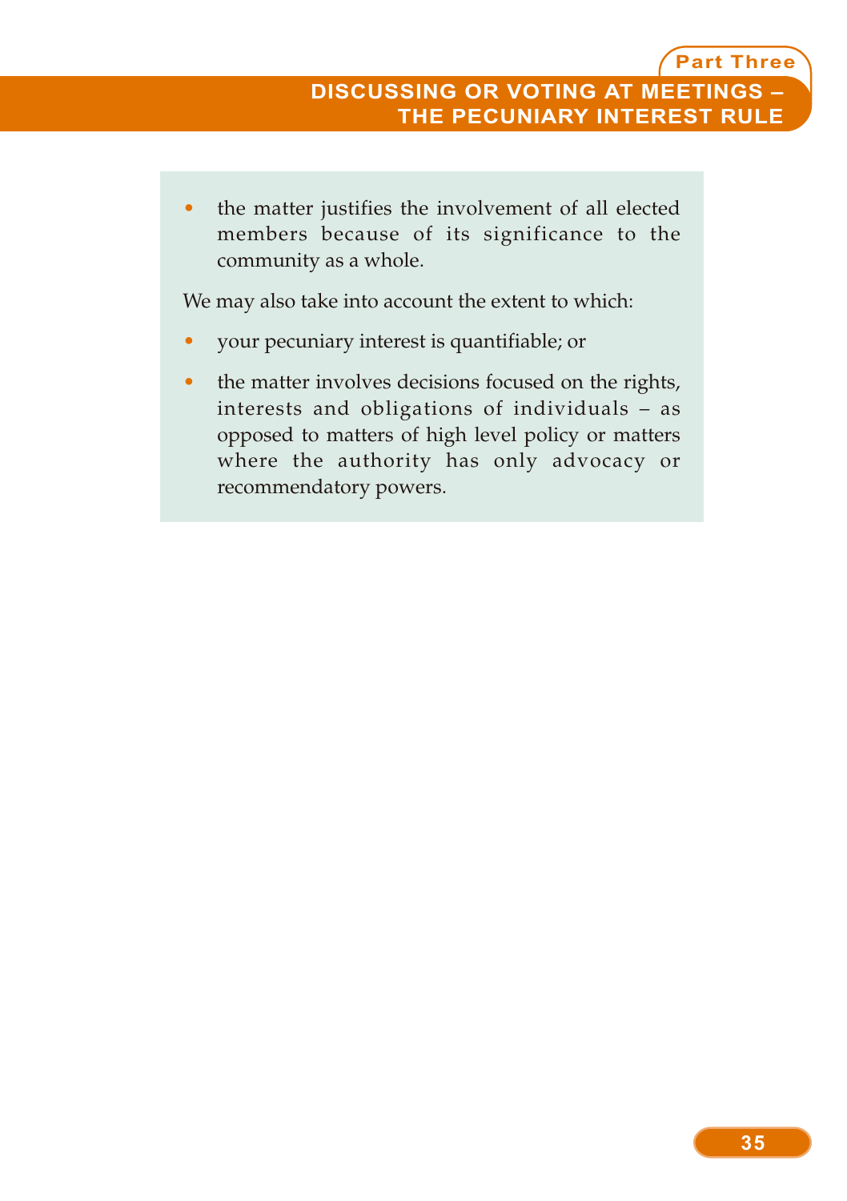- the matter justifies the involvement of all elected members because of its significance to the community as a whole.

We may also take into account the extent to which:

- your pecuniary interest is quantifiable; or
- the matter involves decisions focused on the rights, interests and obligations of individuals – as opposed to matters of high level policy or matters where the authority has only advocacy or recommendatory powers.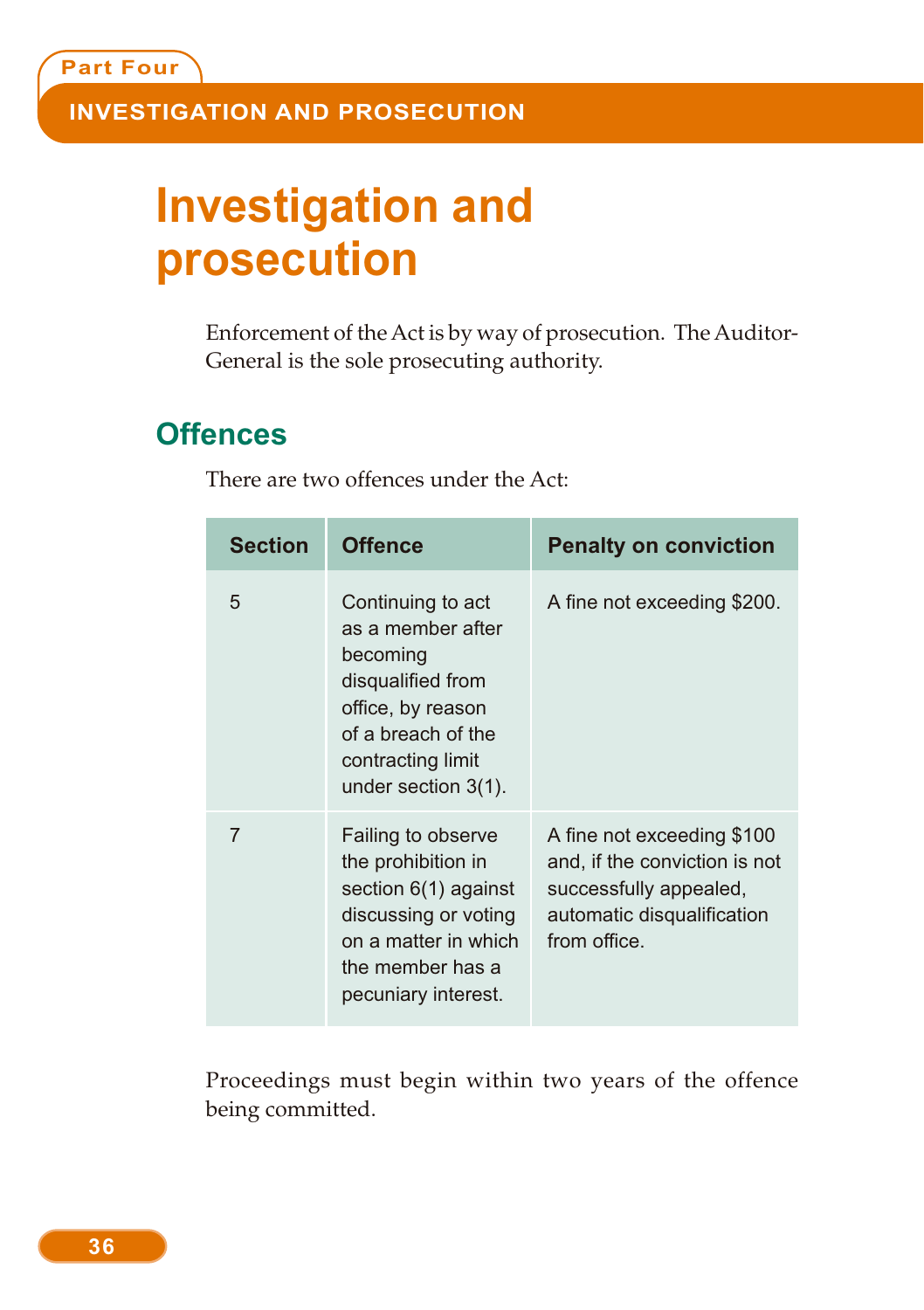# Investigation and prosecution

Enforcement of the Act is by way of prosecution. The Auditor-General is the sole prosecuting authority.

## Offences

There are two offences under the Act:

| Section | Offence | Penalty on conviction |
|---|---|---|
| 5 | Continuing to act as a member after becoming disqualified from office, by reason of a breach of the contracting limit under section 3(1). | A fine not exceeding $200. |
| 7 | Failing to observe the prohibition in section 6(1) against discussing or voting on a matter in which the member has a pecuniary interest. | A fine not exceeding $100 and, if the conviction is not successfully appealed, automatic disqualification from office. |

Proceedings must begin within two years of the offence being committed.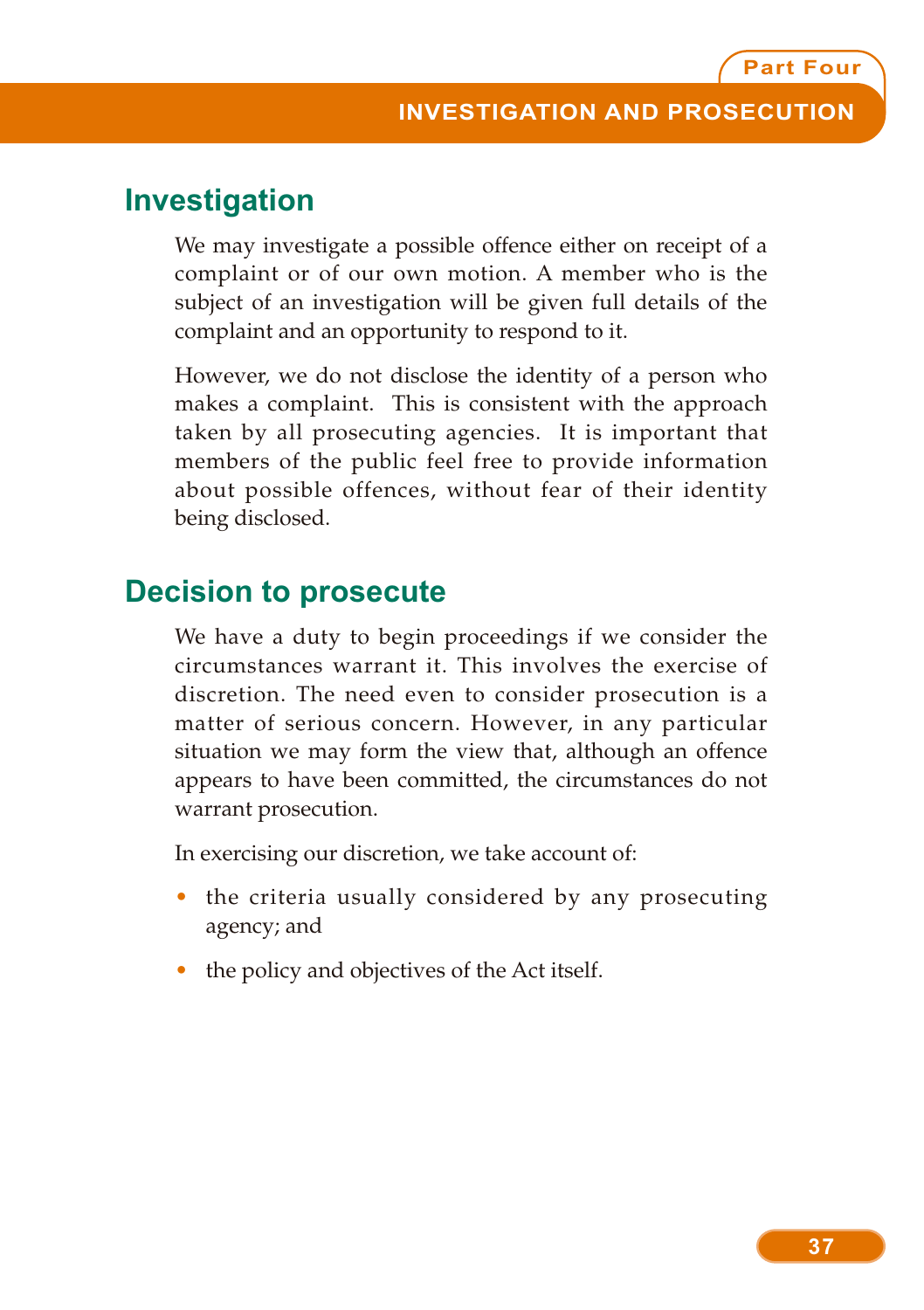## Investigation

We may investigate a possible offence either on receipt of a complaint or of our own motion. A member who is the subject of an investigation will be given full details of the complaint and an opportunity to respond to it.

However, we do not disclose the identity of a person who makes a complaint. This is consistent with the approach taken by all prosecuting agencies. It is important that members of the public feel free to provide information about possible offences, without fear of their identity being disclosed.

## Decision to prosecute

We have a duty to begin proceedings if we consider the circumstances warrant it. This involves the exercise of discretion. The need even to consider prosecution is a matter of serious concern. However, in any particular situation we may form the view that, although an offence appears to have been committed, the circumstances do not warrant prosecution.

In exercising our discretion, we take account of:

- the criteria usually considered by any prosecuting agency; and
- the policy and objectives of the Act itself.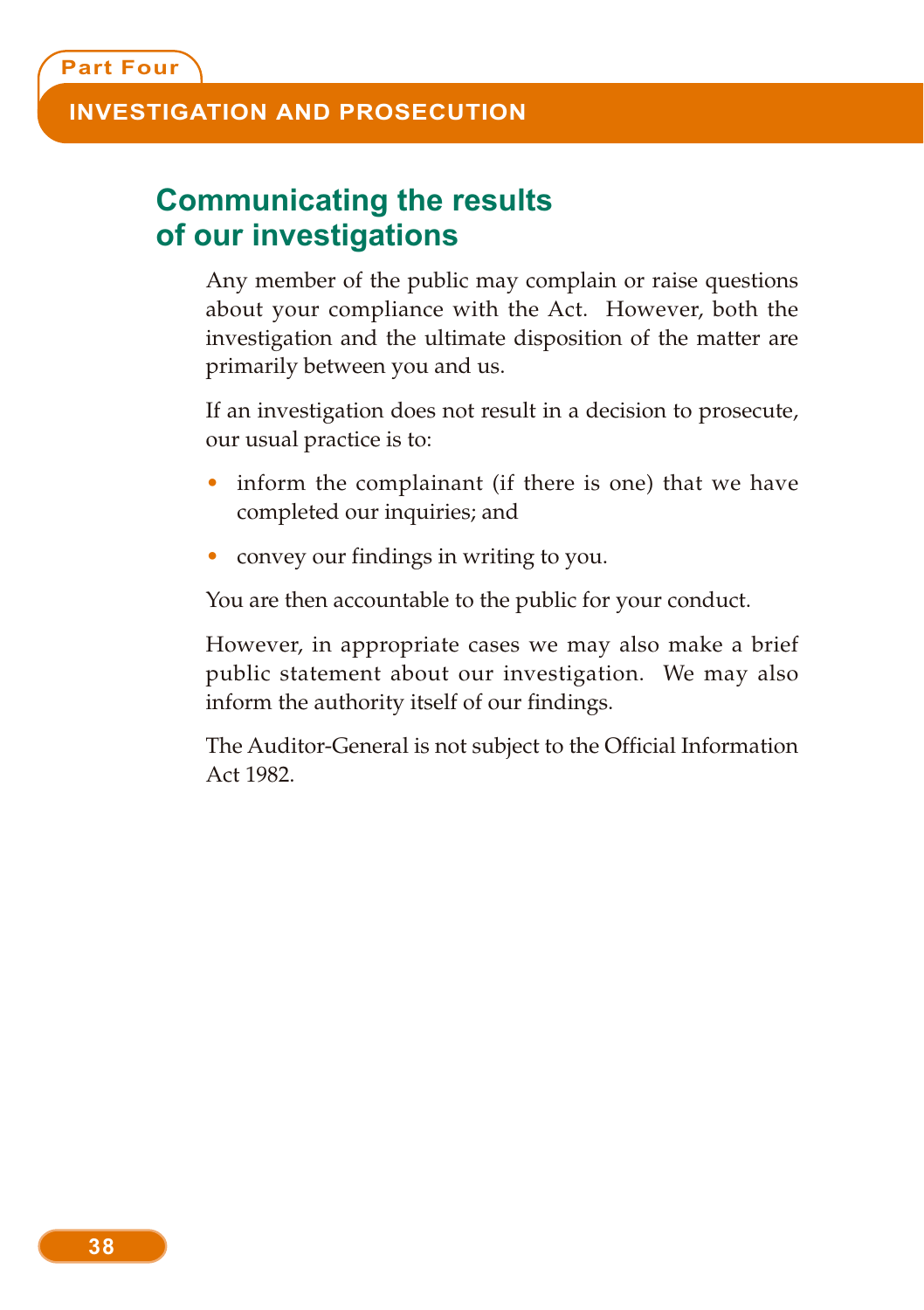## Communicating the results of our investigations

Any member of the public may complain or raise questions about your compliance with the Act. However, both the investigation and the ultimate disposition of the matter are primarily between you and us.

If an investigation does not result in a decision to prosecute, our usual practice is to:

- inform the complainant (if there is one) that we have completed our inquiries; and
- convey our findings in writing to you.

You are then accountable to the public for your conduct.

However, in appropriate cases we may also make a brief public statement about our investigation. We may also inform the authority itself of our findings.

The Auditor-General is not subject to the Official Information Act 1982.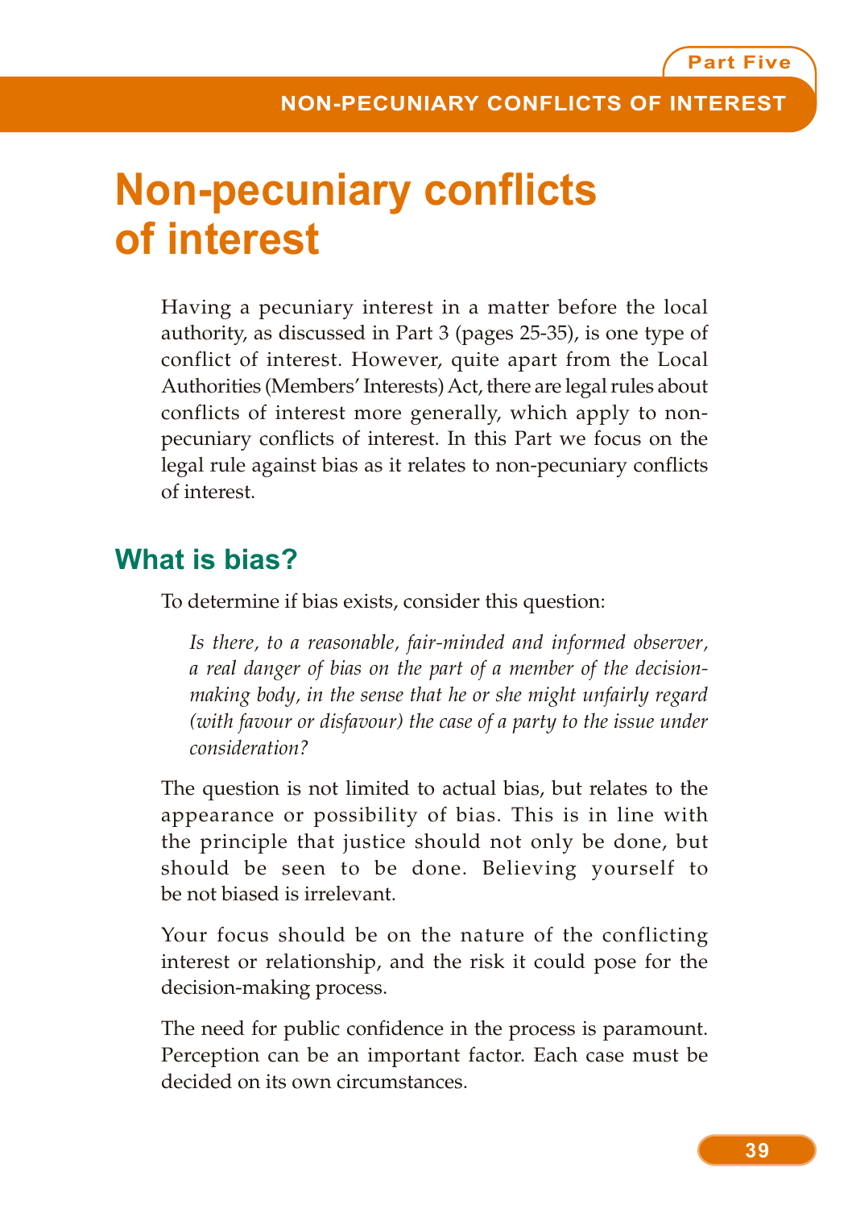# Non-pecuniary conflicts of interest

Having a pecuniary interest in a matter before the local authority, as discussed in Part 3 (pages 25-35), is one type of conflict of interest. However, quite apart from the Local Authorities (Members' Interests) Act, there are legal rules about conflicts of interest more generally, which apply to non-pecuniary conflicts of interest. In this Part we focus on the legal rule against bias as it relates to non-pecuniary conflicts of interest.

## What is bias?

To determine if bias exists, consider this question:

> *Is there, to a reasonable, fair-minded and informed observer, a real danger of bias on the part of a member of the decision-making body, in the sense that he or she might unfairly regard (with favour or disfavour) the case of a party to the issue under consideration?*

The question is not limited to actual bias, but relates to the appearance or possibility of bias. This is in line with the principle that justice should not only be done, but should be seen to be done. Believing yourself to be not biased is irrelevant.

Your focus should be on the nature of the conflicting interest or relationship, and the risk it could pose for the decision-making process.

The need for public confidence in the process is paramount. Perception can be an important factor. Each case must be decided on its own circumstances.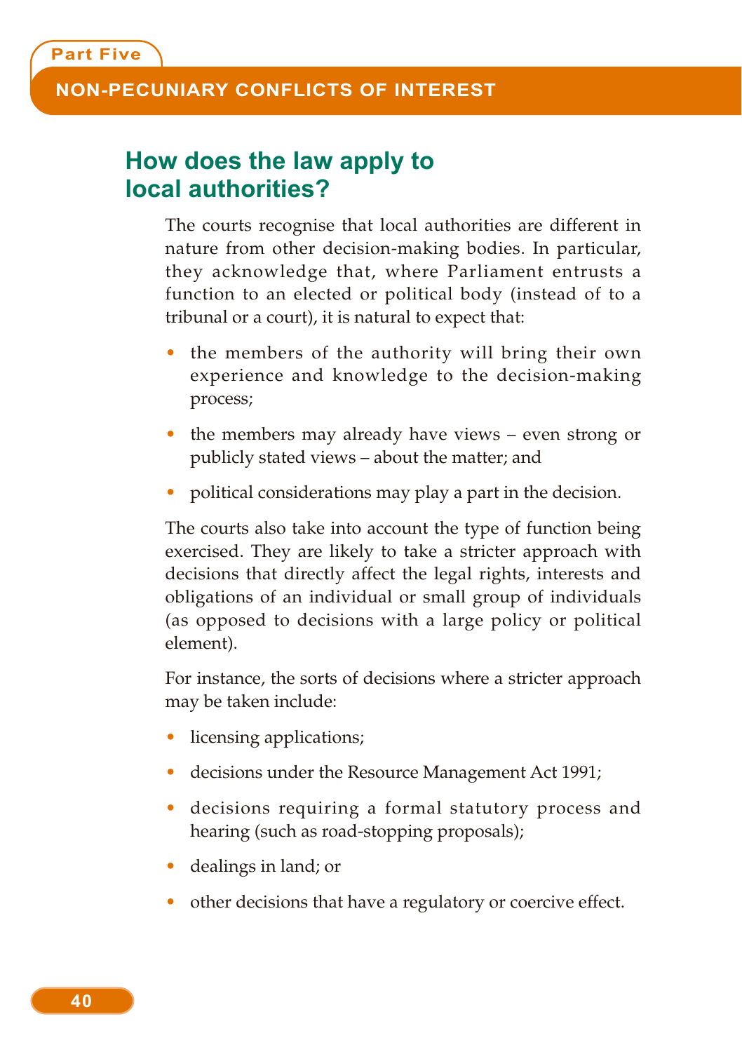## How does the law apply to local authorities?

The courts recognise that local authorities are different in nature from other decision-making bodies. In particular, they acknowledge that, where Parliament entrusts a function to an elected or political body (instead of to a tribunal or a court), it is natural to expect that:

- the members of the authority will bring their own experience and knowledge to the decision-making process;
- the members may already have views – even strong or publicly stated views – about the matter; and
- political considerations may play a part in the decision.

The courts also take into account the type of function being exercised. They are likely to take a stricter approach with decisions that directly affect the legal rights, interests and obligations of an individual or small group of individuals (as opposed to decisions with a large policy or political element).

For instance, the sorts of decisions where a stricter approach may be taken include:

- licensing applications;
- decisions under the Resource Management Act 1991;
- decisions requiring a formal statutory process and hearing (such as road-stopping proposals);
- dealings in land; or
- other decisions that have a regulatory or coercive effect.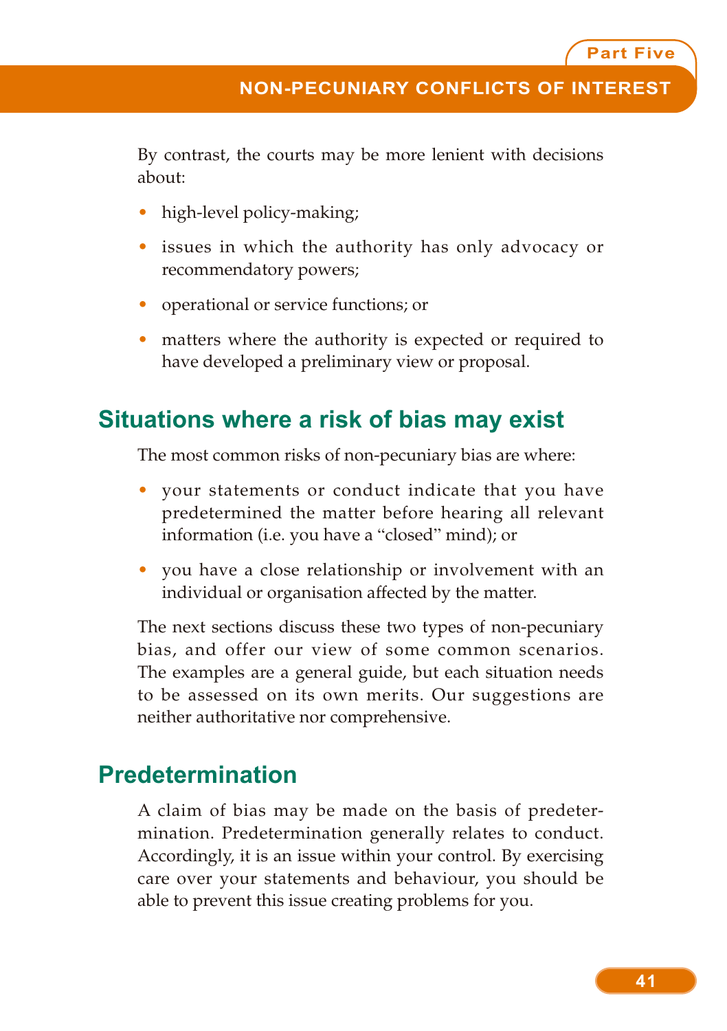By contrast, the courts may be more lenient with decisions about:

- high-level policy-making;
- issues in which the authority has only advocacy or recommendatory powers;
- operational or service functions; or
- matters where the authority is expected or required to have developed a preliminary view or proposal.

## Situations where a risk of bias may exist

The most common risks of non-pecuniary bias are where:

- your statements or conduct indicate that you have predetermined the matter before hearing all relevant information (i.e. you have a "closed" mind); or
- you have a close relationship or involvement with an individual or organisation affected by the matter.

The next sections discuss these two types of non-pecuniary bias, and offer our view of some common scenarios. The examples are a general guide, but each situation needs to be assessed on its own merits. Our suggestions are neither authoritative nor comprehensive.

## Predetermination

A claim of bias may be made on the basis of predetermination. Predetermination generally relates to conduct. Accordingly, it is an issue within your control. By exercising care over your statements and behaviour, you should be able to prevent this issue creating problems for you.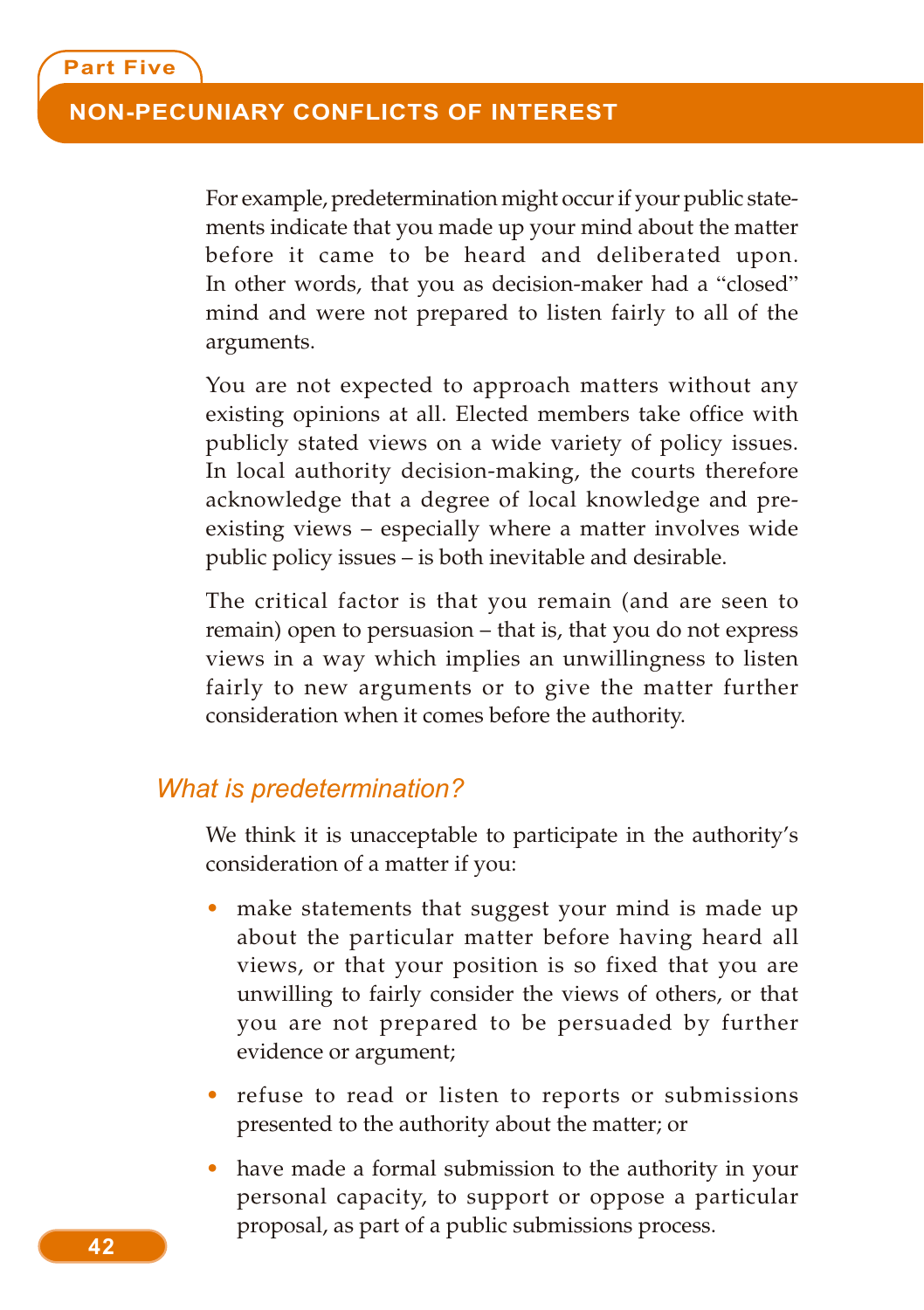For example, predetermination might occur if your public statements indicate that you made up your mind about the matter before it came to be heard and deliberated upon. In other words, that you as decision-maker had a "closed" mind and were not prepared to listen fairly to all of the arguments.

You are not expected to approach matters without any existing opinions at all. Elected members take office with publicly stated views on a wide variety of policy issues. In local authority decision-making, the courts therefore acknowledge that a degree of local knowledge and pre-existing views – especially where a matter involves wide public policy issues – is both inevitable and desirable.

The critical factor is that you remain (and are seen to remain) open to persuasion – that is, that you do not express views in a way which implies an unwillingness to listen fairly to new arguments or to give the matter further consideration when it comes before the authority.

### *What is predetermination?*

We think it is unacceptable to participate in the authority's consideration of a matter if you:

- make statements that suggest your mind is made up about the particular matter before having heard all views, or that your position is so fixed that you are unwilling to fairly consider the views of others, or that you are not prepared to be persuaded by further evidence or argument;
- refuse to read or listen to reports or submissions presented to the authority about the matter; or
- have made a formal submission to the authority in your personal capacity, to support or oppose a particular proposal, as part of a public submissions process.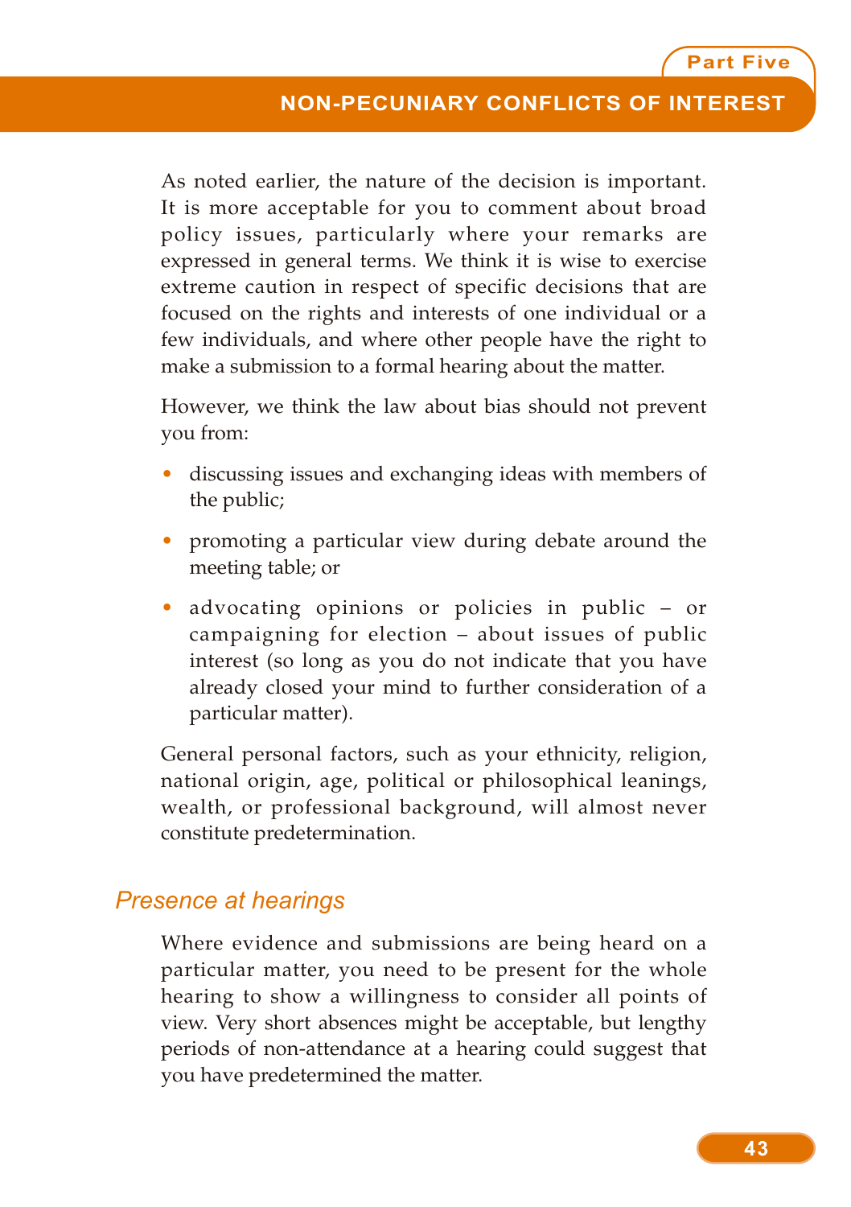As noted earlier, the nature of the decision is important. It is more acceptable for you to comment about broad policy issues, particularly where your remarks are expressed in general terms. We think it is wise to exercise extreme caution in respect of specific decisions that are focused on the rights and interests of one individual or a few individuals, and where other people have the right to make a submission to a formal hearing about the matter.

However, we think the law about bias should not prevent you from:

- discussing issues and exchanging ideas with members of the public;
- promoting a particular view during debate around the meeting table; or
- advocating opinions or policies in public – or campaigning for election – about issues of public interest (so long as you do not indicate that you have already closed your mind to further consideration of a particular matter).

General personal factors, such as your ethnicity, religion, national origin, age, political or philosophical leanings, wealth, or professional background, will almost never constitute predetermination.

### *Presence at hearings*

Where evidence and submissions are being heard on a particular matter, you need to be present for the whole hearing to show a willingness to consider all points of view. Very short absences might be acceptable, but lengthy periods of non-attendance at a hearing could suggest that you have predetermined the matter.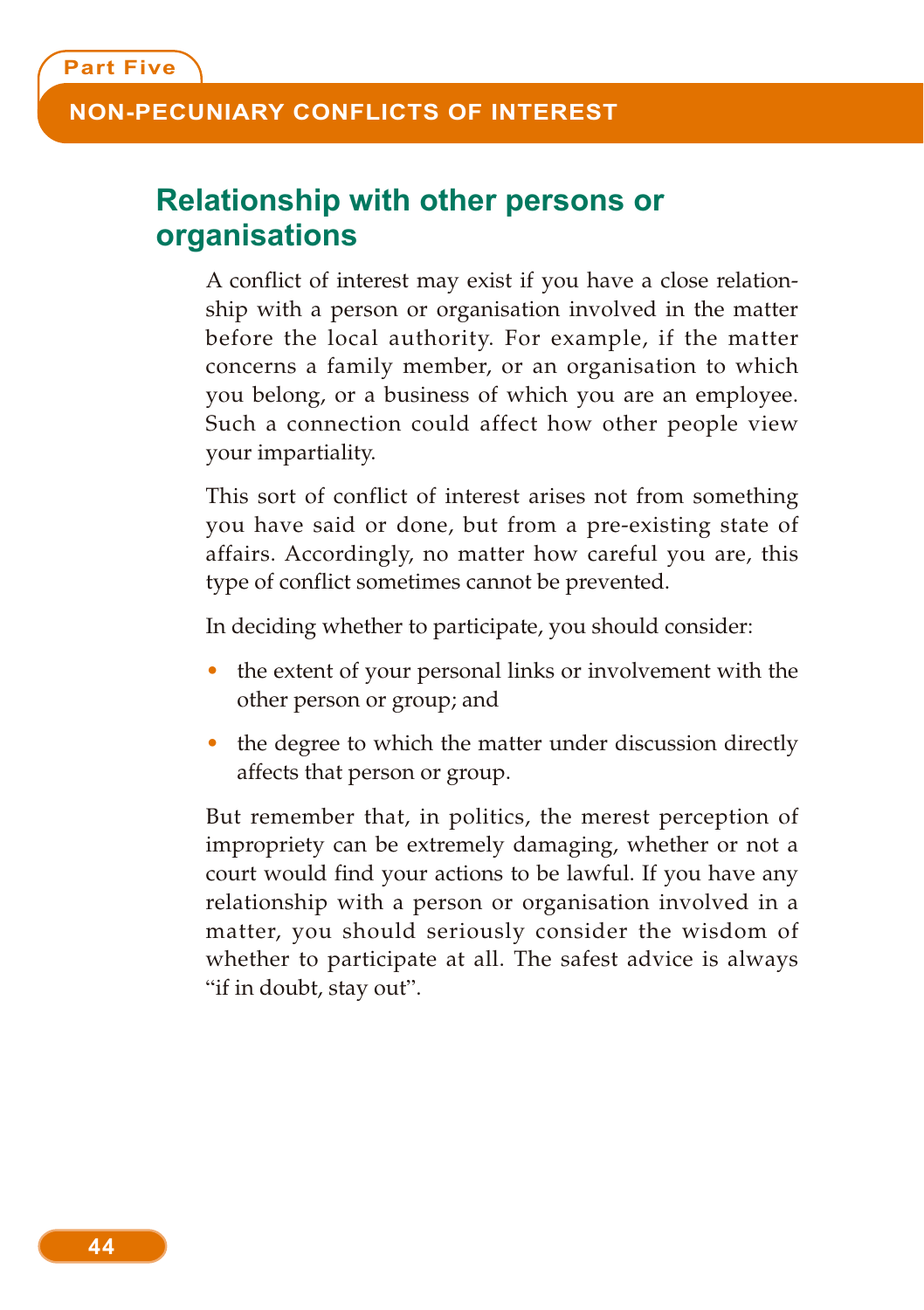## Relationship with other persons or organisations

A conflict of interest may exist if you have a close relationship with a person or organisation involved in the matter before the local authority. For example, if the matter concerns a family member, or an organisation to which you belong, or a business of which you are an employee. Such a connection could affect how other people view your impartiality.

This sort of conflict of interest arises not from something you have said or done, but from a pre-existing state of affairs. Accordingly, no matter how careful you are, this type of conflict sometimes cannot be prevented.

In deciding whether to participate, you should consider:

- the extent of your personal links or involvement with the other person or group; and
- the degree to which the matter under discussion directly affects that person or group.

But remember that, in politics, the merest perception of impropriety can be extremely damaging, whether or not a court would find your actions to be lawful. If you have any relationship with a person or organisation involved in a matter, you should seriously consider the wisdom of whether to participate at all. The safest advice is always "if in doubt, stay out".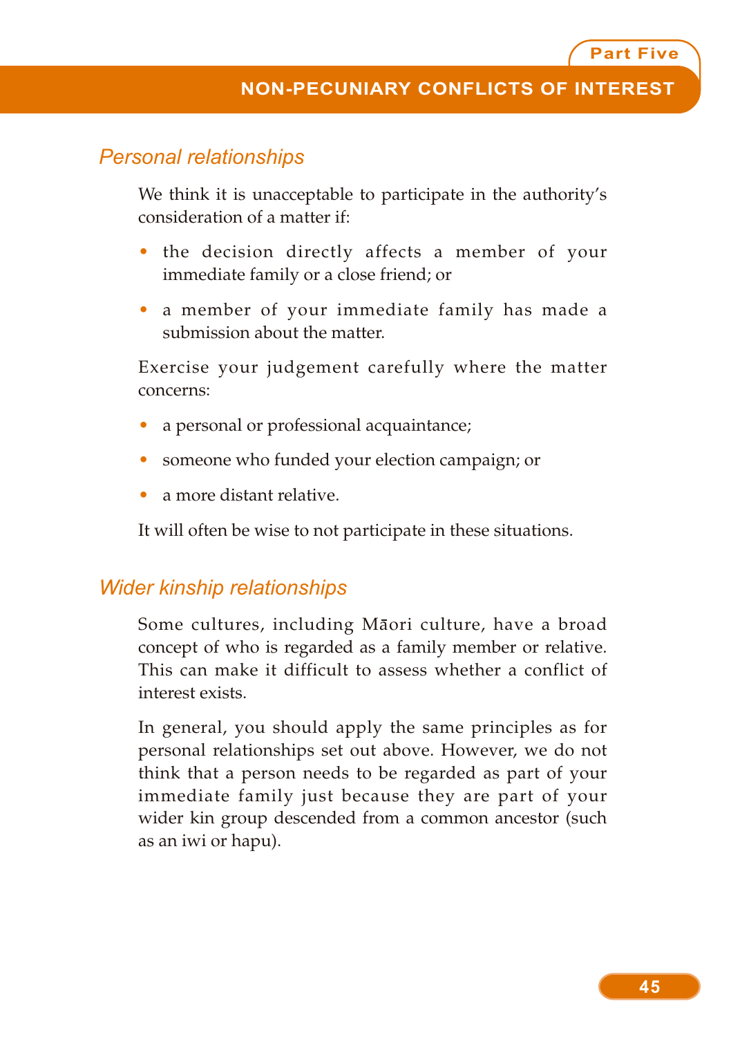### Personal relationships

We think it is unacceptable to participate in the authority's consideration of a matter if:

- the decision directly affects a member of your immediate family or a close friend; or
- a member of your immediate family has made a submission about the matter.

Exercise your judgement carefully where the matter concerns:

- a personal or professional acquaintance;
- someone who funded your election campaign; or
- a more distant relative.

It will often be wise to not participate in these situations.

### Wider kinship relationships

Some cultures, including Māori culture, have a broad concept of who is regarded as a family member or relative. This can make it difficult to assess whether a conflict of interest exists.

In general, you should apply the same principles as for personal relationships set out above. However, we do not think that a person needs to be regarded as part of your immediate family just because they are part of your wider kin group descended from a common ancestor (such as an iwi or hapu).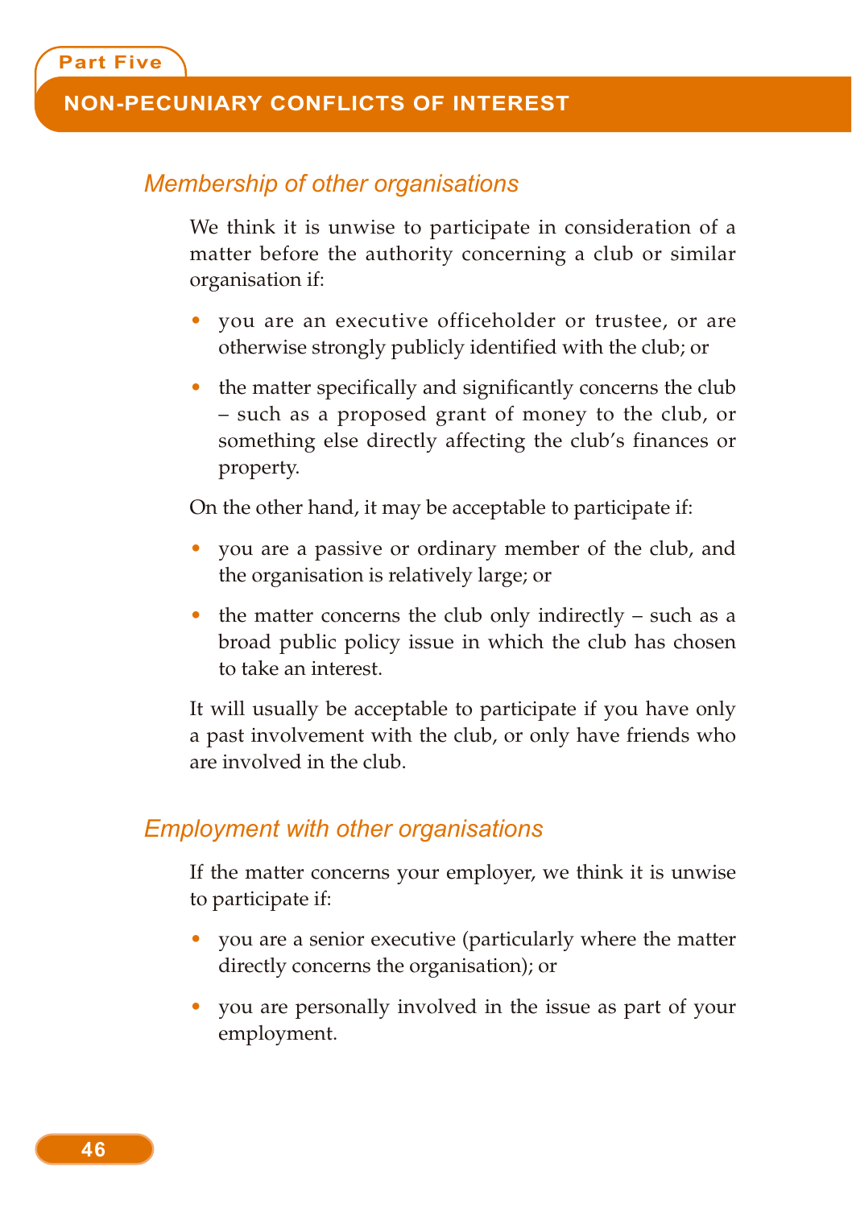## Part Five

# NON-PECUNIARY CONFLICTS OF INTEREST

### *Membership of other organisations*

We think it is unwise to participate in consideration of a matter before the authority concerning a club or similar organisation if:

- you are an executive officeholder or trustee, or are otherwise strongly publicly identified with the club; or
- the matter specifically and significantly concerns the club – such as a proposed grant of money to the club, or something else directly affecting the club's finances or property.

On the other hand, it may be acceptable to participate if:

- you are a passive or ordinary member of the club, and the organisation is relatively large; or
- the matter concerns the club only indirectly – such as a broad public policy issue in which the club has chosen to take an interest.

It will usually be acceptable to participate if you have only a past involvement with the club, or only have friends who are involved in the club.

### *Employment with other organisations*

If the matter concerns your employer, we think it is unwise to participate if:

- you are a senior executive (particularly where the matter directly concerns the organisation); or
- you are personally involved in the issue as part of your employment.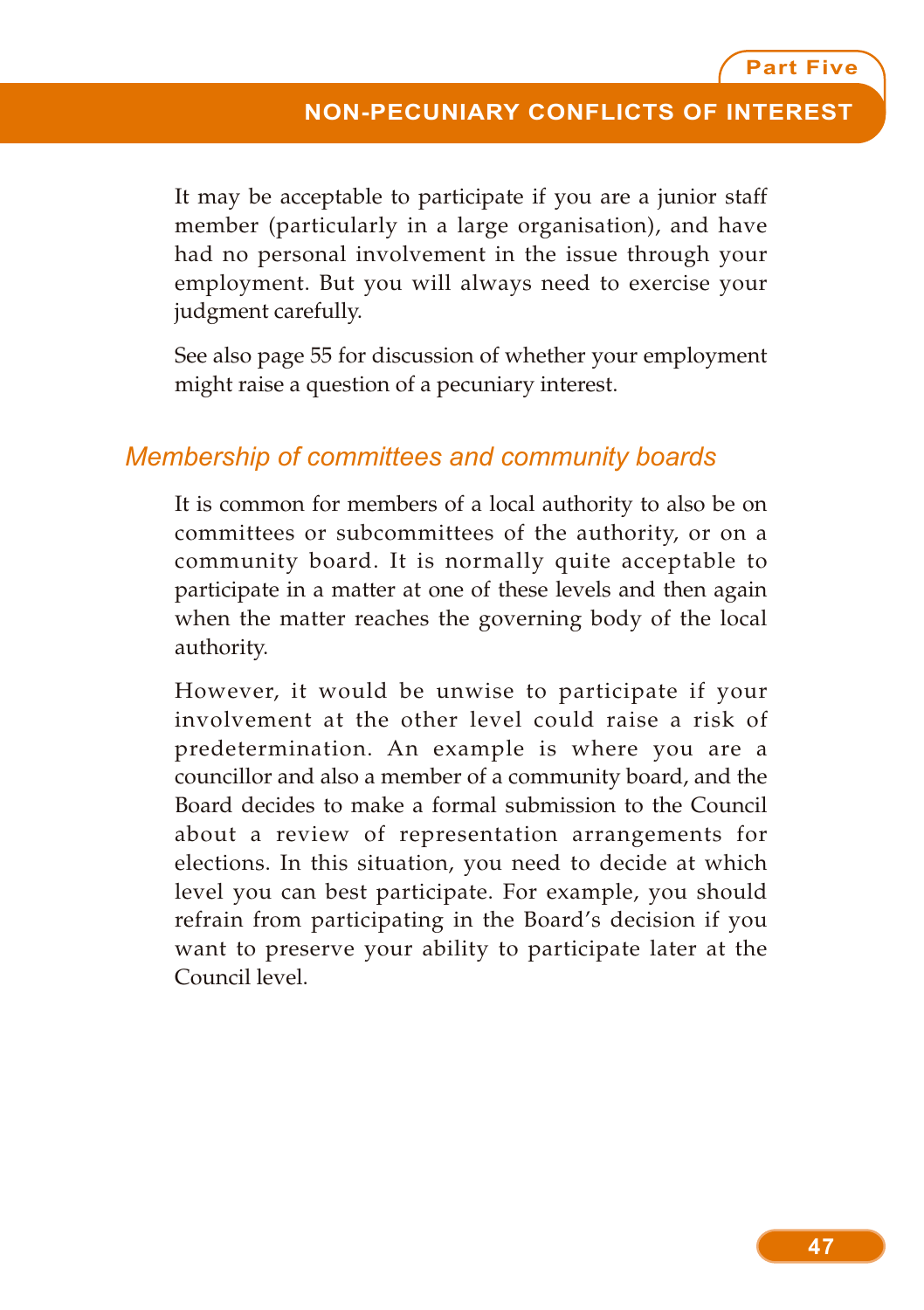It may be acceptable to participate if you are a junior staff member (particularly in a large organisation), and have had no personal involvement in the issue through your employment. But you will always need to exercise your judgment carefully.

See also page 55 for discussion of whether your employment might raise a question of a pecuniary interest.

### *Membership of committees and community boards*

It is common for members of a local authority to also be on committees or subcommittees of the authority, or on a community board. It is normally quite acceptable to participate in a matter at one of these levels and then again when the matter reaches the governing body of the local authority.

However, it would be unwise to participate if your involvement at the other level could raise a risk of predetermination. An example is where you are a councillor and also a member of a community board, and the Board decides to make a formal submission to the Council about a review of representation arrangements for elections. In this situation, you need to decide at which level you can best participate. For example, you should refrain from participating in the Board's decision if you want to preserve your ability to participate later at the Council level.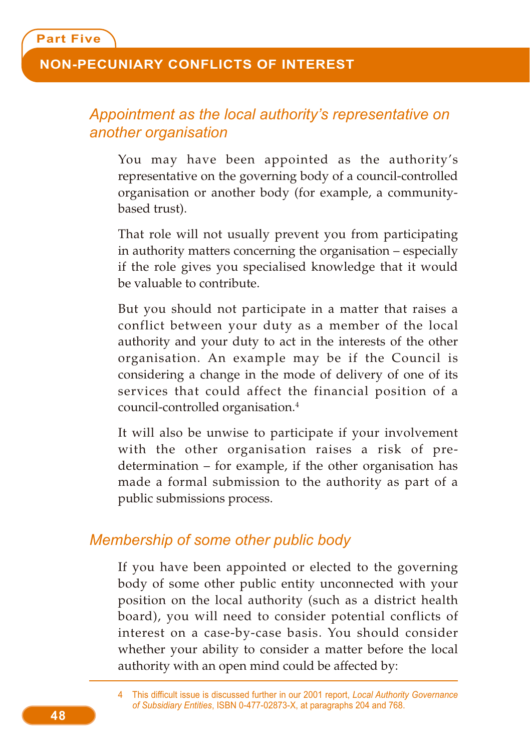## Appointment as the local authority's representative on another organisation

You may have been appointed as the authority's representative on the governing body of a council-controlled organisation or another body (for example, a community-based trust).

That role will not usually prevent you from participating in authority matters concerning the organisation – especially if the role gives you specialised knowledge that it would be valuable to contribute.

But you should not participate in a matter that raises a conflict between your duty as a member of the local authority and your duty to act in the interests of the other organisation. An example may be if the Council is considering a change in the mode of delivery of one of its services that could affect the financial position of a council-controlled organisation.[4]

It will also be unwise to participate if your involvement with the other organisation raises a risk of pre-determination – for example, if the other organisation has made a formal submission to the authority as part of a public submissions process.

## Membership of some other public body

If you have been appointed or elected to the governing body of some other public entity unconnected with your position on the local authority (such as a district health board), you will need to consider potential conflicts of interest on a case-by-case basis. You should consider whether your ability to consider a matter before the local authority with an open mind could be affected by:

---

4 This difficult issue is discussed further in our 2001 report, *Local Authority Governance of Subsidiary Entities*, ISBN 0-477-02873-X, at paragraphs 204 and 768.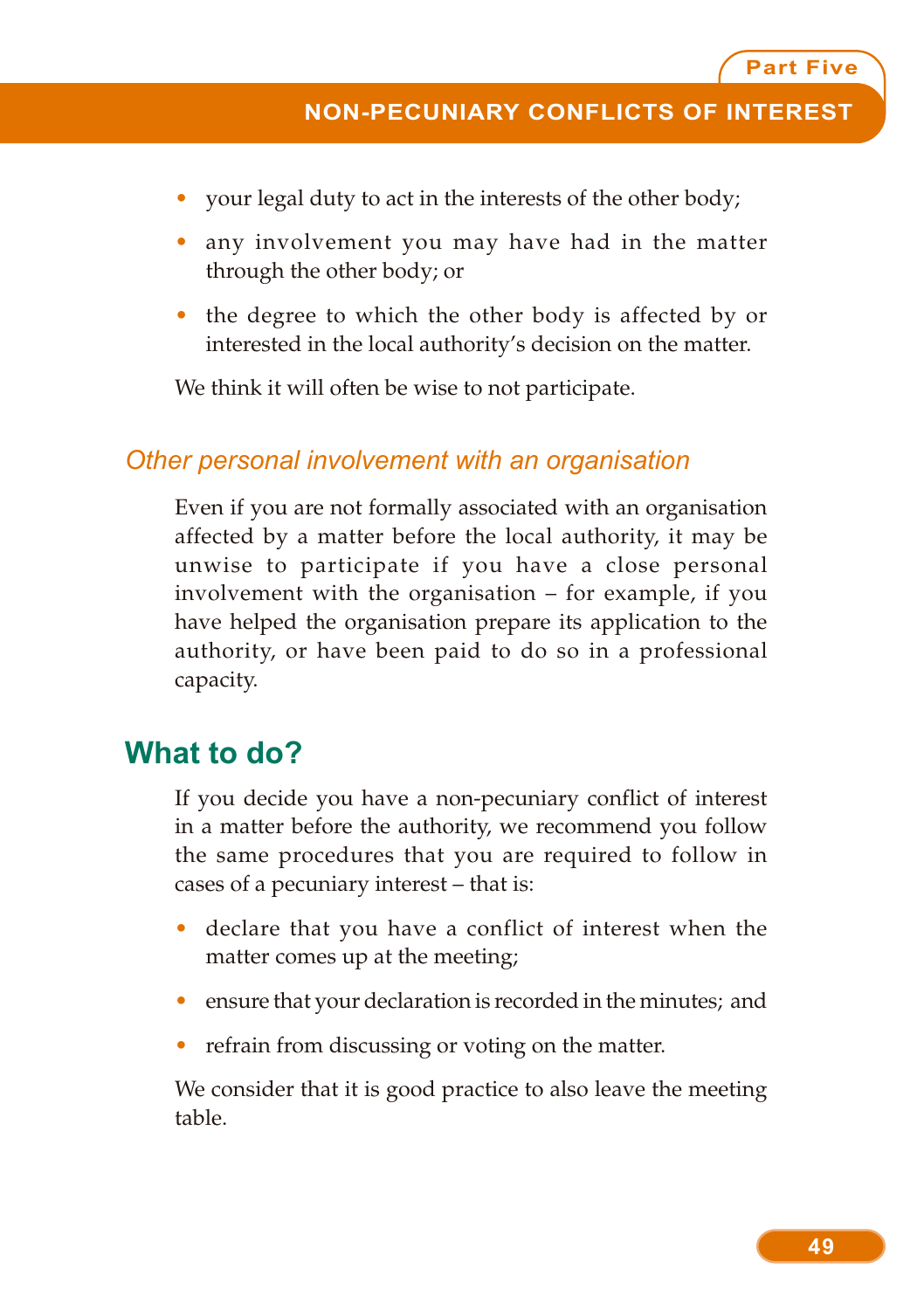- your legal duty to act in the interests of the other body;
- any involvement you may have had in the matter through the other body; or
- the degree to which the other body is affected by or interested in the local authority's decision on the matter.

We think it will often be wise to not participate.

### *Other personal involvement with an organisation*

Even if you are not formally associated with an organisation affected by a matter before the local authority, it may be unwise to participate if you have a close personal involvement with the organisation – for example, if you have helped the organisation prepare its application to the authority, or have been paid to do so in a professional capacity.

## What to do?

If you decide you have a non-pecuniary conflict of interest in a matter before the authority, we recommend you follow the same procedures that you are required to follow in cases of a pecuniary interest – that is:

- declare that you have a conflict of interest when the matter comes up at the meeting;
- ensure that your declaration is recorded in the minutes; and
- refrain from discussing or voting on the matter.

We consider that it is good practice to also leave the meeting table.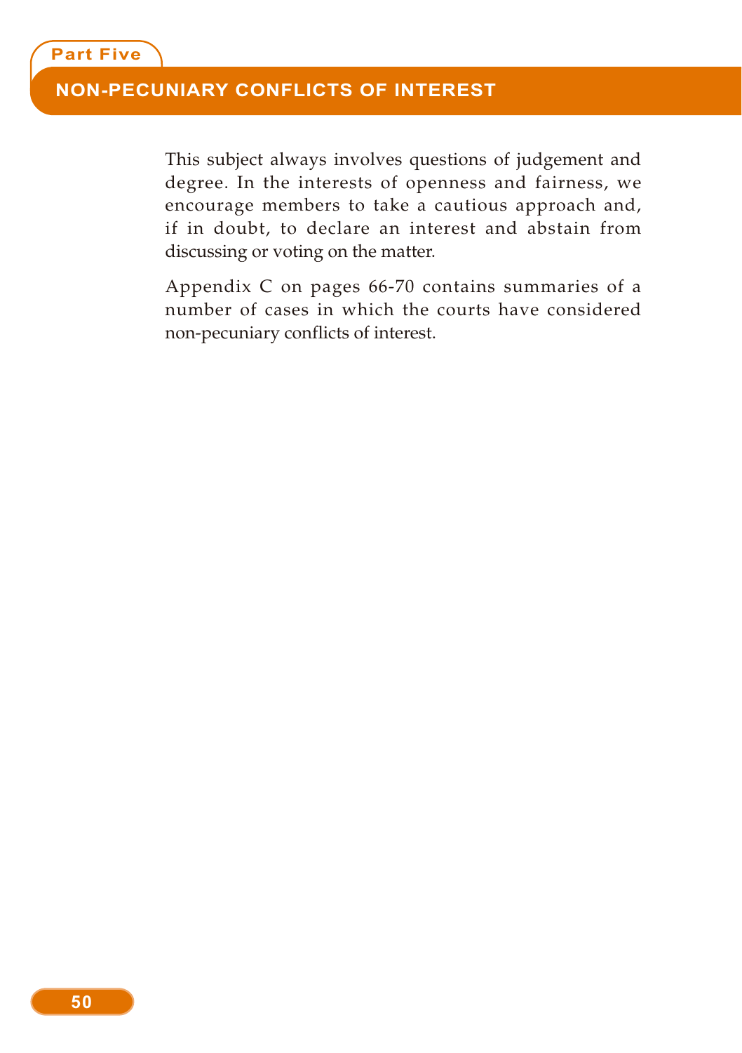## Part Five

# NON-PECUNIARY CONFLICTS OF INTEREST

This subject always involves questions of judgement and degree. In the interests of openness and fairness, we encourage members to take a cautious approach and, if in doubt, to declare an interest and abstain from discussing or voting on the matter.

Appendix C on pages 66-70 contains summaries of a number of cases in which the courts have considered non-pecuniary conflicts of interest.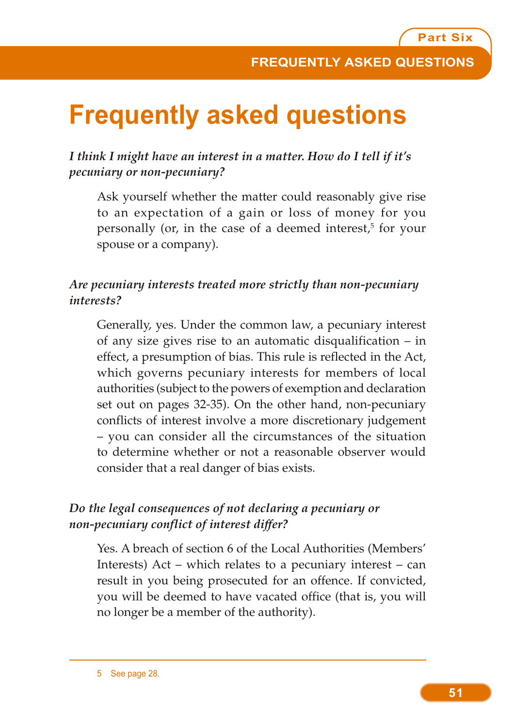# Frequently asked questions

***I think I might have an interest in a matter. How do I tell if it's pecuniary or non-pecuniary?***

Ask yourself whether the matter could reasonably give rise to an expectation of a gain or loss of money for you personally (or, in the case of a deemed interest,[5] for your spouse or a company).

***Are pecuniary interests treated more strictly than non-pecuniary interests?***

Generally, yes. Under the common law, a pecuniary interest of any size gives rise to an automatic disqualification – in effect, a presumption of bias. This rule is reflected in the Act, which governs pecuniary interests for members of local authorities (subject to the powers of exemption and declaration set out on pages 32-35). On the other hand, non-pecuniary conflicts of interest involve a more discretionary judgement – you can consider all the circumstances of the situation to determine whether or not a reasonable observer would consider that a real danger of bias exists.

***Do the legal consequences of not declaring a pecuniary or non-pecuniary conflict of interest differ?***

Yes. A breach of section 6 of the Local Authorities (Members' Interests) Act – which relates to a pecuniary interest – can result in you being prosecuted for an offence. If convicted, you will be deemed to have vacated office (that is, you will no longer be a member of the authority).

---

5 See page 28.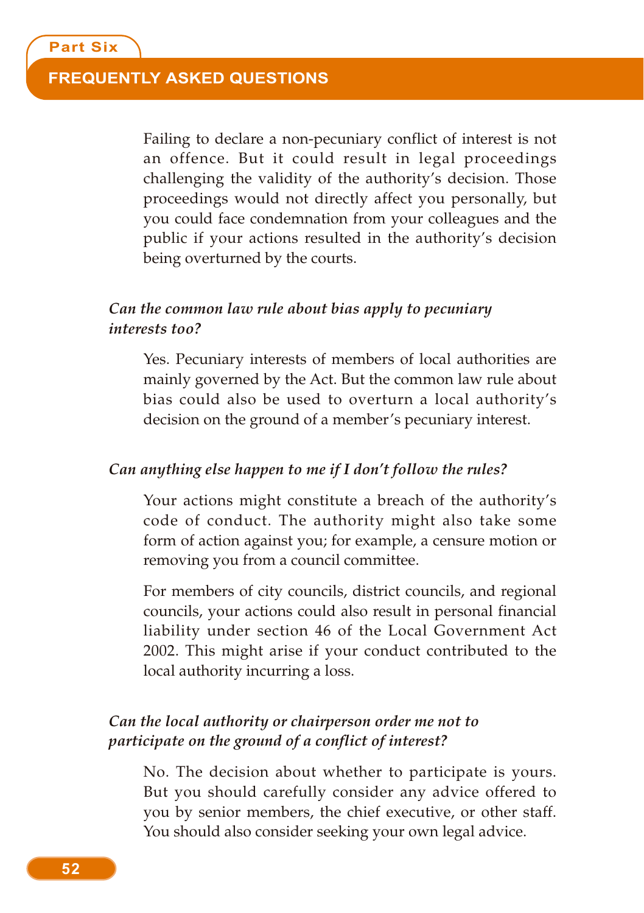Failing to declare a non-pecuniary conflict of interest is not an offence. But it could result in legal proceedings challenging the validity of the authority's decision. Those proceedings would not directly affect you personally, but you could face condemnation from your colleagues and the public if your actions resulted in the authority's decision being overturned by the courts.

***Can the common law rule about bias apply to pecuniary interests too?***

Yes. Pecuniary interests of members of local authorities are mainly governed by the Act. But the common law rule about bias could also be used to overturn a local authority's decision on the ground of a member's pecuniary interest.

***Can anything else happen to me if I don't follow the rules?***

Your actions might constitute a breach of the authority's code of conduct. The authority might also take some form of action against you; for example, a censure motion or removing you from a council committee.

For members of city councils, district councils, and regional councils, your actions could also result in personal financial liability under section 46 of the Local Government Act 2002. This might arise if your conduct contributed to the local authority incurring a loss.

***Can the local authority or chairperson order me not to participate on the ground of a conflict of interest?***

No. The decision about whether to participate is yours. But you should carefully consider any advice offered to you by senior members, the chief executive, or other staff. You should also consider seeking your own legal advice.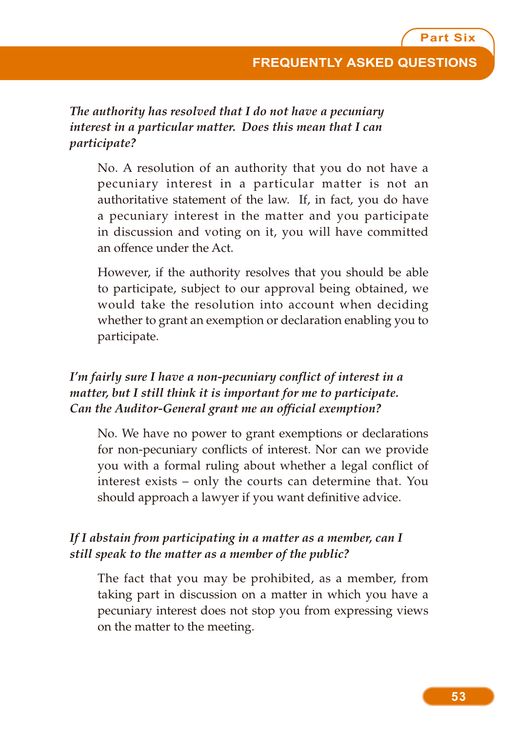*The authority has resolved that I do not have a pecuniary interest in a particular matter. Does this mean that I can participate?*

No. A resolution of an authority that you do not have a pecuniary interest in a particular matter is not an authoritative statement of the law. If, in fact, you do have a pecuniary interest in the matter and you participate in discussion and voting on it, you will have committed an offence under the Act.

However, if the authority resolves that you should be able to participate, subject to our approval being obtained, we would take the resolution into account when deciding whether to grant an exemption or declaration enabling you to participate.

*I'm fairly sure I have a non-pecuniary conflict of interest in a matter, but I still think it is important for me to participate. Can the Auditor-General grant me an official exemption?*

No. We have no power to grant exemptions or declarations for non-pecuniary conflicts of interest. Nor can we provide you with a formal ruling about whether a legal conflict of interest exists – only the courts can determine that. You should approach a lawyer if you want definitive advice.

*If I abstain from participating in a matter as a member, can I still speak to the matter as a member of the public?*

The fact that you may be prohibited, as a member, from taking part in discussion on a matter in which you have a pecuniary interest does not stop you from expressing views on the matter to the meeting.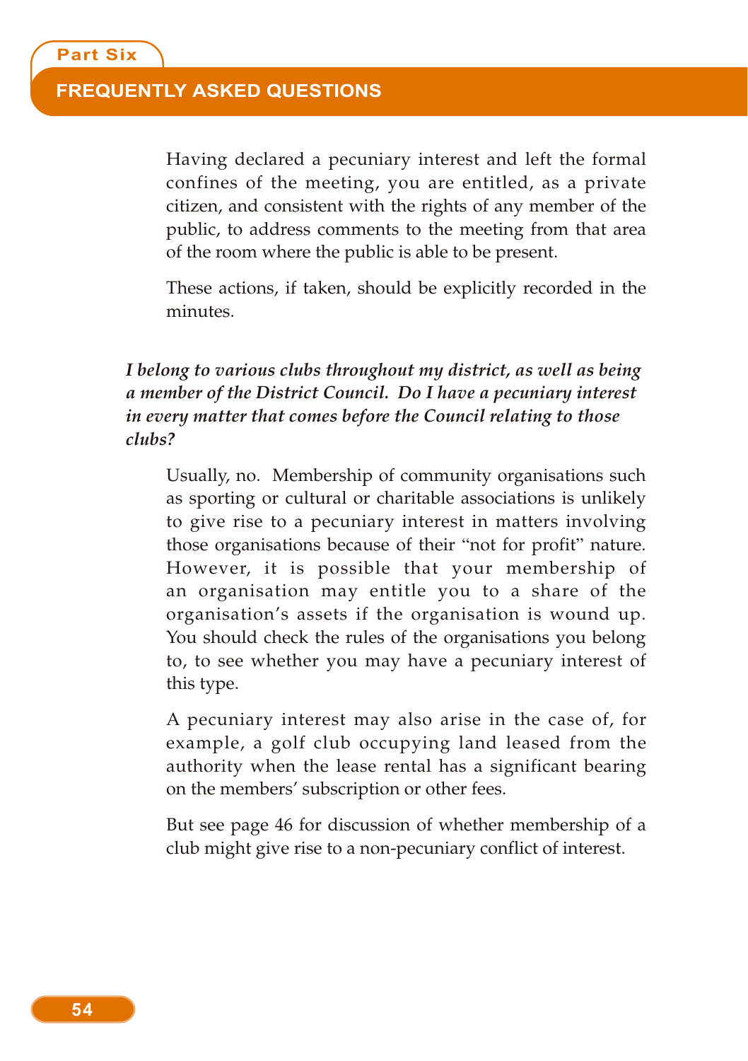Having declared a pecuniary interest and left the formal confines of the meeting, you are entitled, as a private citizen, and consistent with the rights of any member of the public, to address comments to the meeting from that area of the room where the public is able to be present.

These actions, if taken, should be explicitly recorded in the minutes.

***I belong to various clubs throughout my district, as well as being a member of the District Council. Do I have a pecuniary interest in every matter that comes before the Council relating to those clubs?***

Usually, no. Membership of community organisations such as sporting or cultural or charitable associations is unlikely to give rise to a pecuniary interest in matters involving those organisations because of their "not for profit" nature. However, it is possible that your membership of an organisation may entitle you to a share of the organisation's assets if the organisation is wound up. You should check the rules of the organisations you belong to, to see whether you may have a pecuniary interest of this type.

A pecuniary interest may also arise in the case of, for example, a golf club occupying land leased from the authority when the lease rental has a significant bearing on the members' subscription or other fees.

But see page 46 for discussion of whether membership of a club might give rise to a non-pecuniary conflict of interest.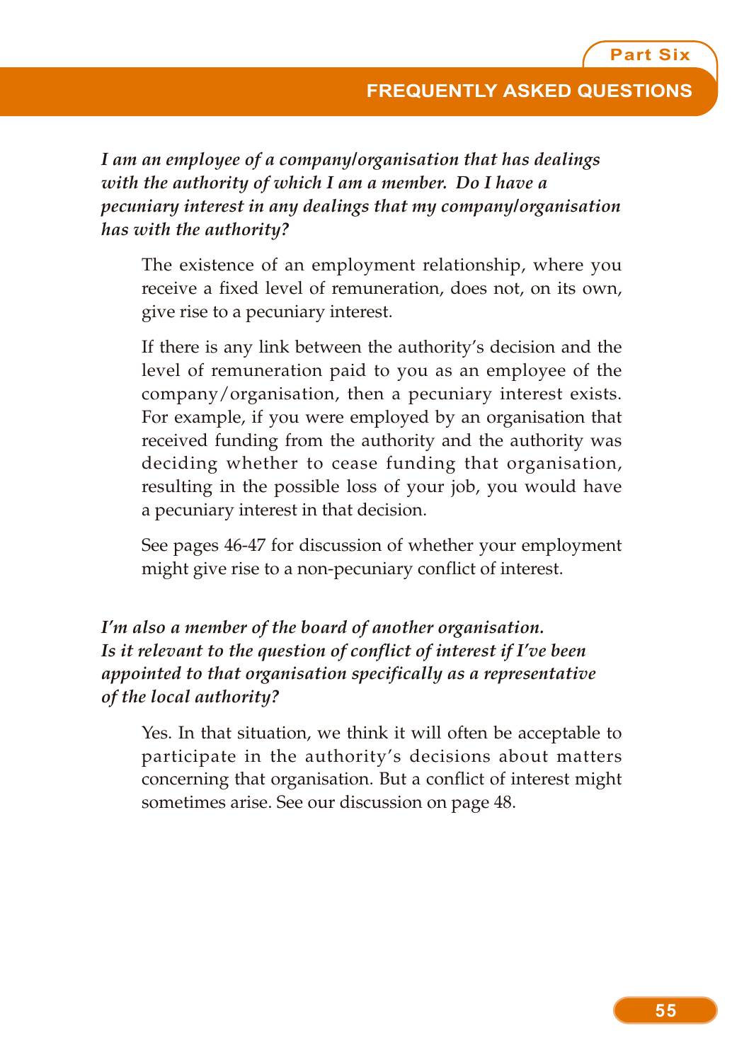## FREQUENTLY ASKED QUESTIONS

***I am an employee of a company/organisation that has dealings with the authority of which I am a member. Do I have a pecuniary interest in any dealings that my company/organisation has with the authority?***

The existence of an employment relationship, where you receive a fixed level of remuneration, does not, on its own, give rise to a pecuniary interest.

If there is any link between the authority's decision and the level of remuneration paid to you as an employee of the company/organisation, then a pecuniary interest exists. For example, if you were employed by an organisation that received funding from the authority and the authority was deciding whether to cease funding that organisation, resulting in the possible loss of your job, you would have a pecuniary interest in that decision.

See pages 46-47 for discussion of whether your employment might give rise to a non-pecuniary conflict of interest.

***I'm also a member of the board of another organisation. Is it relevant to the question of conflict of interest if I've been appointed to that organisation specifically as a representative of the local authority?***

Yes. In that situation, we think it will often be acceptable to participate in the authority's decisions about matters concerning that organisation. But a conflict of interest might sometimes arise. See our discussion on page 48.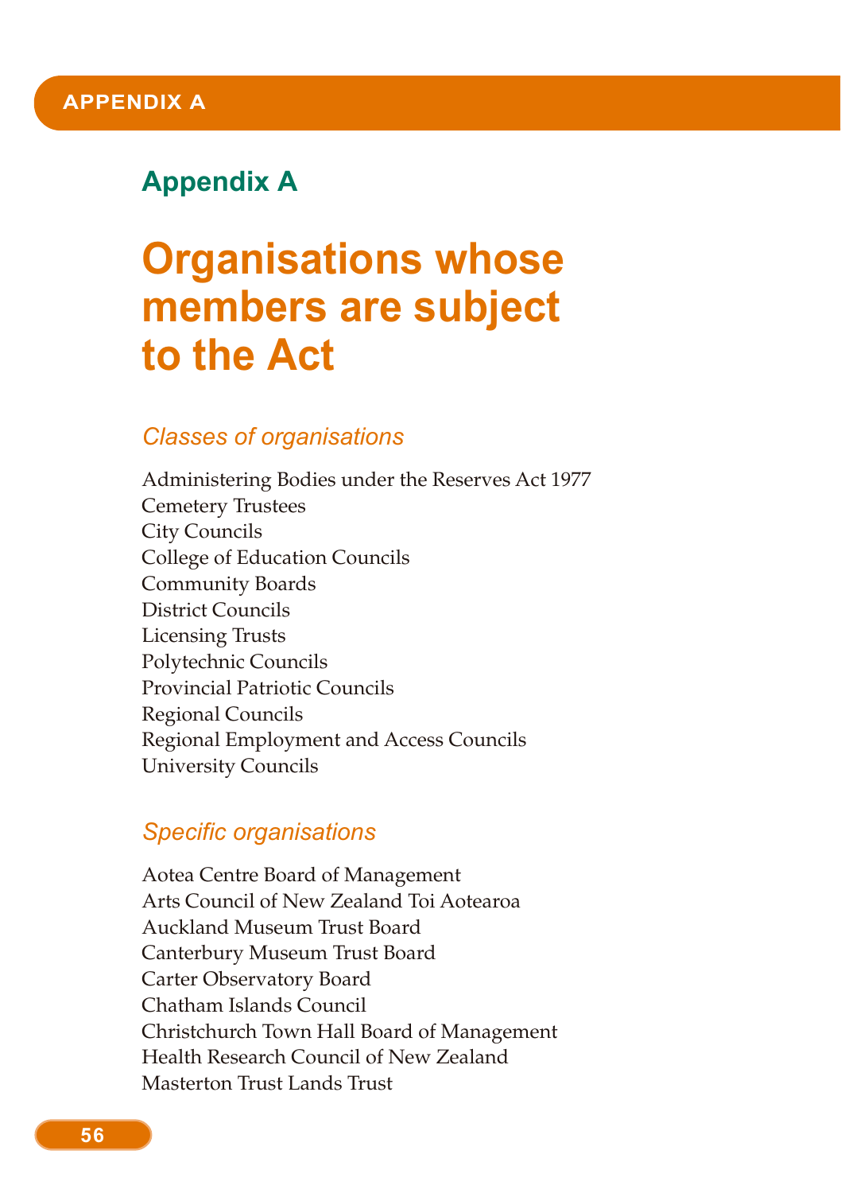# Appendix A

## Organisations whose members are subject to the Act

### *Classes of organisations*

Administering Bodies under the Reserves Act 1977
Cemetery Trustees
City Councils
College of Education Councils
Community Boards
District Councils
Licensing Trusts
Polytechnic Councils
Provincial Patriotic Councils
Regional Councils
Regional Employment and Access Councils
University Councils

### *Specific organisations*

Aotea Centre Board of Management
Arts Council of New Zealand Toi Aotearoa
Auckland Museum Trust Board
Canterbury Museum Trust Board
Carter Observatory Board
Chatham Islands Council
Christchurch Town Hall Board of Management
Health Research Council of New Zealand
Masterton Trust Lands Trust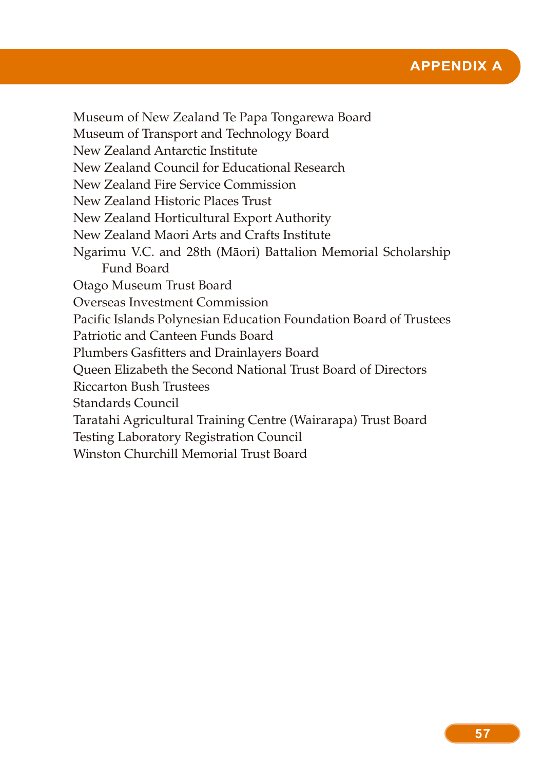Museum of New Zealand Te Papa Tongarewa Board
Museum of Transport and Technology Board
New Zealand Antarctic Institute
New Zealand Council for Educational Research
New Zealand Fire Service Commission
New Zealand Historic Places Trust
New Zealand Horticultural Export Authority
New Zealand Māori Arts and Crafts Institute
Ngārimu V.C. and 28th (Māori) Battalion Memorial Scholarship Fund Board
Otago Museum Trust Board
Overseas Investment Commission
Pacific Islands Polynesian Education Foundation Board of Trustees
Patriotic and Canteen Funds Board
Plumbers Gasfitters and Drainlayers Board
Queen Elizabeth the Second National Trust Board of Directors
Riccarton Bush Trustees
Standards Council
Taratahi Agricultural Training Centre (Wairarapa) Trust Board
Testing Laboratory Registration Council
Winston Churchill Memorial Trust Board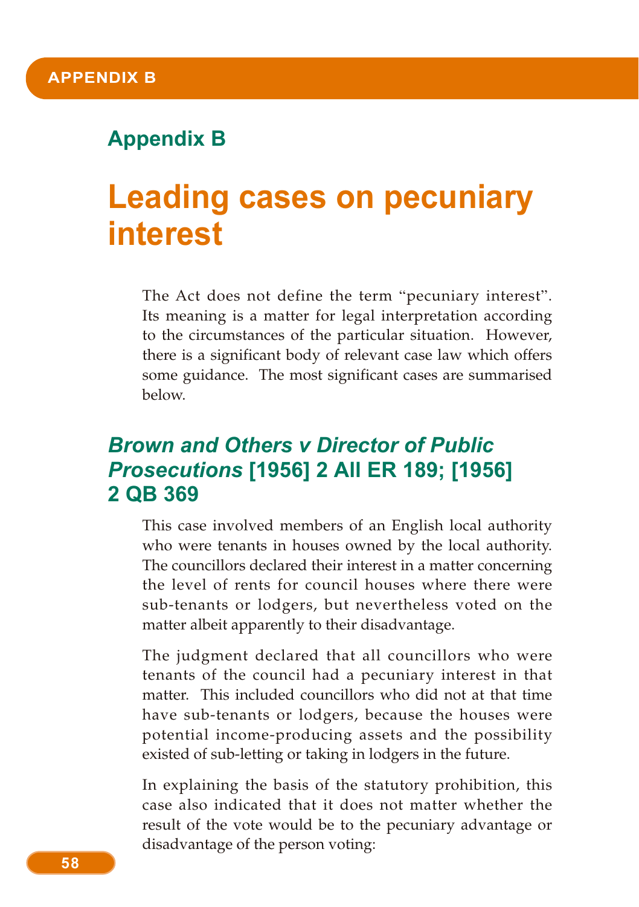## Appendix B

# Leading cases on pecuniary interest

The Act does not define the term "pecuniary interest". Its meaning is a matter for legal interpretation according to the circumstances of the particular situation. However, there is a significant body of relevant case law which offers some guidance. The most significant cases are summarised below.

### *Brown and Others v Director of Public Prosecutions* [1956] 2 All ER 189; [1956] 2 QB 369

This case involved members of an English local authority who were tenants in houses owned by the local authority. The councillors declared their interest in a matter concerning the level of rents for council houses where there were sub-tenants or lodgers, but nevertheless voted on the matter albeit apparently to their disadvantage.

The judgment declared that all councillors who were tenants of the council had a pecuniary interest in that matter. This included councillors who did not at that time have sub-tenants or lodgers, because the houses were potential income-producing assets and the possibility existed of sub-letting or taking in lodgers in the future.

In explaining the basis of the statutory prohibition, this case also indicated that it does not matter whether the result of the vote would be to the pecuniary advantage or disadvantage of the person voting: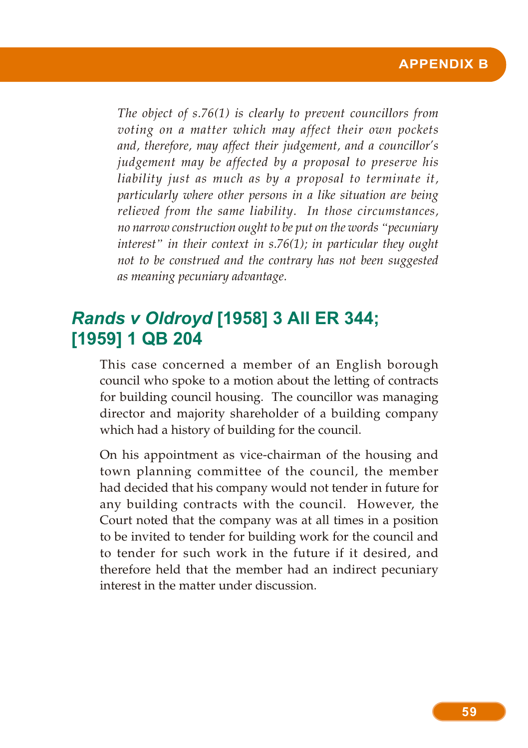*The object of s.76(1) is clearly to prevent councillors from voting on a matter which may affect their own pockets and, therefore, may affect their judgement, and a councillor's judgement may be affected by a proposal to preserve his liability just as much as by a proposal to terminate it, particularly where other persons in a like situation are being relieved from the same liability. In those circumstances, no narrow construction ought to be put on the words "pecuniary interest" in their context in s.76(1); in particular they ought not to be construed and the contrary has not been suggested as meaning pecuniary advantage.*

## *Rands v Oldroyd* [1958] 3 All ER 344; [1959] 1 QB 204

This case concerned a member of an English borough council who spoke to a motion about the letting of contracts for building council housing. The councillor was managing director and majority shareholder of a building company which had a history of building for the council.

On his appointment as vice-chairman of the housing and town planning committee of the council, the member had decided that his company would not tender in future for any building contracts with the council. However, the Court noted that the company was at all times in a position to be invited to tender for building work for the council and to tender for such work in the future if it desired, and therefore held that the member had an indirect pecuniary interest in the matter under discussion.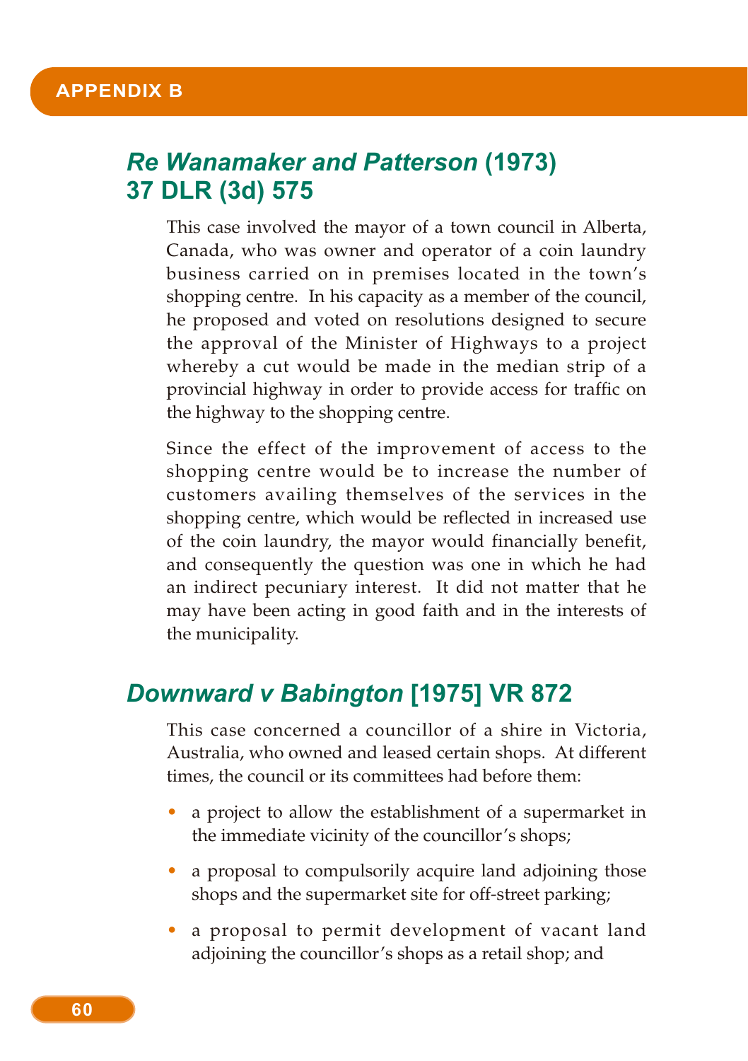## *Re Wanamaker and Patterson* (1973) 37 DLR (3d) 575

This case involved the mayor of a town council in Alberta, Canada, who was owner and operator of a coin laundry business carried on in premises located in the town's shopping centre. In his capacity as a member of the council, he proposed and voted on resolutions designed to secure the approval of the Minister of Highways to a project whereby a cut would be made in the median strip of a provincial highway in order to provide access for traffic on the highway to the shopping centre.

Since the effect of the improvement of access to the shopping centre would be to increase the number of customers availing themselves of the services in the shopping centre, which would be reflected in increased use of the coin laundry, the mayor would financially benefit, and consequently the question was one in which he had an indirect pecuniary interest. It did not matter that he may have been acting in good faith and in the interests of the municipality.

## *Downward v Babington* [1975] VR 872

This case concerned a councillor of a shire in Victoria, Australia, who owned and leased certain shops. At different times, the council or its committees had before them:

- a project to allow the establishment of a supermarket in the immediate vicinity of the councillor's shops;
- a proposal to compulsorily acquire land adjoining those shops and the supermarket site for off-street parking;
- a proposal to permit development of vacant land adjoining the councillor's shops as a retail shop; and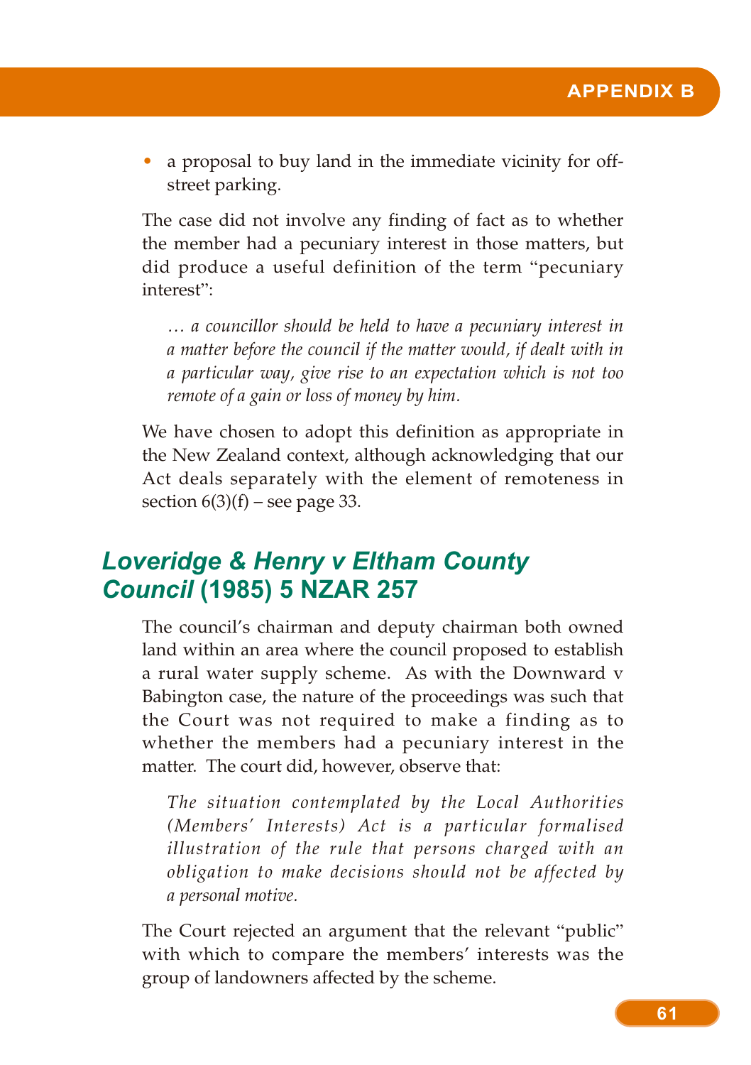- a proposal to buy land in the immediate vicinity for off-street parking.

The case did not involve any finding of fact as to whether the member had a pecuniary interest in those matters, but did produce a useful definition of the term "pecuniary interest":

> *… a councillor should be held to have a pecuniary interest in a matter before the council if the matter would, if dealt with in a particular way, give rise to an expectation which is not too remote of a gain or loss of money by him.*

We have chosen to adopt this definition as appropriate in the New Zealand context, although acknowledging that our Act deals separately with the element of remoteness in section 6(3)(f) – see page 33.

## *Loveridge & Henry v Eltham County Council* (1985) 5 NZAR 257

The council's chairman and deputy chairman both owned land within an area where the council proposed to establish a rural water supply scheme. As with the Downward v Babington case, the nature of the proceedings was such that the Court was not required to make a finding as to whether the members had a pecuniary interest in the matter. The court did, however, observe that:

> *The situation contemplated by the Local Authorities (Members' Interests) Act is a particular formalised illustration of the rule that persons charged with an obligation to make decisions should not be affected by a personal motive.*

The Court rejected an argument that the relevant "public" with which to compare the members' interests was the group of landowners affected by the scheme.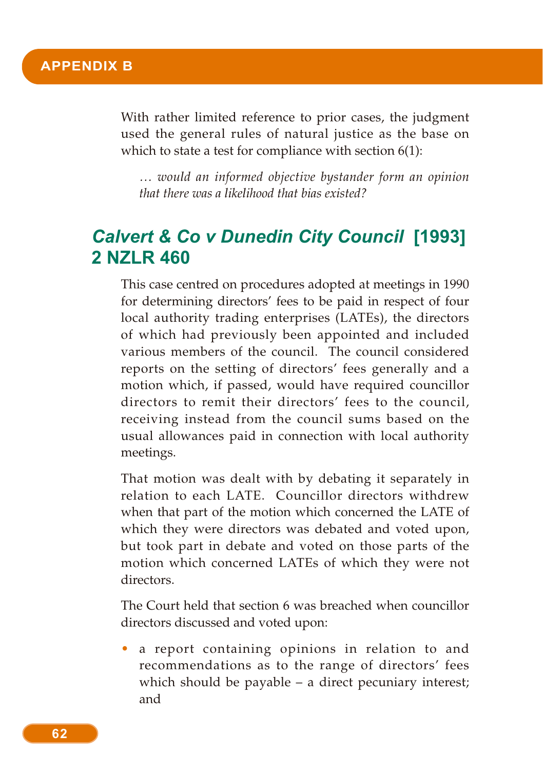With rather limited reference to prior cases, the judgment used the general rules of natural justice as the base on which to state a test for compliance with section 6(1):

> *… would an informed objective bystander form an opinion that there was a likelihood that bias existed?*

## *Calvert & Co v Dunedin City Council* [1993] 2 NZLR 460

This case centred on procedures adopted at meetings in 1990 for determining directors' fees to be paid in respect of four local authority trading enterprises (LATEs), the directors of which had previously been appointed and included various members of the council. The council considered reports on the setting of directors' fees generally and a motion which, if passed, would have required councillor directors to remit their directors' fees to the council, receiving instead from the council sums based on the usual allowances paid in connection with local authority meetings.

That motion was dealt with by debating it separately in relation to each LATE. Councillor directors withdrew when that part of the motion which concerned the LATE of which they were directors was debated and voted upon, but took part in debate and voted on those parts of the motion which concerned LATEs of which they were not directors.

The Court held that section 6 was breached when councillor directors discussed and voted upon:

- a report containing opinions in relation to and recommendations as to the range of directors' fees which should be payable – a direct pecuniary interest; and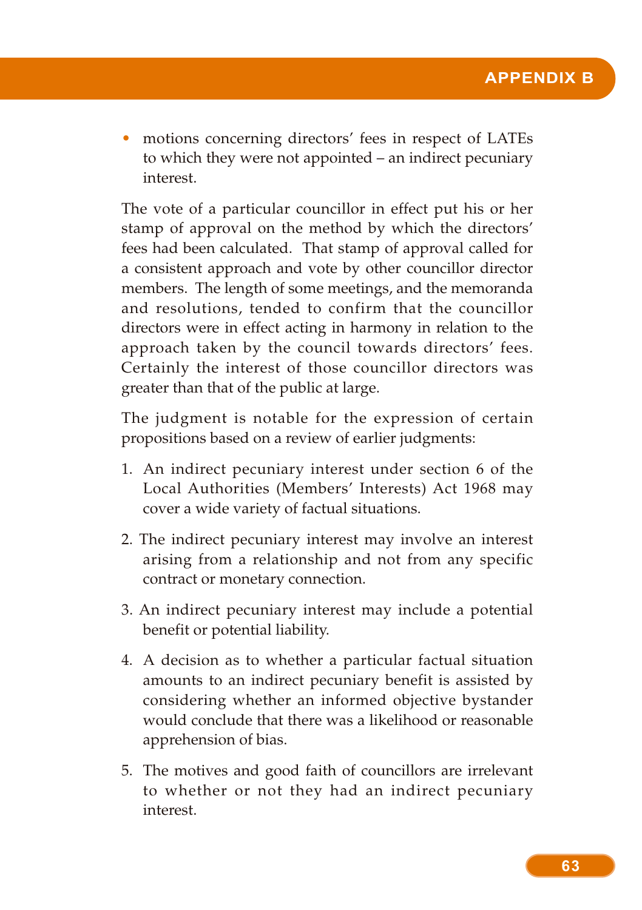- motions concerning directors' fees in respect of LATEs to which they were not appointed – an indirect pecuniary interest.

The vote of a particular councillor in effect put his or her stamp of approval on the method by which the directors' fees had been calculated. That stamp of approval called for a consistent approach and vote by other councillor director members. The length of some meetings, and the memoranda and resolutions, tended to confirm that the councillor directors were in effect acting in harmony in relation to the approach taken by the council towards directors' fees. Certainly the interest of those councillor directors was greater than that of the public at large.

The judgment is notable for the expression of certain propositions based on a review of earlier judgments:

1. An indirect pecuniary interest under section 6 of the Local Authorities (Members' Interests) Act 1968 may cover a wide variety of factual situations.
2. The indirect pecuniary interest may involve an interest arising from a relationship and not from any specific contract or monetary connection.
3. An indirect pecuniary interest may include a potential benefit or potential liability.
4. A decision as to whether a particular factual situation amounts to an indirect pecuniary benefit is assisted by considering whether an informed objective bystander would conclude that there was a likelihood or reasonable apprehension of bias.
5. The motives and good faith of councillors are irrelevant to whether or not they had an indirect pecuniary interest.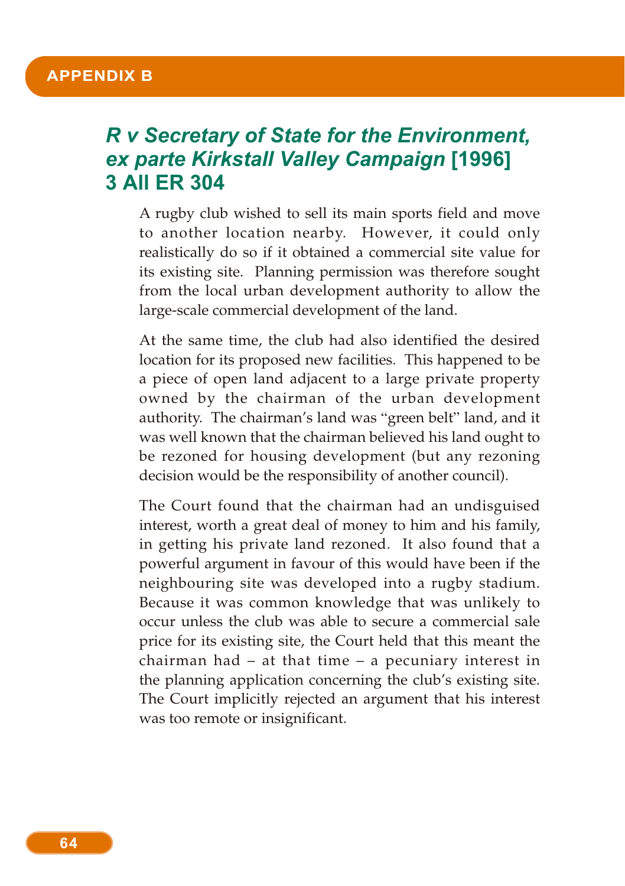## APPENDIX B

### *R v Secretary of State for the Environment, ex parte Kirkstall Valley Campaign* [1996] 3 All ER 304

A rugby club wished to sell its main sports field and move to another location nearby. However, it could only realistically do so if it obtained a commercial site value for its existing site. Planning permission was therefore sought from the local urban development authority to allow the large-scale commercial development of the land.

At the same time, the club had also identified the desired location for its proposed new facilities. This happened to be a piece of open land adjacent to a large private property owned by the chairman of the urban development authority. The chairman's land was "green belt" land, and it was well known that the chairman believed his land ought to be rezoned for housing development (but any rezoning decision would be the responsibility of another council).

The Court found that the chairman had an undisguised interest, worth a great deal of money to him and his family, in getting his private land rezoned. It also found that a powerful argument in favour of this would have been if the neighbouring site was developed into a rugby stadium. Because it was common knowledge that was unlikely to occur unless the club was able to secure a commercial sale price for its existing site, the Court held that this meant the chairman had – at that time – a pecuniary interest in the planning application concerning the club's existing site. The Court implicitly rejected an argument that his interest was too remote or insignificant.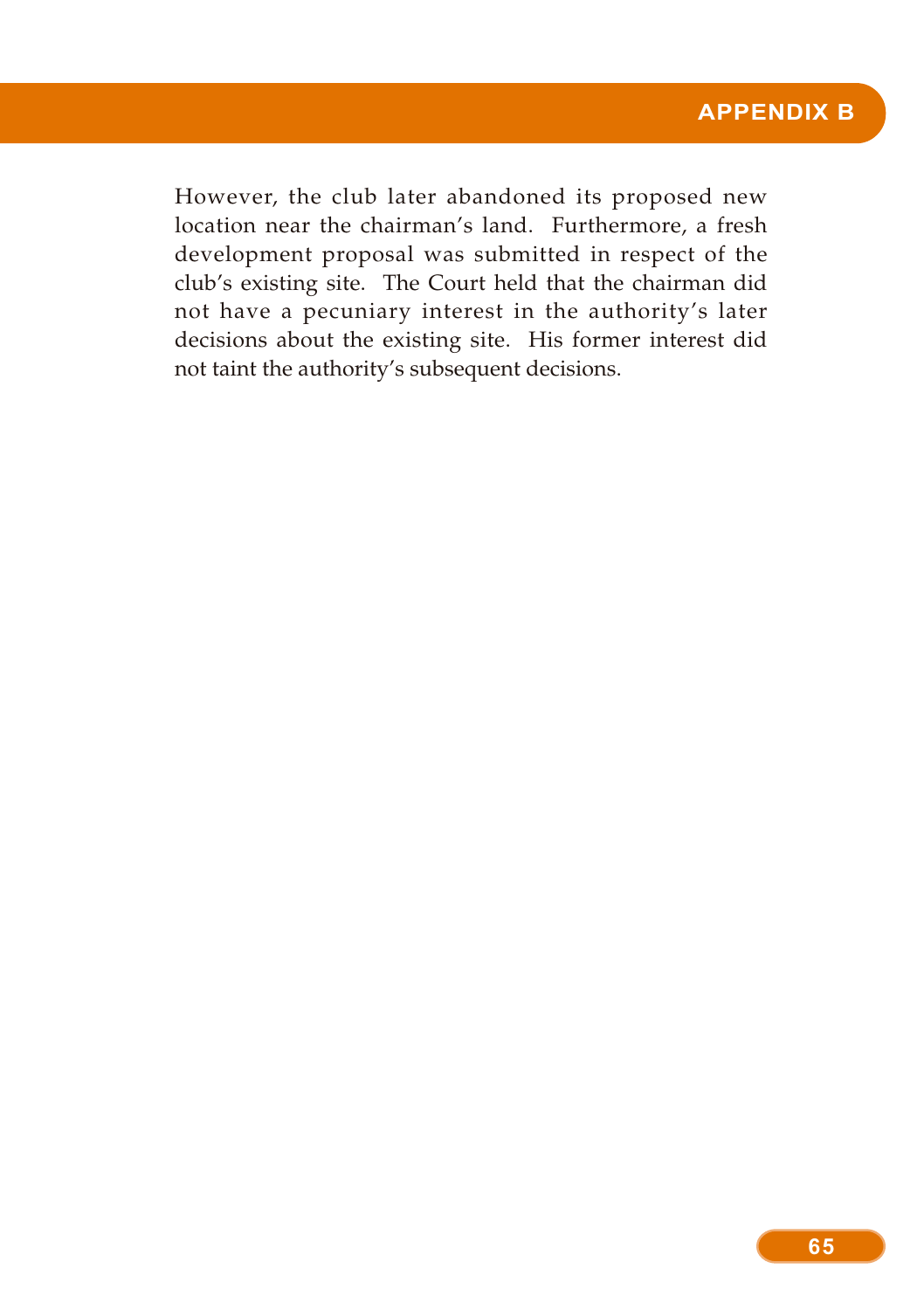However, the club later abandoned its proposed new location near the chairman's land. Furthermore, a fresh development proposal was submitted in respect of the club's existing site. The Court held that the chairman did not have a pecuniary interest in the authority's later decisions about the existing site. His former interest did not taint the authority's subsequent decisions.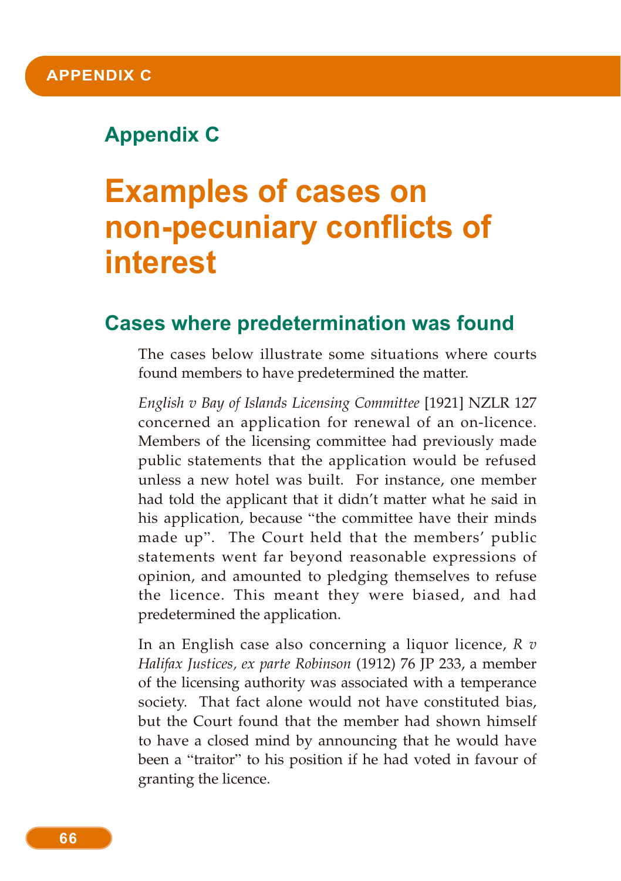# Appendix C

# Examples of cases on non-pecuniary conflicts of interest

## Cases where predetermination was found

The cases below illustrate some situations where courts found members to have predetermined the matter.

*English v Bay of Islands Licensing Committee* [1921] NZLR 127 concerned an application for renewal of an on-licence. Members of the licensing committee had previously made public statements that the application would be refused unless a new hotel was built. For instance, one member had told the applicant that it didn't matter what he said in his application, because "the committee have their minds made up". The Court held that the members' public statements went far beyond reasonable expressions of opinion, and amounted to pledging themselves to refuse the licence. This meant they were biased, and had predetermined the application.

In an English case also concerning a liquor licence, *R v Halifax Justices, ex parte Robinson* (1912) 76 JP 233, a member of the licensing authority was associated with a temperance society. That fact alone would not have constituted bias, but the Court found that the member had shown himself to have a closed mind by announcing that he would have been a "traitor" to his position if he had voted in favour of granting the licence.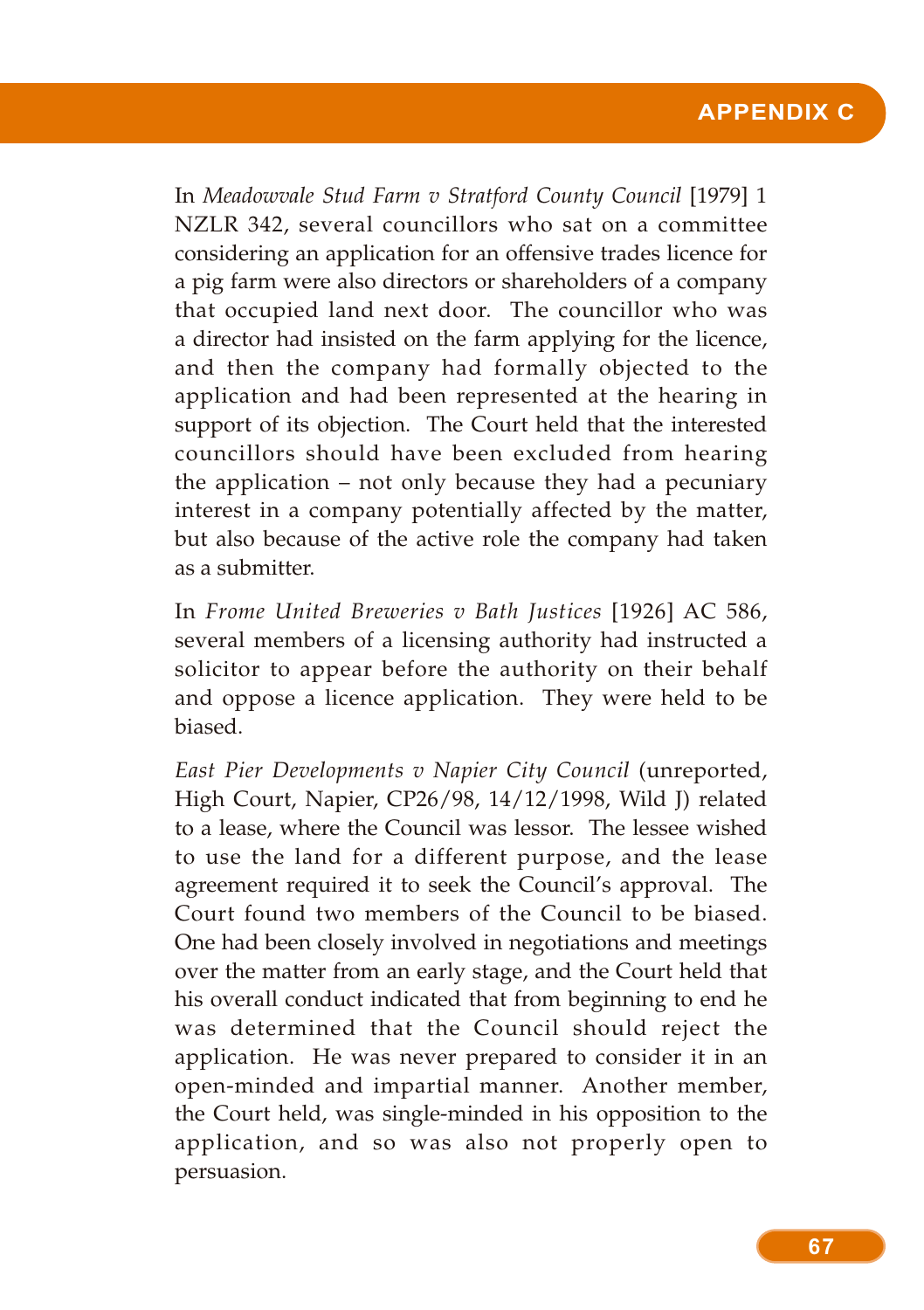In *Meadowvale Stud Farm v Stratford County Council* [1979] 1 NZLR 342, several councillors who sat on a committee considering an application for an offensive trades licence for a pig farm were also directors or shareholders of a company that occupied land next door. The councillor who was a director had insisted on the farm applying for the licence, and then the company had formally objected to the application and had been represented at the hearing in support of its objection. The Court held that the interested councillors should have been excluded from hearing the application – not only because they had a pecuniary interest in a company potentially affected by the matter, but also because of the active role the company had taken as a submitter.

In *Frome United Breweries v Bath Justices* [1926] AC 586, several members of a licensing authority had instructed a solicitor to appear before the authority on their behalf and oppose a licence application. They were held to be biased.

*East Pier Developments v Napier City Council* (unreported, High Court, Napier, CP26/98, 14/12/1998, Wild J) related to a lease, where the Council was lessor. The lessee wished to use the land for a different purpose, and the lease agreement required it to seek the Council's approval. The Court found two members of the Council to be biased. One had been closely involved in negotiations and meetings over the matter from an early stage, and the Court held that his overall conduct indicated that from beginning to end he was determined that the Council should reject the application. He was never prepared to consider it in an open-minded and impartial manner. Another member, the Court held, was single-minded in his opposition to the application, and so was also not properly open to persuasion.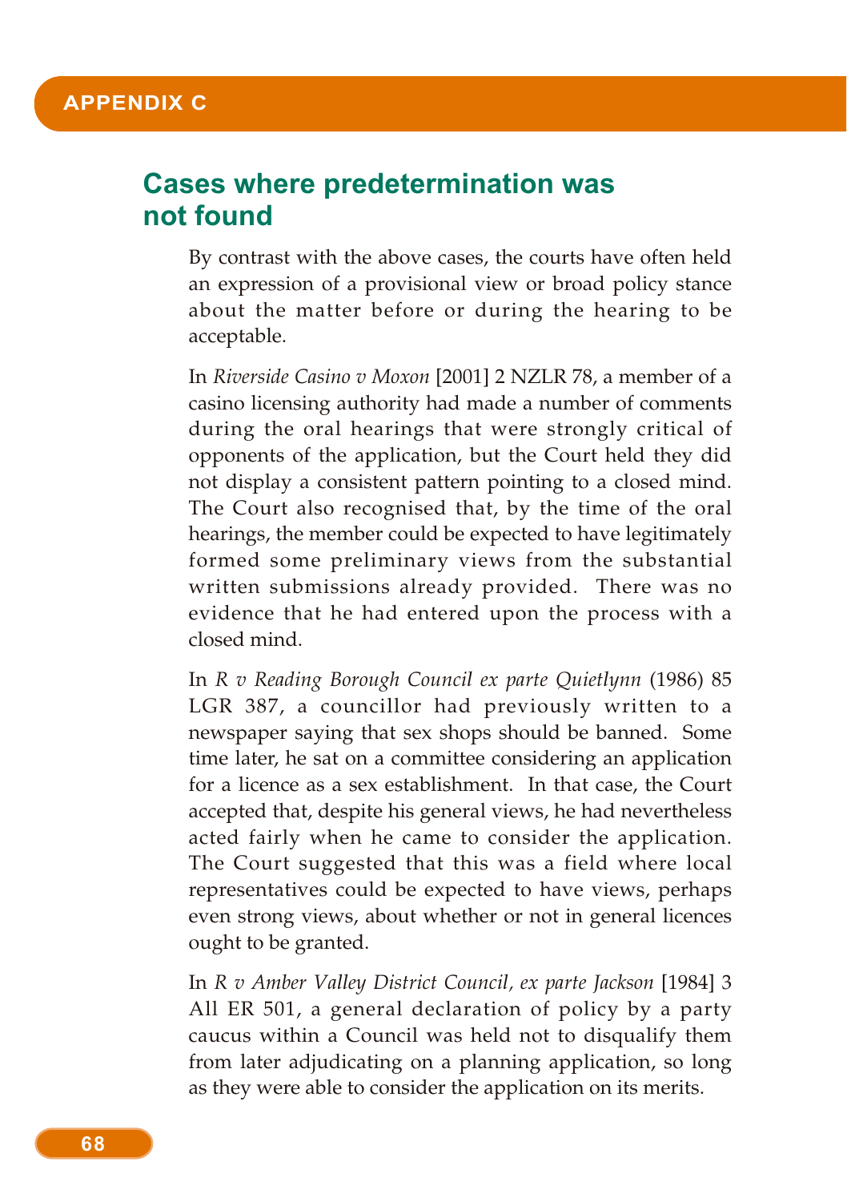# APPENDIX C

## Cases where predetermination was not found

By contrast with the above cases, the courts have often held an expression of a provisional view or broad policy stance about the matter before or during the hearing to be acceptable.

In *Riverside Casino v Moxon* [2001] 2 NZLR 78, a member of a casino licensing authority had made a number of comments during the oral hearings that were strongly critical of opponents of the application, but the Court held they did not display a consistent pattern pointing to a closed mind. The Court also recognised that, by the time of the oral hearings, the member could be expected to have legitimately formed some preliminary views from the substantial written submissions already provided. There was no evidence that he had entered upon the process with a closed mind.

In *R v Reading Borough Council ex parte Quietlynn* (1986) 85 LGR 387, a councillor had previously written to a newspaper saying that sex shops should be banned. Some time later, he sat on a committee considering an application for a licence as a sex establishment. In that case, the Court accepted that, despite his general views, he had nevertheless acted fairly when he came to consider the application. The Court suggested that this was a field where local representatives could be expected to have views, perhaps even strong views, about whether or not in general licences ought to be granted.

In *R v Amber Valley District Council, ex parte Jackson* [1984] 3 All ER 501, a general declaration of policy by a party caucus within a Council was held not to disqualify them from later adjudicating on a planning application, so long as they were able to consider the application on its merits.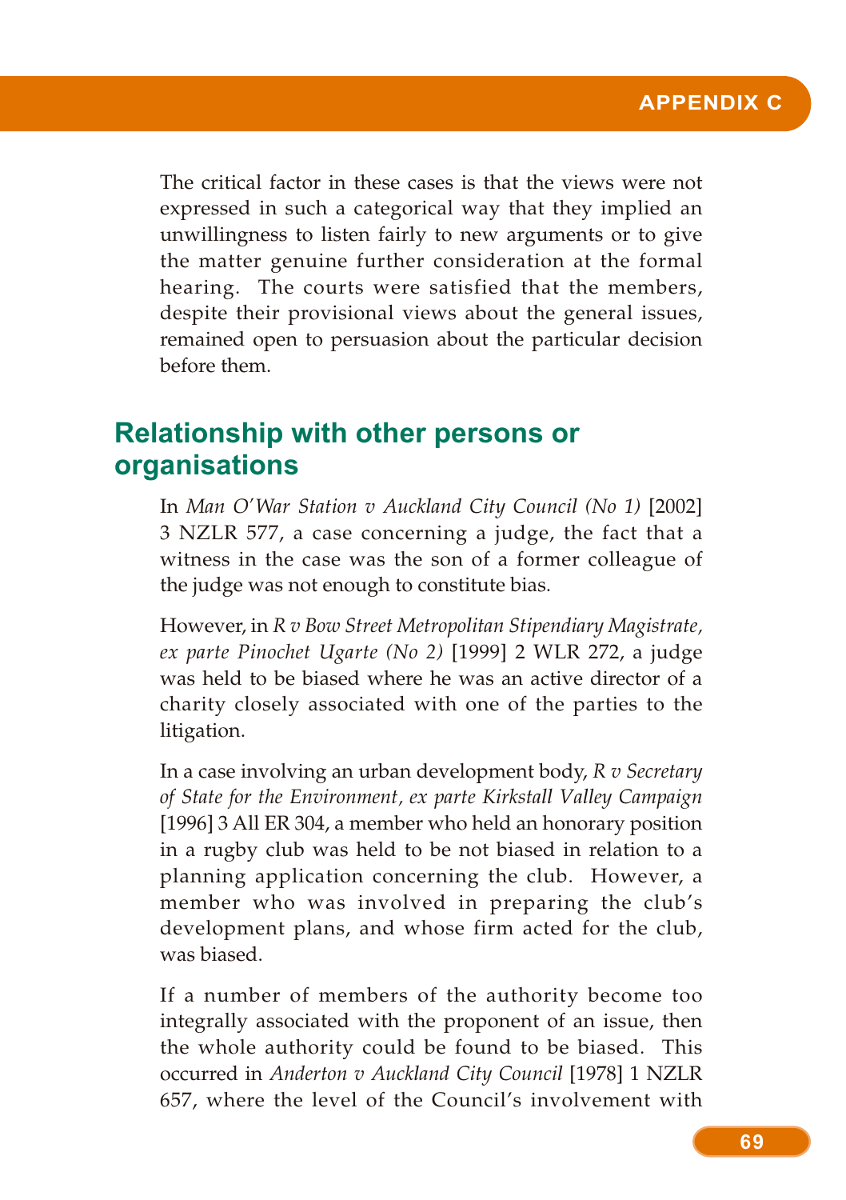The critical factor in these cases is that the views were not expressed in such a categorical way that they implied an unwillingness to listen fairly to new arguments or to give the matter genuine further consideration at the formal hearing. The courts were satisfied that the members, despite their provisional views about the general issues, remained open to persuasion about the particular decision before them.

## Relationship with other persons or organisations

In *Man O'War Station v Auckland City Council (No 1)* [2002] 3 NZLR 577, a case concerning a judge, the fact that a witness in the case was the son of a former colleague of the judge was not enough to constitute bias.

However, in *R v Bow Street Metropolitan Stipendiary Magistrate, ex parte Pinochet Ugarte (No 2)* [1999] 2 WLR 272, a judge was held to be biased where he was an active director of a charity closely associated with one of the parties to the litigation.

In a case involving an urban development body, *R v Secretary of State for the Environment, ex parte Kirkstall Valley Campaign* [1996] 3 All ER 304, a member who held an honorary position in a rugby club was held to be not biased in relation to a planning application concerning the club. However, a member who was involved in preparing the club's development plans, and whose firm acted for the club, was biased.

If a number of members of the authority become too integrally associated with the proponent of an issue, then the whole authority could be found to be biased. This occurred in *Anderton v Auckland City Council* [1978] 1 NZLR 657, where the level of the Council's involvement with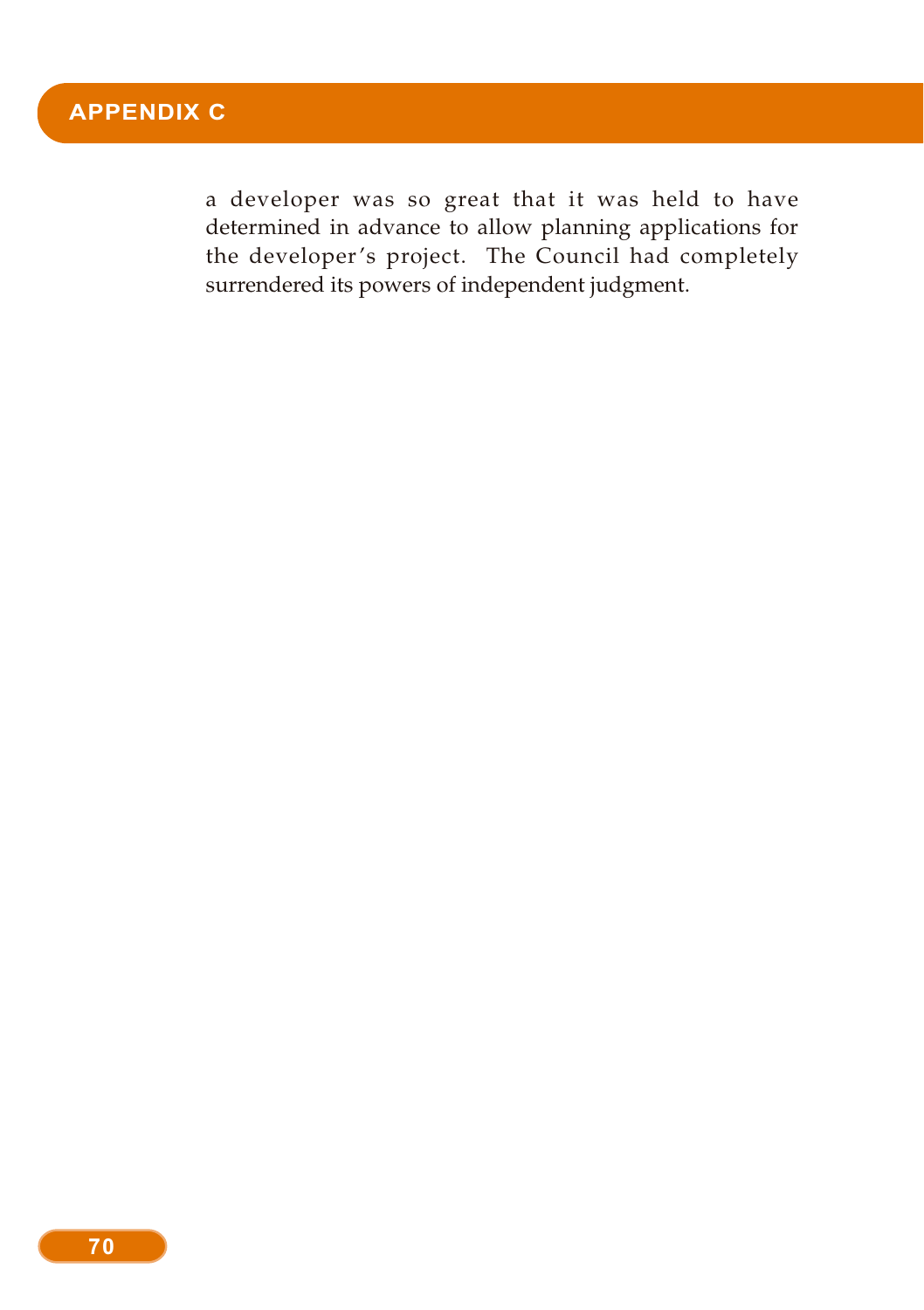a developer was so great that it was held to have determined in advance to allow planning applications for the developer's project. The Council had completely surrendered its powers of independent judgment.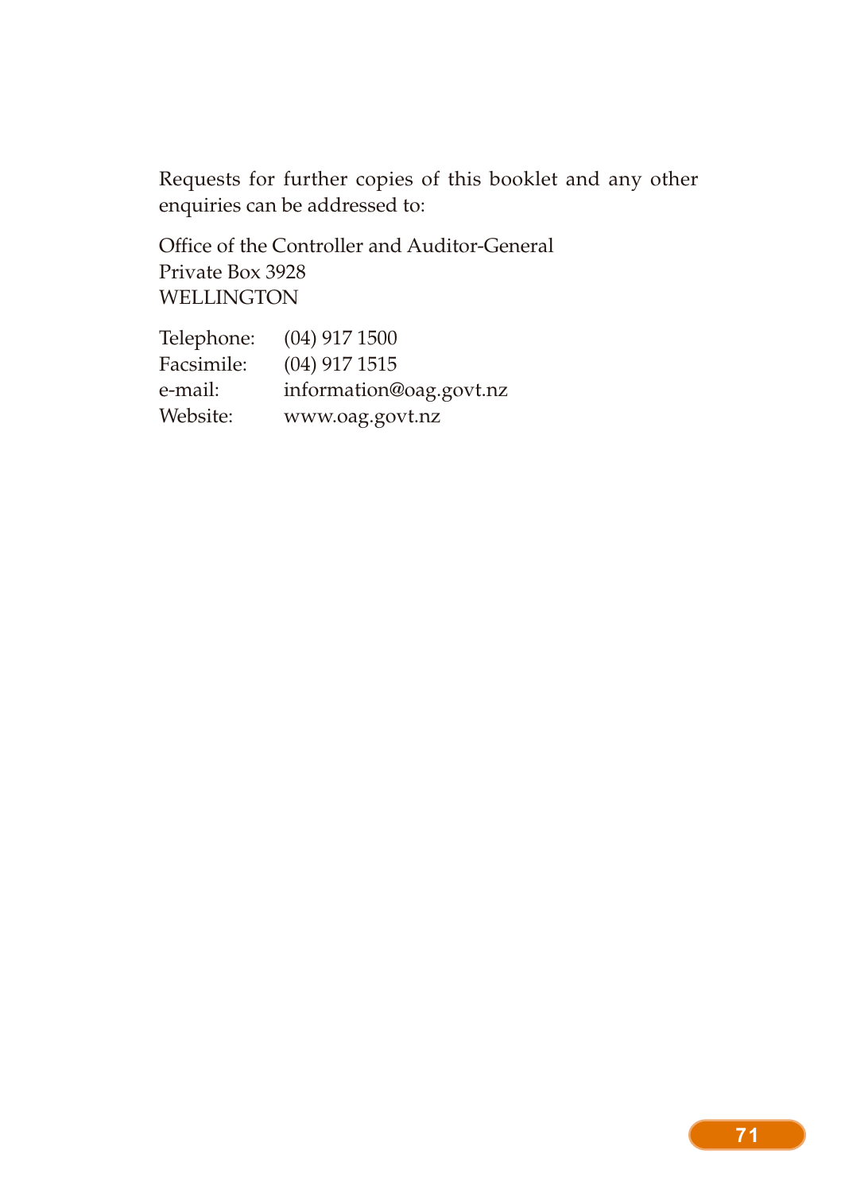Requests for further copies of this booklet and any other enquiries can be addressed to:

Office of the Controller and Auditor-General
Private Box 3928
WELLINGTON

| | |
|---|---|
| Telephone: | (04) 917 1500 |
| Facsimile: | (04) 917 1515 |
| e-mail: | information@oag.govt.nz |
| Website: | www.oag.govt.nz |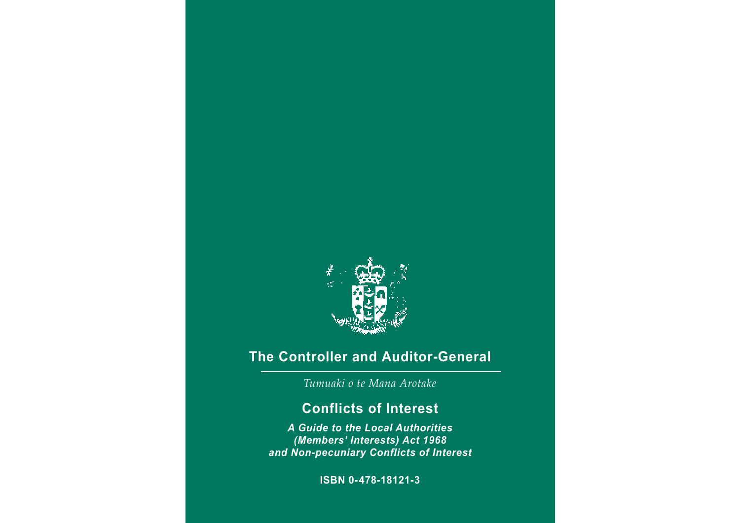**The Controller and Auditor-General**

*Tumuaki o te Mana Arotake*

## Conflicts of Interest

***A Guide to the Local Authorities (Members' Interests) Act 1968 and Non-pecuniary Conflicts of Interest***

**ISBN 0-478-18121-3**